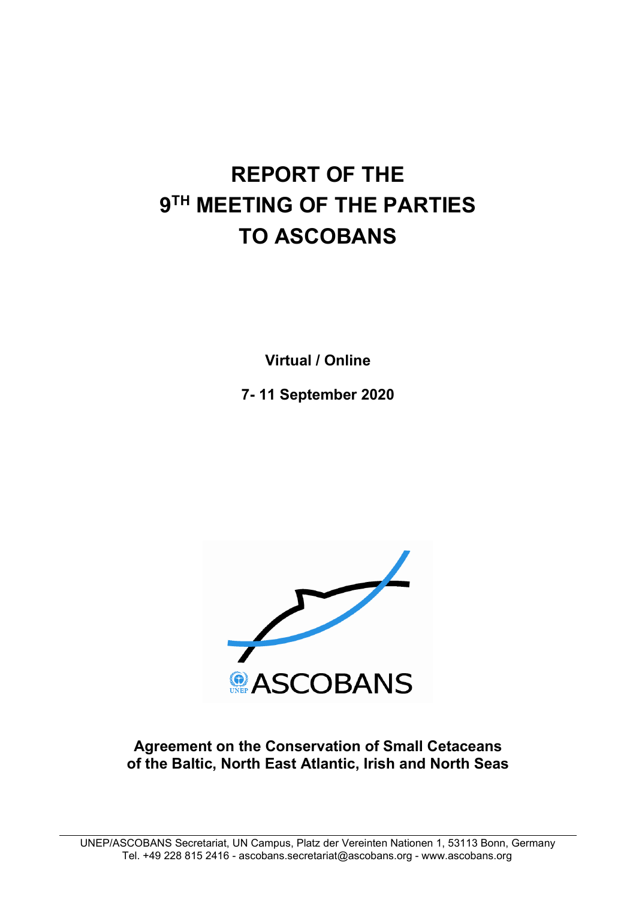# REPORT OF THE 9TH MEETING OF THE PARTIES TO ASCOBANS

**Virtual / Online**

**7- 11 September 2020**

ASCOBANS

**Agreement on the Conservation of Small Cetaceans of the Baltic, North East Atlantic, Irish and North Seas**

UNEP/ASCOBANS Secretariat, UN Campus, Platz der Vereinten Nationen 1, 53113 Bonn, Germany
Tel. +49 228 815 2416 - ascobans.secretariat@ascobans.org - www.ascobans.org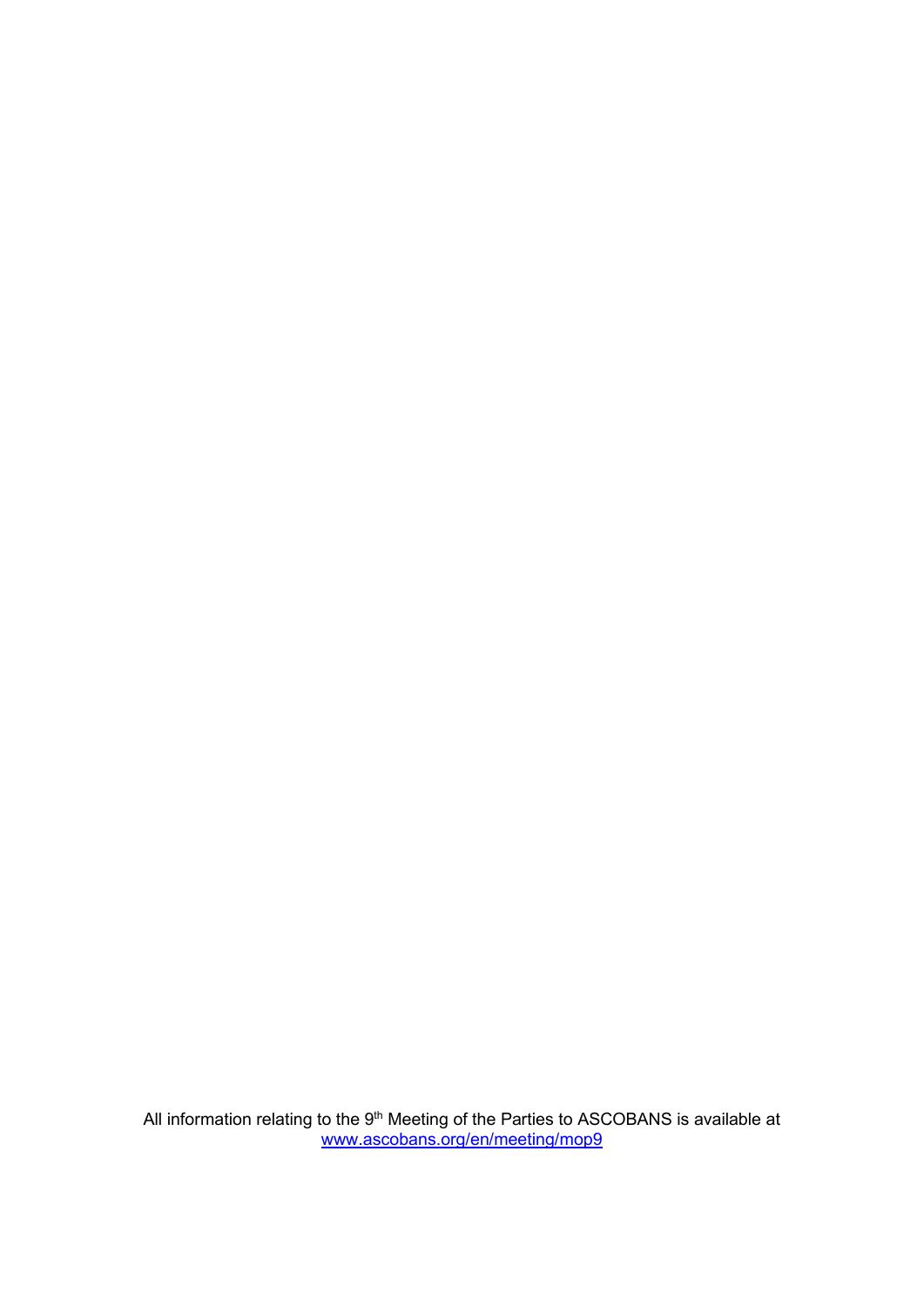All information relating to the 9th Meeting of the Parties to ASCOBANS is available at
[www.ascobans.org/en/meeting/mop9](www.ascobans.org/en/meeting/mop9)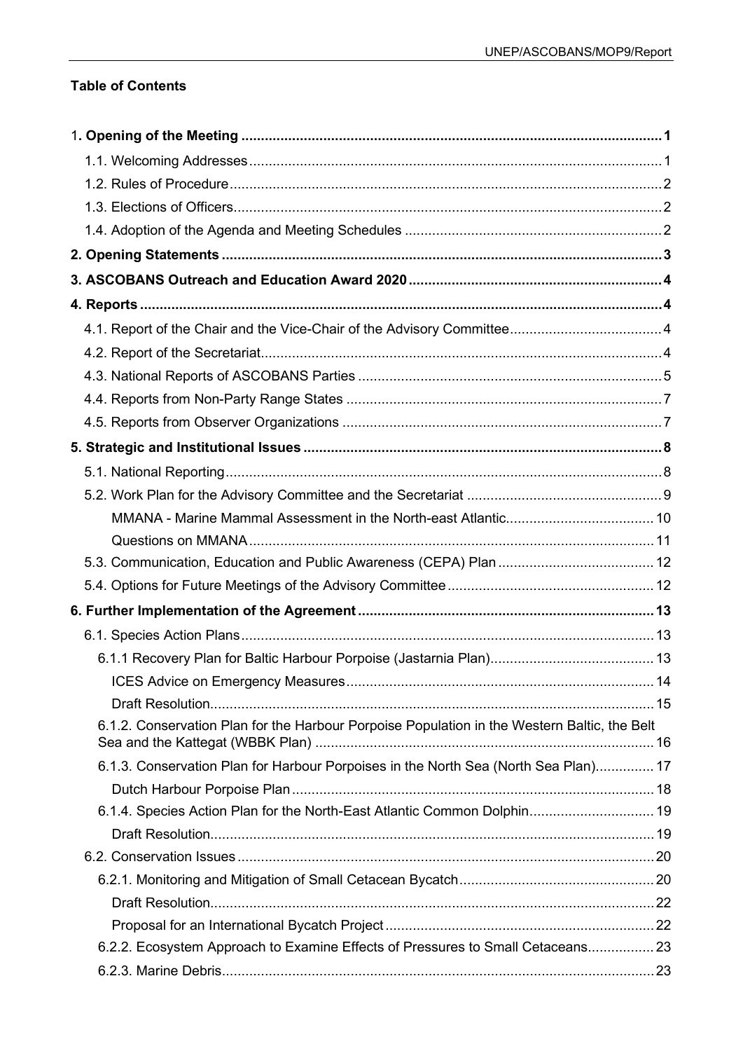**Table of Contents**

1. **Opening of the Meeting** ........................................................................................................... 1
   - 1.1. Welcoming Addresses ......................................................................................................... 1
   - 1.2. Rules of Procedure .............................................................................................................. 2
   - 1.3. Elections of Officers ............................................................................................................. 2
   - 1.4. Adoption of the Agenda and Meeting Schedules .................................................................. 2

**2. Opening Statements** ................................................................................................................ 3

**3. ASCOBANS Outreach and Education Award 2020** ................................................................. 4

**4. Reports** ..................................................................................................................................... 4
   - 4.1. Report of the Chair and the Vice-Chair of the Advisory Committee ....................................... 4
   - 4.2. Report of the Secretariat ...................................................................................................... 4
   - 4.3. National Reports of ASCOBANS Parties .............................................................................. 5
   - 4.4. Reports from Non-Party Range States ................................................................................. 7
   - 4.5. Reports from Observer Organizations .................................................................................. 7

**5. Strategic and Institutional Issues** ............................................................................................ 8
   - 5.1. National Reporting ............................................................................................................... 8
   - 5.2. Work Plan for the Advisory Committee and the Secretariat .................................................. 9
     - MMANA - Marine Mammal Assessment in the North-east Atlantic ..................................... 10
     - Questions on MMANA ....................................................................................................... 11
   - 5.3. Communication, Education and Public Awareness (CEPA) Plan ......................................... 12
   - 5.4. Options for Future Meetings of the Advisory Committee ..................................................... 12

**6. Further Implementation of the Agreement** ............................................................................ 13
   - 6.1. Species Action Plans ......................................................................................................... 13
     - 6.1.1 Recovery Plan for Baltic Harbour Porpoise (Jastarnia Plan) .......................................... 13
       - ICES Advice on Emergency Measures ............................................................................ 14
       - Draft Resolution ............................................................................................................... 15
     - 6.1.2. Conservation Plan for the Harbour Porpoise Population in the Western Baltic, the Belt Sea and the Kattegat (WBBK Plan) ....................................................................................... 16
     - 6.1.3. Conservation Plan for Harbour Porpoises in the North Sea (North Sea Plan) ............... 17
       - Dutch Harbour Porpoise Plan ........................................................................................... 18
     - 6.1.4. Species Action Plan for the North-East Atlantic Common Dolphin ................................ 19
       - Draft Resolution ............................................................................................................... 19
   - 6.2. Conservation Issues .......................................................................................................... 20
     - 6.2.1. Monitoring and Mitigation of Small Cetacean Bycatch .................................................. 20
       - Draft Resolution ............................................................................................................... 22
       - Proposal for an International Bycatch Project .................................................................. 22
     - 6.2.2. Ecosystem Approach to Examine Effects of Pressures to Small Cetaceans ................. 23
     - 6.2.3. Marine Debris ............................................................................................................... 23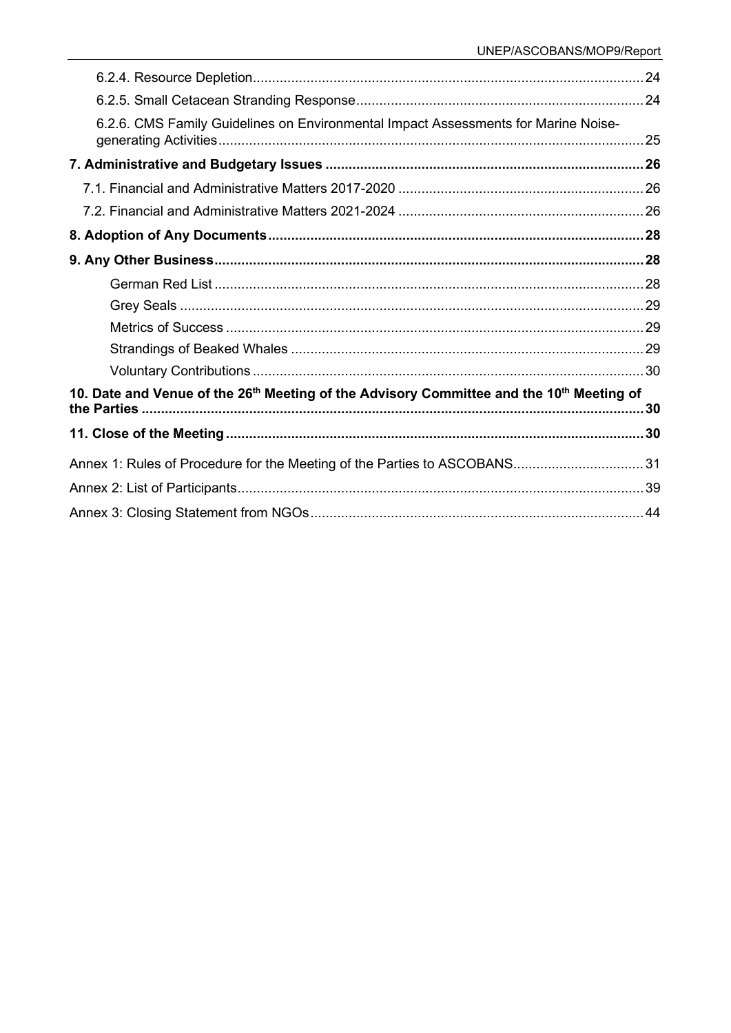6.2.4. Resource Depletion ..... 24

6.2.5. Small Cetacean Stranding Response ..... 24

6.2.6. CMS Family Guidelines on Environmental Impact Assessments for Marine Noise-generating Activities ..... 25

**7. Administrative and Budgetary Issues ..... 26**

7.1. Financial and Administrative Matters 2017-2020 ..... 26

7.2. Financial and Administrative Matters 2021-2024 ..... 26

**8. Adoption of Any Documents ..... 28**

**9. Any Other Business ..... 28**

German Red List ..... 28

Grey Seals ..... 29

Metrics of Success ..... 29

Strandings of Beaked Whales ..... 29

Voluntary Contributions ..... 30

**10. Date and Venue of the 26th Meeting of the Advisory Committee and the 10th Meeting of the Parties ..... 30**

**11. Close of the Meeting ..... 30**

Annex 1: Rules of Procedure for the Meeting of the Parties to ASCOBANS ..... 31

Annex 2: List of Participants ..... 39

Annex 3: Closing Statement from NGOs ..... 44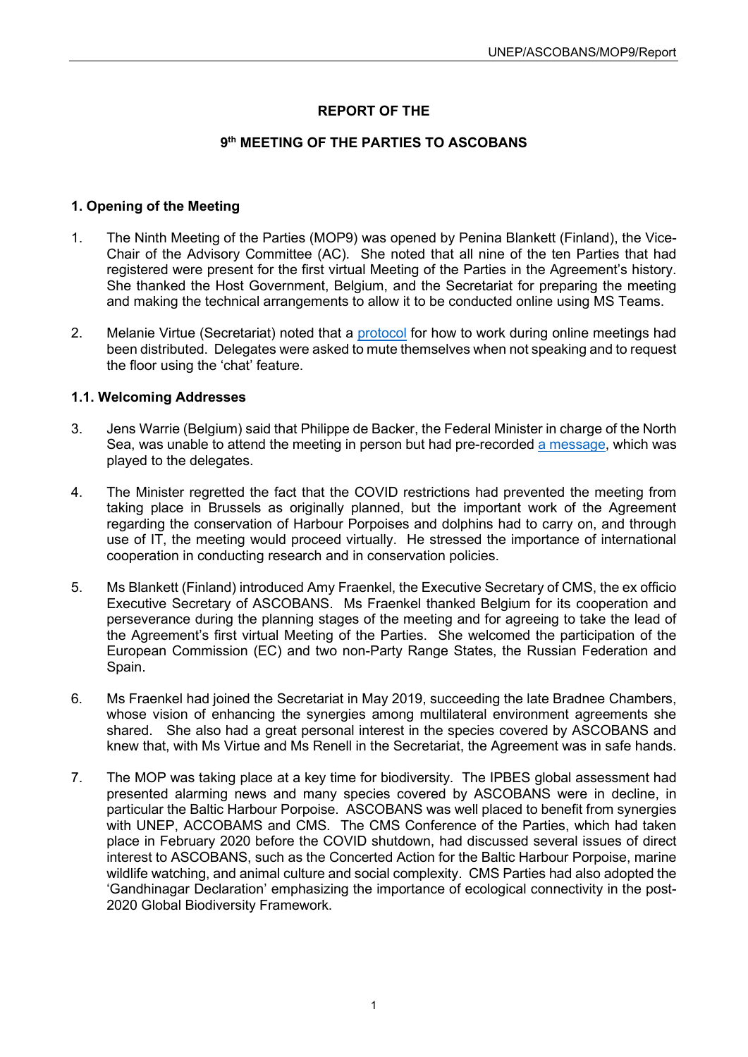**REPORT OF THE**

**9th MEETING OF THE PARTIES TO ASCOBANS**

## 1. Opening of the Meeting

1. The Ninth Meeting of the Parties (MOP9) was opened by Penina Blankett (Finland), the Vice-Chair of the Advisory Committee (AC). She noted that all nine of the ten Parties that had registered were present for the first virtual Meeting of the Parties in the Agreement's history. She thanked the Host Government, Belgium, and the Secretariat for preparing the meeting and making the technical arrangements to allow it to be conducted online using MS Teams.

2. Melanie Virtue (Secretariat) noted that a protocol for how to work during online meetings had been distributed. Delegates were asked to mute themselves when not speaking and to request the floor using the 'chat' feature.

### 1.1. Welcoming Addresses

3. Jens Warrie (Belgium) said that Philippe de Backer, the Federal Minister in charge of the North Sea, was unable to attend the meeting in person but had pre-recorded a message, which was played to the delegates.

4. The Minister regretted the fact that the COVID restrictions had prevented the meeting from taking place in Brussels as originally planned, but the important work of the Agreement regarding the conservation of Harbour Porpoises and dolphins had to carry on, and through use of IT, the meeting would proceed virtually. He stressed the importance of international cooperation in conducting research and in conservation policies.

5. Ms Blankett (Finland) introduced Amy Fraenkel, the Executive Secretary of CMS, the ex officio Executive Secretary of ASCOBANS. Ms Fraenkel thanked Belgium for its cooperation and perseverance during the planning stages of the meeting and for agreeing to take the lead of the Agreement's first virtual Meeting of the Parties. She welcomed the participation of the European Commission (EC) and two non-Party Range States, the Russian Federation and Spain.

6. Ms Fraenkel had joined the Secretariat in May 2019, succeeding the late Bradnee Chambers, whose vision of enhancing the synergies among multilateral environment agreements she shared. She also had a great personal interest in the species covered by ASCOBANS and knew that, with Ms Virtue and Ms Renell in the Secretariat, the Agreement was in safe hands.

7. The MOP was taking place at a key time for biodiversity. The IPBES global assessment had presented alarming news and many species covered by ASCOBANS were in decline, in particular the Baltic Harbour Porpoise. ASCOBANS was well placed to benefit from synergies with UNEP, ACCOBAMS and CMS. The CMS Conference of the Parties, which had taken place in February 2020 before the COVID shutdown, had discussed several issues of direct interest to ASCOBANS, such as the Concerted Action for the Baltic Harbour Porpoise, marine wildlife watching, and animal culture and social complexity. CMS Parties had also adopted the 'Gandhinagar Declaration' emphasizing the importance of ecological connectivity in the post-2020 Global Biodiversity Framework.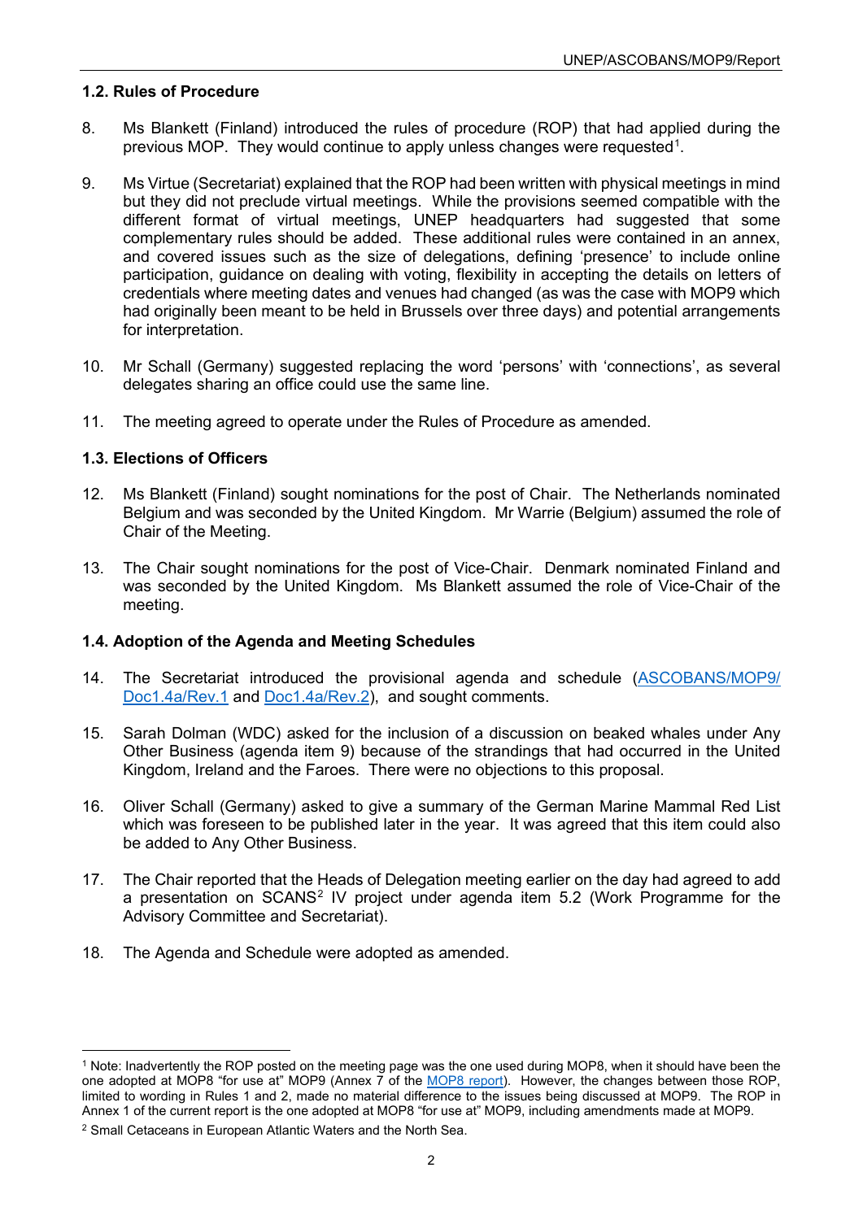### 1.2. Rules of Procedure

8. Ms Blankett (Finland) introduced the rules of procedure (ROP) that had applied during the previous MOP. They would continue to apply unless changes were requested[1].

9. Ms Virtue (Secretariat) explained that the ROP had been written with physical meetings in mind but they did not preclude virtual meetings. While the provisions seemed compatible with the different format of virtual meetings, UNEP headquarters had suggested that some complementary rules should be added. These additional rules were contained in an annex, and covered issues such as the size of delegations, defining 'presence' to include online participation, guidance on dealing with voting, flexibility in accepting the details on letters of credentials where meeting dates and venues had changed (as was the case with MOP9 which had originally been meant to be held in Brussels over three days) and potential arrangements for interpretation.

10. Mr Schall (Germany) suggested replacing the word 'persons' with 'connections', as several delegates sharing an office could use the same line.

11. The meeting agreed to operate under the Rules of Procedure as amended.

### 1.3. Elections of Officers

12. Ms Blankett (Finland) sought nominations for the post of Chair. The Netherlands nominated Belgium and was seconded by the United Kingdom. Mr Warrie (Belgium) assumed the role of Chair of the Meeting.

13. The Chair sought nominations for the post of Vice-Chair. Denmark nominated Finland and was seconded by the United Kingdom. Ms Blankett assumed the role of Vice-Chair of the meeting.

### 1.4. Adoption of the Agenda and Meeting Schedules

14. The Secretariat introduced the provisional agenda and schedule (ASCOBANS/MOP9/Doc1.4a/Rev.1 and Doc1.4a/Rev.2), and sought comments.

15. Sarah Dolman (WDC) asked for the inclusion of a discussion on beaked whales under Any Other Business (agenda item 9) because of the strandings that had occurred in the United Kingdom, Ireland and the Faroes. There were no objections to this proposal.

16. Oliver Schall (Germany) asked to give a summary of the German Marine Mammal Red List which was foreseen to be published later in the year. It was agreed that this item could also be added to Any Other Business.

17. The Chair reported that the Heads of Delegation meeting earlier on the day had agreed to add a presentation on SCANS[2] IV project under agenda item 5.2 (Work Programme for the Advisory Committee and Secretariat).

18. The Agenda and Schedule were adopted as amended.

---

[1] Note: Inadvertently the ROP posted on the meeting page was the one used during MOP8, when it should have been the one adopted at MOP8 "for use at" MOP9 (Annex 7 of the MOP8 report). However, the changes between those ROP, limited to wording in Rules 1 and 2, made no material difference to the issues being discussed at MOP9. The ROP in Annex 1 of the current report is the one adopted at MOP8 "for use at" MOP9, including amendments made at MOP9.

[2] Small Cetaceans in European Atlantic Waters and the North Sea.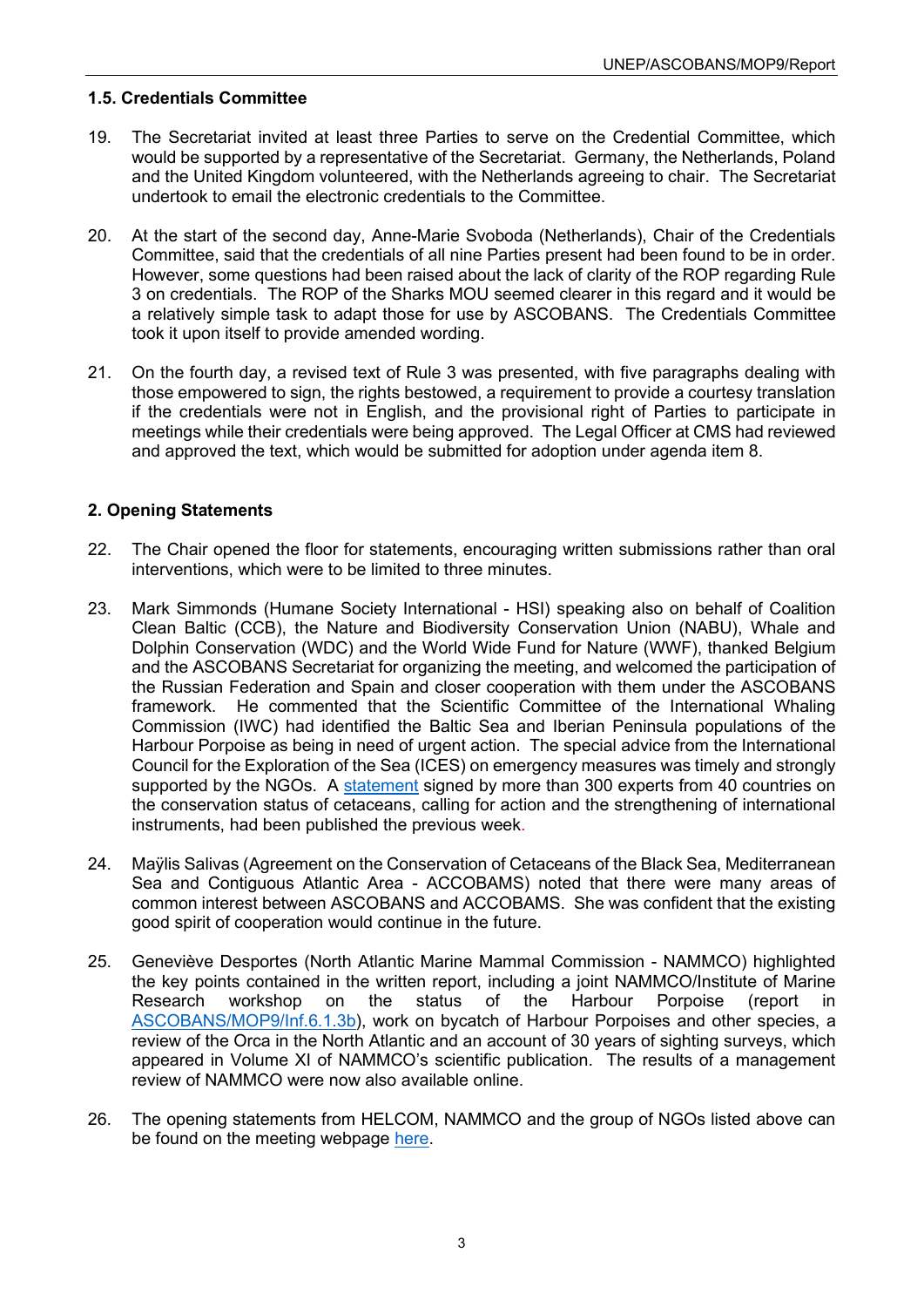### 1.5. Credentials Committee

19. The Secretariat invited at least three Parties to serve on the Credential Committee, which would be supported by a representative of the Secretariat. Germany, the Netherlands, Poland and the United Kingdom volunteered, with the Netherlands agreeing to chair. The Secretariat undertook to email the electronic credentials to the Committee.

20. At the start of the second day, Anne-Marie Svoboda (Netherlands), Chair of the Credentials Committee, said that the credentials of all nine Parties present had been found to be in order. However, some questions had been raised about the lack of clarity of the ROP regarding Rule 3 on credentials. The ROP of the Sharks MOU seemed clearer in this regard and it would be a relatively simple task to adapt those for use by ASCOBANS. The Credentials Committee took it upon itself to provide amended wording.

21. On the fourth day, a revised text of Rule 3 was presented, with five paragraphs dealing with those empowered to sign, the rights bestowed, a requirement to provide a courtesy translation if the credentials were not in English, and the provisional right of Parties to participate in meetings while their credentials were being approved. The Legal Officer at CMS had reviewed and approved the text, which would be submitted for adoption under agenda item 8.

### 2. Opening Statements

22. The Chair opened the floor for statements, encouraging written submissions rather than oral interventions, which were to be limited to three minutes.

23. Mark Simmonds (Humane Society International - HSI) speaking also on behalf of Coalition Clean Baltic (CCB), the Nature and Biodiversity Conservation Union (NABU), Whale and Dolphin Conservation (WDC) and the World Wide Fund for Nature (WWF), thanked Belgium and the ASCOBANS Secretariat for organizing the meeting, and welcomed the participation of the Russian Federation and Spain and closer cooperation with them under the ASCOBANS framework. He commented that the Scientific Committee of the International Whaling Commission (IWC) had identified the Baltic Sea and Iberian Peninsula populations of the Harbour Porpoise as being in need of urgent action. The special advice from the International Council for the Exploration of the Sea (ICES) on emergency measures was timely and strongly supported by the NGOs. A statement signed by more than 300 experts from 40 countries on the conservation status of cetaceans, calling for action and the strengthening of international instruments, had been published the previous week.

24. Maÿlis Salivas (Agreement on the Conservation of Cetaceans of the Black Sea, Mediterranean Sea and Contiguous Atlantic Area - ACCOBAMS) noted that there were many areas of common interest between ASCOBANS and ACCOBAMS. She was confident that the existing good spirit of cooperation would continue in the future.

25. Geneviève Desportes (North Atlantic Marine Mammal Commission - NAMMCO) highlighted the key points contained in the written report, including a joint NAMMCO/Institute of Marine Research workshop on the status of the Harbour Porpoise (report in ASCOBANS/MOP9/Inf.6.1.3b), work on bycatch of Harbour Porpoises and other species, a review of the Orca in the North Atlantic and an account of 30 years of sighting surveys, which appeared in Volume XI of NAMMCO's scientific publication. The results of a management review of NAMMCO were now also available online.

26. The opening statements from HELCOM, NAMMCO and the group of NGOs listed above can be found on the meeting webpage here.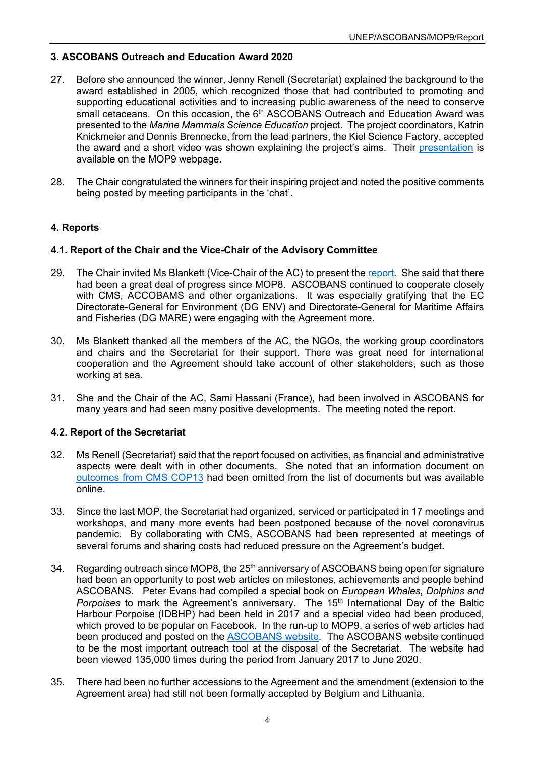### 3. ASCOBANS Outreach and Education Award 2020

27. Before she announced the winner, Jenny Renell (Secretariat) explained the background to the award established in 2005, which recognized those that had contributed to promoting and supporting educational activities and to increasing public awareness of the need to conserve small cetaceans. On this occasion, the 6th ASCOBANS Outreach and Education Award was presented to the *Marine Mammals Science Education* project. The project coordinators, Katrin Knickmeier and Dennis Brennecke, from the lead partners, the Kiel Science Factory, accepted the award and a short video was shown explaining the project's aims. Their presentation is available on the MOP9 webpage.

28. The Chair congratulated the winners for their inspiring project and noted the positive comments being posted by meeting participants in the 'chat'.

### 4. Reports

#### 4.1. Report of the Chair and the Vice-Chair of the Advisory Committee

29. The Chair invited Ms Blankett (Vice-Chair of the AC) to present the report. She said that there had been a great deal of progress since MOP8. ASCOBANS continued to cooperate closely with CMS, ACCOBAMS and other organizations. It was especially gratifying that the EC Directorate-General for Environment (DG ENV) and Directorate-General for Maritime Affairs and Fisheries (DG MARE) were engaging with the Agreement more.

30. Ms Blankett thanked all the members of the AC, the NGOs, the working group coordinators and chairs and the Secretariat for their support. There was great need for international cooperation and the Agreement should take account of other stakeholders, such as those working at sea.

31. She and the Chair of the AC, Sami Hassani (France), had been involved in ASCOBANS for many years and had seen many positive developments. The meeting noted the report.

#### 4.2. Report of the Secretariat

32. Ms Renell (Secretariat) said that the report focused on activities, as financial and administrative aspects were dealt with in other documents. She noted that an information document on outcomes from CMS COP13 had been omitted from the list of documents but was available online.

33. Since the last MOP, the Secretariat had organized, serviced or participated in 17 meetings and workshops, and many more events had been postponed because of the novel coronavirus pandemic. By collaborating with CMS, ASCOBANS had been represented at meetings of several forums and sharing costs had reduced pressure on the Agreement's budget.

34. Regarding outreach since MOP8, the 25th anniversary of ASCOBANS being open for signature had been an opportunity to post web articles on milestones, achievements and people behind ASCOBANS. Peter Evans had compiled a special book on *European Whales, Dolphins and Porpoises* to mark the Agreement's anniversary. The 15th International Day of the Baltic Harbour Porpoise (IDBHP) had been held in 2017 and a special video had been produced, which proved to be popular on Facebook. In the run-up to MOP9, a series of web articles had been produced and posted on the ASCOBANS website. The ASCOBANS website continued to be the most important outreach tool at the disposal of the Secretariat. The website had been viewed 135,000 times during the period from January 2017 to June 2020.

35. There had been no further accessions to the Agreement and the amendment (extension to the Agreement area) had still not been formally accepted by Belgium and Lithuania.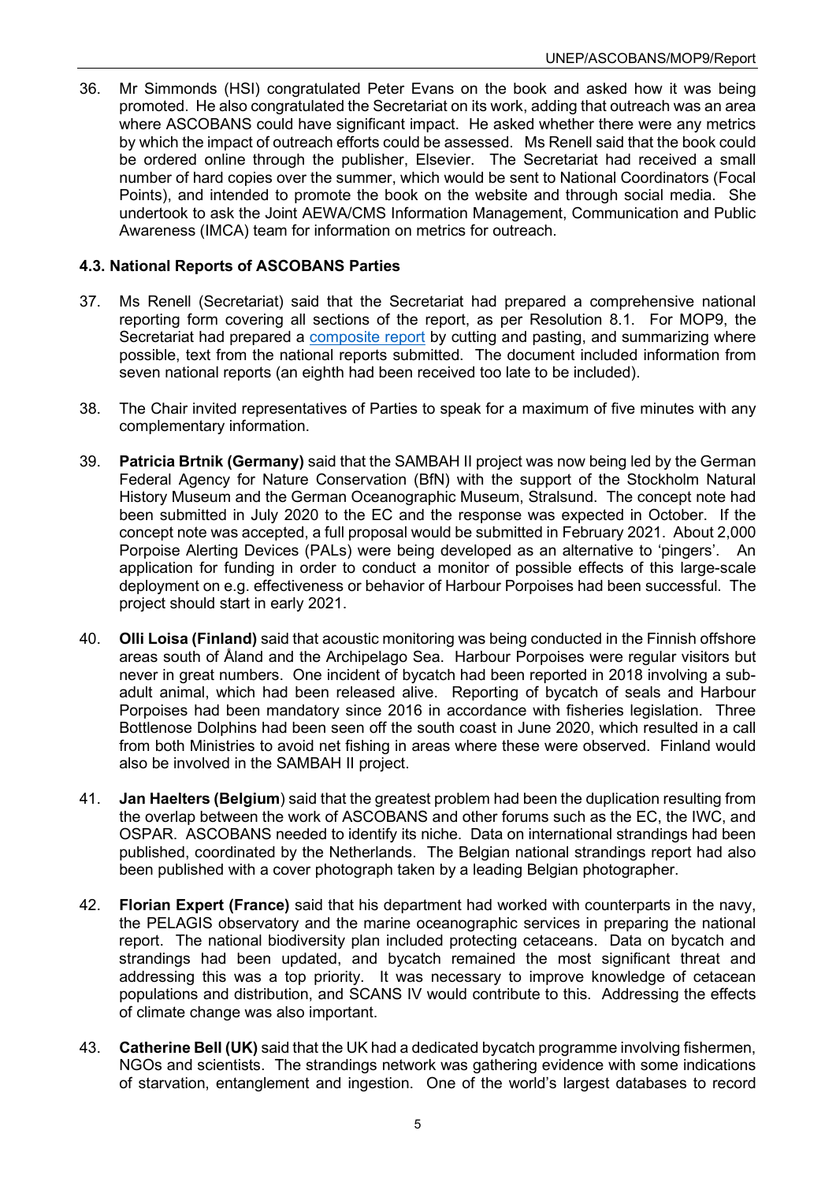36. Mr Simmonds (HSI) congratulated Peter Evans on the book and asked how it was being promoted. He also congratulated the Secretariat on its work, adding that outreach was an area where ASCOBANS could have significant impact. He asked whether there were any metrics by which the impact of outreach efforts could be assessed. Ms Renell said that the book could be ordered online through the publisher, Elsevier. The Secretariat had received a small number of hard copies over the summer, which would be sent to National Coordinators (Focal Points), and intended to promote the book on the website and through social media. She undertook to ask the Joint AEWA/CMS Information Management, Communication and Public Awareness (IMCA) team for information on metrics for outreach.

### 4.3. National Reports of ASCOBANS Parties

37. Ms Renell (Secretariat) said that the Secretariat had prepared a comprehensive national reporting form covering all sections of the report, as per Resolution 8.1. For MOP9, the Secretariat had prepared a composite report by cutting and pasting, and summarizing where possible, text from the national reports submitted. The document included information from seven national reports (an eighth had been received too late to be included).

38. The Chair invited representatives of Parties to speak for a maximum of five minutes with any complementary information.

39. **Patricia Brtnik (Germany)** said that the SAMBAH II project was now being led by the German Federal Agency for Nature Conservation (BfN) with the support of the Stockholm Natural History Museum and the German Oceanographic Museum, Stralsund. The concept note had been submitted in July 2020 to the EC and the response was expected in October. If the concept note was accepted, a full proposal would be submitted in February 2021. About 2,000 Porpoise Alerting Devices (PALs) were being developed as an alternative to 'pingers'. An application for funding in order to conduct a monitor of possible effects of this large-scale deployment on e.g. effectiveness or behavior of Harbour Porpoises had been successful. The project should start in early 2021.

40. **Olli Loisa (Finland)** said that acoustic monitoring was being conducted in the Finnish offshore areas south of Åland and the Archipelago Sea. Harbour Porpoises were regular visitors but never in great numbers. One incident of bycatch had been reported in 2018 involving a sub-adult animal, which had been released alive. Reporting of bycatch of seals and Harbour Porpoises had been mandatory since 2016 in accordance with fisheries legislation. Three Bottlenose Dolphins had been seen off the south coast in June 2020, which resulted in a call from both Ministries to avoid net fishing in areas where these were observed. Finland would also be involved in the SAMBAH II project.

41. **Jan Haelters (Belgium**) said that the greatest problem had been the duplication resulting from the overlap between the work of ASCOBANS and other forums such as the EC, the IWC, and OSPAR. ASCOBANS needed to identify its niche. Data on international strandings had been published, coordinated by the Netherlands. The Belgian national strandings report had also been published with a cover photograph taken by a leading Belgian photographer.

42. **Florian Expert (France)** said that his department had worked with counterparts in the navy, the PELAGIS observatory and the marine oceanographic services in preparing the national report. The national biodiversity plan included protecting cetaceans. Data on bycatch and strandings had been updated, and bycatch remained the most significant threat and addressing this was a top priority. It was necessary to improve knowledge of cetacean populations and distribution, and SCANS IV would contribute to this. Addressing the effects of climate change was also important.

43. **Catherine Bell (UK)** said that the UK had a dedicated bycatch programme involving fishermen, NGOs and scientists. The strandings network was gathering evidence with some indications of starvation, entanglement and ingestion. One of the world's largest databases to record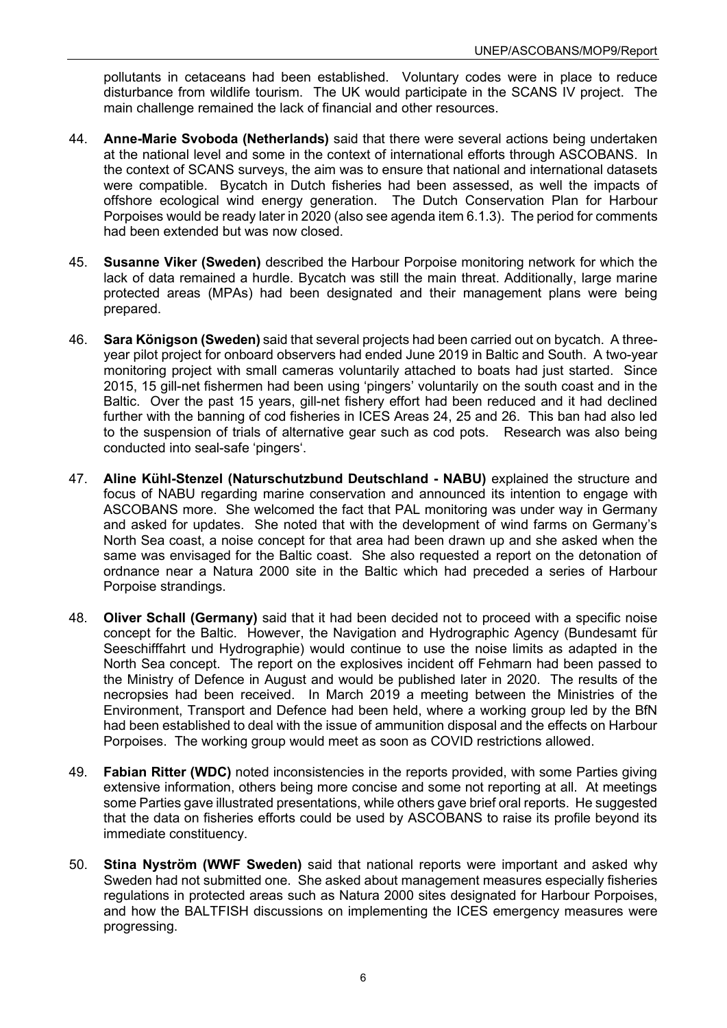pollutants in cetaceans had been established. Voluntary codes were in place to reduce disturbance from wildlife tourism. The UK would participate in the SCANS IV project. The main challenge remained the lack of financial and other resources.

44. **Anne-Marie Svoboda (Netherlands)** said that there were several actions being undertaken at the national level and some in the context of international efforts through ASCOBANS. In the context of SCANS surveys, the aim was to ensure that national and international datasets were compatible. Bycatch in Dutch fisheries had been assessed, as well the impacts of offshore ecological wind energy generation. The Dutch Conservation Plan for Harbour Porpoises would be ready later in 2020 (also see agenda item 6.1.3). The period for comments had been extended but was now closed.

45. **Susanne Viker (Sweden)** described the Harbour Porpoise monitoring network for which the lack of data remained a hurdle. Bycatch was still the main threat. Additionally, large marine protected areas (MPAs) had been designated and their management plans were being prepared.

46. **Sara Königson (Sweden)** said that several projects had been carried out on bycatch. A three-year pilot project for onboard observers had ended June 2019 in Baltic and South. A two-year monitoring project with small cameras voluntarily attached to boats had just started. Since 2015, 15 gill-net fishermen had been using 'pingers' voluntarily on the south coast and in the Baltic. Over the past 15 years, gill-net fishery effort had been reduced and it had declined further with the banning of cod fisheries in ICES Areas 24, 25 and 26. This ban had also led to the suspension of trials of alternative gear such as cod pots. Research was also being conducted into seal-safe 'pingers'.

47. **Aline Kühl-Stenzel (Naturschutzbund Deutschland - NABU)** explained the structure and focus of NABU regarding marine conservation and announced its intention to engage with ASCOBANS more. She welcomed the fact that PAL monitoring was under way in Germany and asked for updates. She noted that with the development of wind farms on Germany's North Sea coast, a noise concept for that area had been drawn up and she asked when the same was envisaged for the Baltic coast. She also requested a report on the detonation of ordnance near a Natura 2000 site in the Baltic which had preceded a series of Harbour Porpoise strandings.

48. **Oliver Schall (Germany)** said that it had been decided not to proceed with a specific noise concept for the Baltic. However, the Navigation and Hydrographic Agency (Bundesamt für Seeschifffahrt und Hydrographie) would continue to use the noise limits as adapted in the North Sea concept. The report on the explosives incident off Fehmarn had been passed to the Ministry of Defence in August and would be published later in 2020. The results of the necropsies had been received. In March 2019 a meeting between the Ministries of the Environment, Transport and Defence had been held, where a working group led by the BfN had been established to deal with the issue of ammunition disposal and the effects on Harbour Porpoises. The working group would meet as soon as COVID restrictions allowed.

49. **Fabian Ritter (WDC)** noted inconsistencies in the reports provided, with some Parties giving extensive information, others being more concise and some not reporting at all. At meetings some Parties gave illustrated presentations, while others gave brief oral reports. He suggested that the data on fisheries efforts could be used by ASCOBANS to raise its profile beyond its immediate constituency.

50. **Stina Nyström (WWF Sweden)** said that national reports were important and asked why Sweden had not submitted one. She asked about management measures especially fisheries regulations in protected areas such as Natura 2000 sites designated for Harbour Porpoises, and how the BALTFISH discussions on implementing the ICES emergency measures were progressing.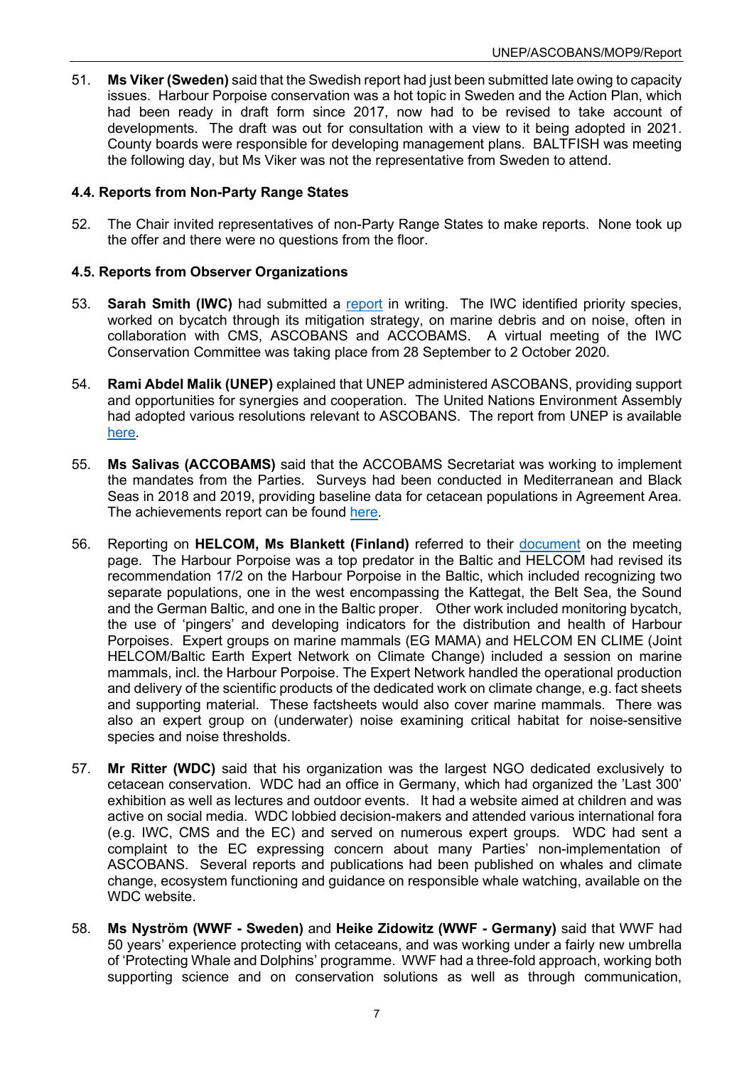51. **Ms Viker (Sweden)** said that the Swedish report had just been submitted late owing to capacity issues. Harbour Porpoise conservation was a hot topic in Sweden and the Action Plan, which had been ready in draft form since 2017, now had to be revised to take account of developments. The draft was out for consultation with a view to it being adopted in 2021. County boards were responsible for developing management plans. BALTFISH was meeting the following day, but Ms Viker was not the representative from Sweden to attend.

### 4.4. Reports from Non-Party Range States

52. The Chair invited representatives of non-Party Range States to make reports. None took up the offer and there were no questions from the floor.

### 4.5. Reports from Observer Organizations

53. **Sarah Smith (IWC)** had submitted a report in writing. The IWC identified priority species, worked on bycatch through its mitigation strategy, on marine debris and on noise, often in collaboration with CMS, ASCOBANS and ACCOBAMS. A virtual meeting of the IWC Conservation Committee was taking place from 28 September to 2 October 2020.

54. **Rami Abdel Malik (UNEP)** explained that UNEP administered ASCOBANS, providing support and opportunities for synergies and cooperation. The United Nations Environment Assembly had adopted various resolutions relevant to ASCOBANS. The report from UNEP is available here.

55. **Ms Salivas (ACCOBAMS)** said that the ACCOBAMS Secretariat was working to implement the mandates from the Parties. Surveys had been conducted in Mediterranean and Black Seas in 2018 and 2019, providing baseline data for cetacean populations in Agreement Area. The achievements report can be found here.

56. Reporting on **HELCOM, Ms Blankett (Finland)** referred to their document on the meeting page. The Harbour Porpoise was a top predator in the Baltic and HELCOM had revised its recommendation 17/2 on the Harbour Porpoise in the Baltic, which included recognizing two separate populations, one in the west encompassing the Kattegat, the Belt Sea, the Sound and the German Baltic, and one in the Baltic proper. Other work included monitoring bycatch, the use of 'pingers' and developing indicators for the distribution and health of Harbour Porpoises. Expert groups on marine mammals (EG MAMA) and HELCOM EN CLIME (Joint HELCOM/Baltic Earth Expert Network on Climate Change) included a session on marine mammals, incl. the Harbour Porpoise. The Expert Network handled the operational production and delivery of the scientific products of the dedicated work on climate change, e.g. fact sheets and supporting material. These factsheets would also cover marine mammals. There was also an expert group on (underwater) noise examining critical habitat for noise-sensitive species and noise thresholds.

57. **Mr Ritter (WDC)** said that his organization was the largest NGO dedicated exclusively to cetacean conservation. WDC had an office in Germany, which had organized the 'Last 300' exhibition as well as lectures and outdoor events. It had a website aimed at children and was active on social media. WDC lobbied decision-makers and attended various international fora (e.g. IWC, CMS and the EC) and served on numerous expert groups. WDC had sent a complaint to the EC expressing concern about many Parties' non-implementation of ASCOBANS. Several reports and publications had been published on whales and climate change, ecosystem functioning and guidance on responsible whale watching, available on the WDC website.

58. **Ms Nyström (WWF - Sweden)** and **Heike Zidowitz (WWF - Germany)** said that WWF had 50 years' experience protecting with cetaceans, and was working under a fairly new umbrella of 'Protecting Whale and Dolphins' programme. WWF had a three-fold approach, working both supporting science and on conservation solutions as well as through communication,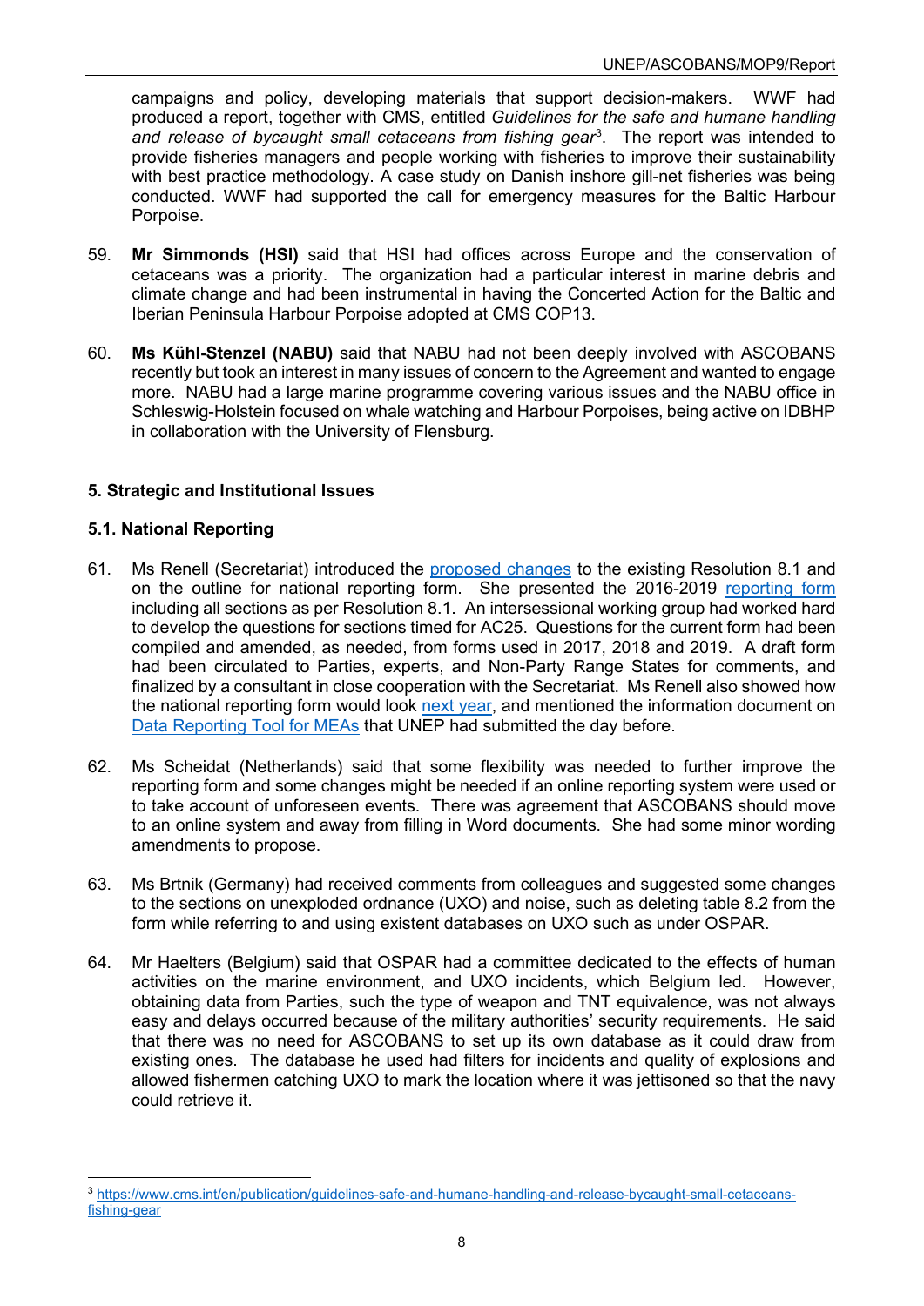campaigns and policy, developing materials that support decision-makers. WWF had produced a report, together with CMS, entitled *Guidelines for the safe and humane handling and release of bycaught small cetaceans from fishing gear*[3]. The report was intended to provide fisheries managers and people working with fisheries to improve their sustainability with best practice methodology. A case study on Danish inshore gill-net fisheries was being conducted. WWF had supported the call for emergency measures for the Baltic Harbour Porpoise.

59. **Mr Simmonds (HSI)** said that HSI had offices across Europe and the conservation of cetaceans was a priority. The organization had a particular interest in marine debris and climate change and had been instrumental in having the Concerted Action for the Baltic and Iberian Peninsula Harbour Porpoise adopted at CMS COP13.

60. **Ms Kühl-Stenzel (NABU)** said that NABU had not been deeply involved with ASCOBANS recently but took an interest in many issues of concern to the Agreement and wanted to engage more. NABU had a large marine programme covering various issues and the NABU office in Schleswig-Holstein focused on whale watching and Harbour Porpoises, being active on IDBHP in collaboration with the University of Flensburg.

## 5. Strategic and Institutional Issues

### 5.1. National Reporting

61. Ms Renell (Secretariat) introduced the proposed changes to the existing Resolution 8.1 and on the outline for national reporting form. She presented the 2016-2019 reporting form including all sections as per Resolution 8.1. An intersessional working group had worked hard to develop the questions for sections timed for AC25. Questions for the current form had been compiled and amended, as needed, from forms used in 2017, 2018 and 2019. A draft form had been circulated to Parties, experts, and Non-Party Range States for comments, and finalized by a consultant in close cooperation with the Secretariat. Ms Renell also showed how the national reporting form would look next year, and mentioned the information document on Data Reporting Tool for MEAs that UNEP had submitted the day before.

62. Ms Scheidat (Netherlands) said that some flexibility was needed to further improve the reporting form and some changes might be needed if an online reporting system were used or to take account of unforeseen events. There was agreement that ASCOBANS should move to an online system and away from filling in Word documents. She had some minor wording amendments to propose.

63. Ms Brtnik (Germany) had received comments from colleagues and suggested some changes to the sections on unexploded ordnance (UXO) and noise, such as deleting table 8.2 from the form while referring to and using existent databases on UXO such as under OSPAR.

64. Mr Haelters (Belgium) said that OSPAR had a committee dedicated to the effects of human activities on the marine environment, and UXO incidents, which Belgium led. However, obtaining data from Parties, such the type of weapon and TNT equivalence, was not always easy and delays occurred because of the military authorities' security requirements. He said that there was no need for ASCOBANS to set up its own database as it could draw from existing ones. The database he used had filters for incidents and quality of explosions and allowed fishermen catching UXO to mark the location where it was jettisoned so that the navy could retrieve it.

---

[3] https://www.cms.int/en/publication/guidelines-safe-and-humane-handling-and-release-bycaught-small-cetaceans-fishing-gear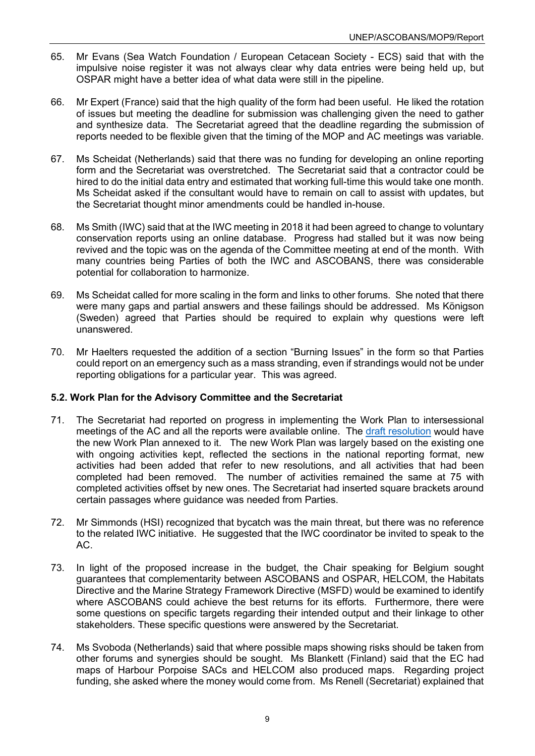65. Mr Evans (Sea Watch Foundation / European Cetacean Society - ECS) said that with the impulsive noise register it was not always clear why data entries were being held up, but OSPAR might have a better idea of what data were still in the pipeline.

66. Mr Expert (France) said that the high quality of the form had been useful. He liked the rotation of issues but meeting the deadline for submission was challenging given the need to gather and synthesize data. The Secretariat agreed that the deadline regarding the submission of reports needed to be flexible given that the timing of the MOP and AC meetings was variable.

67. Ms Scheidat (Netherlands) said that there was no funding for developing an online reporting form and the Secretariat was overstretched. The Secretariat said that a contractor could be hired to do the initial data entry and estimated that working full-time this would take one month. Ms Scheidat asked if the consultant would have to remain on call to assist with updates, but the Secretariat thought minor amendments could be handled in-house.

68. Ms Smith (IWC) said that at the IWC meeting in 2018 it had been agreed to change to voluntary conservation reports using an online database. Progress had stalled but it was now being revived and the topic was on the agenda of the Committee meeting at end of the month. With many countries being Parties of both the IWC and ASCOBANS, there was considerable potential for collaboration to harmonize.

69. Ms Scheidat called for more scaling in the form and links to other forums. She noted that there were many gaps and partial answers and these failings should be addressed. Ms Königson (Sweden) agreed that Parties should be required to explain why questions were left unanswered.

70. Mr Haelters requested the addition of a section "Burning Issues" in the form so that Parties could report on an emergency such as a mass stranding, even if strandings would not be under reporting obligations for a particular year. This was agreed.

### 5.2. Work Plan for the Advisory Committee and the Secretariat

71. The Secretariat had reported on progress in implementing the Work Plan to intersessional meetings of the AC and all the reports were available online. The draft resolution would have the new Work Plan annexed to it. The new Work Plan was largely based on the existing one with ongoing activities kept, reflected the sections in the national reporting format, new activities had been added that refer to new resolutions, and all activities that had been completed had been removed. The number of activities remained the same at 75 with completed activities offset by new ones. The Secretariat had inserted square brackets around certain passages where guidance was needed from Parties.

72. Mr Simmonds (HSI) recognized that bycatch was the main threat, but there was no reference to the related IWC initiative. He suggested that the IWC coordinator be invited to speak to the AC.

73. In light of the proposed increase in the budget, the Chair speaking for Belgium sought guarantees that complementarity between ASCOBANS and OSPAR, HELCOM, the Habitats Directive and the Marine Strategy Framework Directive (MSFD) would be examined to identify where ASCOBANS could achieve the best returns for its efforts. Furthermore, there were some questions on specific targets regarding their intended output and their linkage to other stakeholders. These specific questions were answered by the Secretariat.

74. Ms Svoboda (Netherlands) said that where possible maps showing risks should be taken from other forums and synergies should be sought. Ms Blankett (Finland) said that the EC had maps of Harbour Porpoise SACs and HELCOM also produced maps. Regarding project funding, she asked where the money would come from. Ms Renell (Secretariat) explained that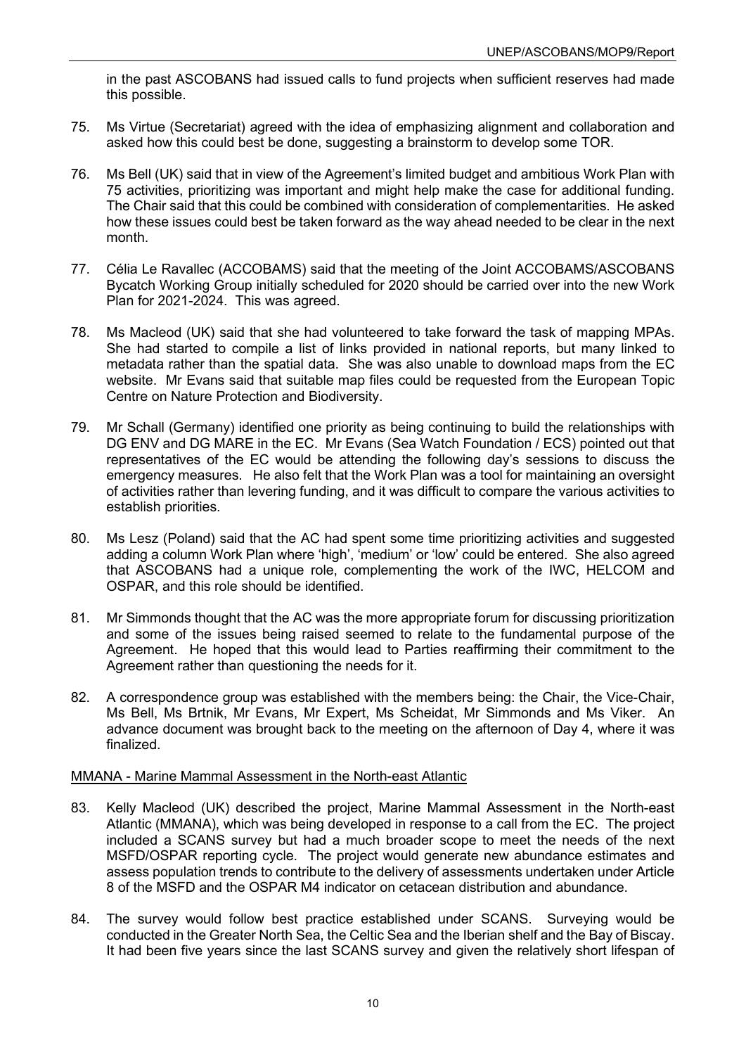in the past ASCOBANS had issued calls to fund projects when sufficient reserves had made this possible.

75. Ms Virtue (Secretariat) agreed with the idea of emphasizing alignment and collaboration and asked how this could best be done, suggesting a brainstorm to develop some TOR.

76. Ms Bell (UK) said that in view of the Agreement's limited budget and ambitious Work Plan with 75 activities, prioritizing was important and might help make the case for additional funding. The Chair said that this could be combined with consideration of complementarities. He asked how these issues could best be taken forward as the way ahead needed to be clear in the next month.

77. Célia Le Ravallec (ACCOBAMS) said that the meeting of the Joint ACCOBAMS/ASCOBANS Bycatch Working Group initially scheduled for 2020 should be carried over into the new Work Plan for 2021-2024. This was agreed.

78. Ms Macleod (UK) said that she had volunteered to take forward the task of mapping MPAs. She had started to compile a list of links provided in national reports, but many linked to metadata rather than the spatial data. She was also unable to download maps from the EC website. Mr Evans said that suitable map files could be requested from the European Topic Centre on Nature Protection and Biodiversity.

79. Mr Schall (Germany) identified one priority as being continuing to build the relationships with DG ENV and DG MARE in the EC. Mr Evans (Sea Watch Foundation / ECS) pointed out that representatives of the EC would be attending the following day's sessions to discuss the emergency measures. He also felt that the Work Plan was a tool for maintaining an oversight of activities rather than levering funding, and it was difficult to compare the various activities to establish priorities.

80. Ms Lesz (Poland) said that the AC had spent some time prioritizing activities and suggested adding a column Work Plan where 'high', 'medium' or 'low' could be entered. She also agreed that ASCOBANS had a unique role, complementing the work of the IWC, HELCOM and OSPAR, and this role should be identified.

81. Mr Simmonds thought that the AC was the more appropriate forum for discussing prioritization and some of the issues being raised seemed to relate to the fundamental purpose of the Agreement. He hoped that this would lead to Parties reaffirming their commitment to the Agreement rather than questioning the needs for it.

82. A correspondence group was established with the members being: the Chair, the Vice-Chair, Ms Bell, Ms Brtnik, Mr Evans, Mr Expert, Ms Scheidat, Mr Simmonds and Ms Viker. An advance document was brought back to the meeting on the afternoon of Day 4, where it was finalized.

MMANA - Marine Mammal Assessment in the North-east Atlantic

83. Kelly Macleod (UK) described the project, Marine Mammal Assessment in the North-east Atlantic (MMANA), which was being developed in response to a call from the EC. The project included a SCANS survey but had a much broader scope to meet the needs of the next MSFD/OSPAR reporting cycle. The project would generate new abundance estimates and assess population trends to contribute to the delivery of assessments undertaken under Article 8 of the MSFD and the OSPAR M4 indicator on cetacean distribution and abundance.

84. The survey would follow best practice established under SCANS. Surveying would be conducted in the Greater North Sea, the Celtic Sea and the Iberian shelf and the Bay of Biscay. It had been five years since the last SCANS survey and given the relatively short lifespan of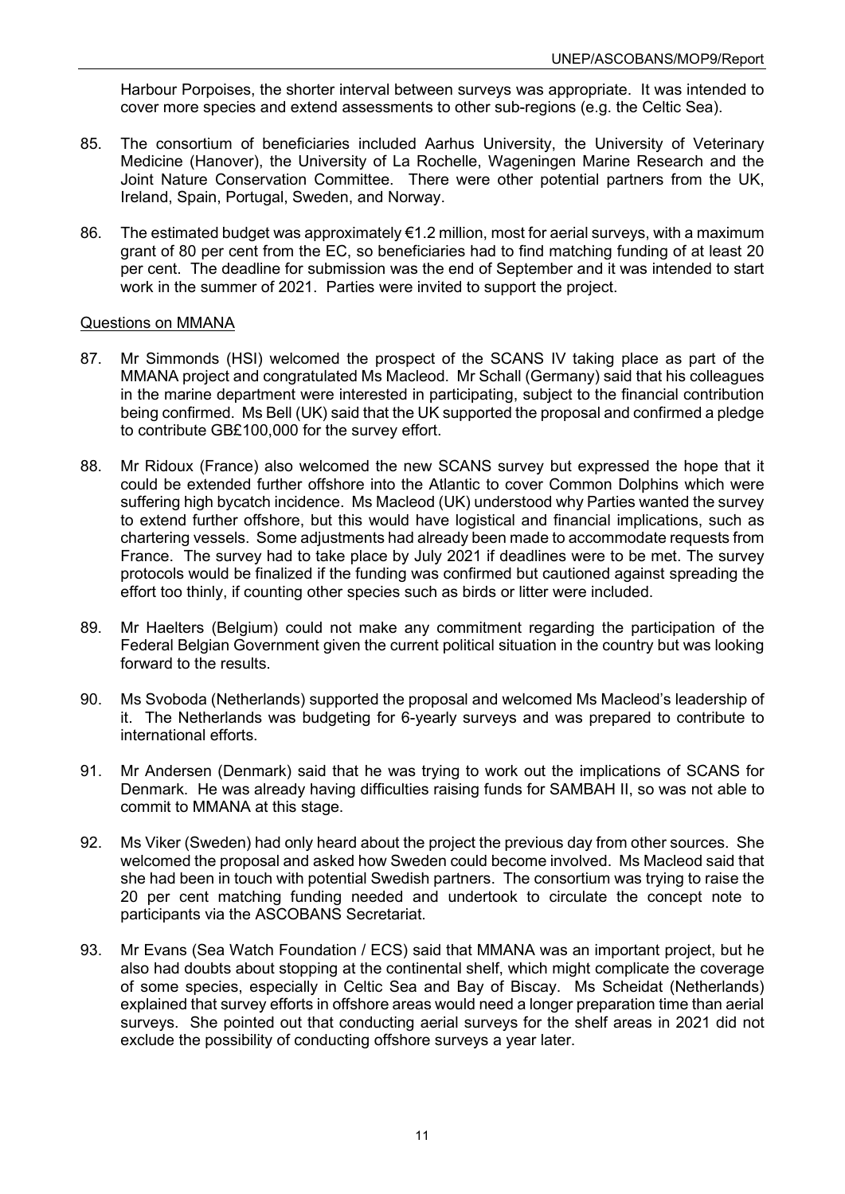Harbour Porpoises, the shorter interval between surveys was appropriate. It was intended to cover more species and extend assessments to other sub-regions (e.g. the Celtic Sea).

85. The consortium of beneficiaries included Aarhus University, the University of Veterinary Medicine (Hanover), the University of La Rochelle, Wageningen Marine Research and the Joint Nature Conservation Committee. There were other potential partners from the UK, Ireland, Spain, Portugal, Sweden, and Norway.

86. The estimated budget was approximately €1.2 million, most for aerial surveys, with a maximum grant of 80 per cent from the EC, so beneficiaries had to find matching funding of at least 20 per cent. The deadline for submission was the end of September and it was intended to start work in the summer of 2021. Parties were invited to support the project.

<u>Questions on MMANA</u>

87. Mr Simmonds (HSI) welcomed the prospect of the SCANS IV taking place as part of the MMANA project and congratulated Ms Macleod. Mr Schall (Germany) said that his colleagues in the marine department were interested in participating, subject to the financial contribution being confirmed. Ms Bell (UK) said that the UK supported the proposal and confirmed a pledge to contribute GB£100,000 for the survey effort.

88. Mr Ridoux (France) also welcomed the new SCANS survey but expressed the hope that it could be extended further offshore into the Atlantic to cover Common Dolphins which were suffering high bycatch incidence. Ms Macleod (UK) understood why Parties wanted the survey to extend further offshore, but this would have logistical and financial implications, such as chartering vessels. Some adjustments had already been made to accommodate requests from France. The survey had to take place by July 2021 if deadlines were to be met. The survey protocols would be finalized if the funding was confirmed but cautioned against spreading the effort too thinly, if counting other species such as birds or litter were included.

89. Mr Haelters (Belgium) could not make any commitment regarding the participation of the Federal Belgian Government given the current political situation in the country but was looking forward to the results.

90. Ms Svoboda (Netherlands) supported the proposal and welcomed Ms Macleod's leadership of it. The Netherlands was budgeting for 6-yearly surveys and was prepared to contribute to international efforts.

91. Mr Andersen (Denmark) said that he was trying to work out the implications of SCANS for Denmark. He was already having difficulties raising funds for SAMBAH II, so was not able to commit to MMANA at this stage.

92. Ms Viker (Sweden) had only heard about the project the previous day from other sources. She welcomed the proposal and asked how Sweden could become involved. Ms Macleod said that she had been in touch with potential Swedish partners. The consortium was trying to raise the 20 per cent matching funding needed and undertook to circulate the concept note to participants via the ASCOBANS Secretariat.

93. Mr Evans (Sea Watch Foundation / ECS) said that MMANA was an important project, but he also had doubts about stopping at the continental shelf, which might complicate the coverage of some species, especially in Celtic Sea and Bay of Biscay. Ms Scheidat (Netherlands) explained that survey efforts in offshore areas would need a longer preparation time than aerial surveys. She pointed out that conducting aerial surveys for the shelf areas in 2021 did not exclude the possibility of conducting offshore surveys a year later.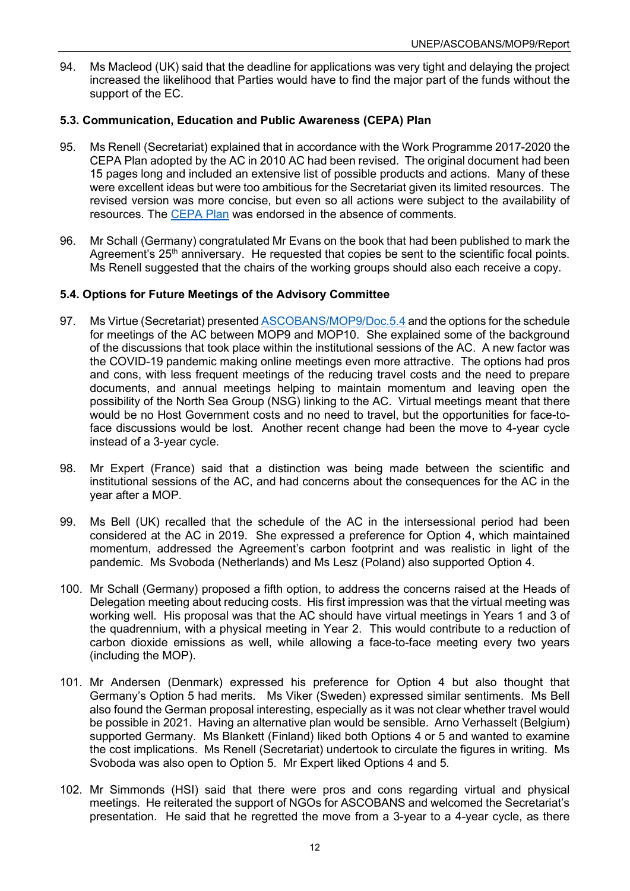94. Ms Macleod (UK) said that the deadline for applications was very tight and delaying the project increased the likelihood that Parties would have to find the major part of the funds without the support of the EC.

### 5.3. Communication, Education and Public Awareness (CEPA) Plan

95. Ms Renell (Secretariat) explained that in accordance with the Work Programme 2017-2020 the CEPA Plan adopted by the AC in 2010 AC had been revised. The original document had been 15 pages long and included an extensive list of possible products and actions. Many of these were excellent ideas but were too ambitious for the Secretariat given its limited resources. The revised version was more concise, but even so all actions were subject to the availability of resources. The CEPA Plan was endorsed in the absence of comments.

96. Mr Schall (Germany) congratulated Mr Evans on the book that had been published to mark the Agreement's 25th anniversary. He requested that copies be sent to the scientific focal points. Ms Renell suggested that the chairs of the working groups should also each receive a copy.

### 5.4. Options for Future Meetings of the Advisory Committee

97. Ms Virtue (Secretariat) presented ASCOBANS/MOP9/Doc.5.4 and the options for the schedule for meetings of the AC between MOP9 and MOP10. She explained some of the background of the discussions that took place within the institutional sessions of the AC. A new factor was the COVID-19 pandemic making online meetings even more attractive. The options had pros and cons, with less frequent meetings of the reducing travel costs and the need to prepare documents, and annual meetings helping to maintain momentum and leaving open the possibility of the North Sea Group (NSG) linking to the AC. Virtual meetings meant that there would be no Host Government costs and no need to travel, but the opportunities for face-to-face discussions would be lost. Another recent change had been the move to 4-year cycle instead of a 3-year cycle.

98. Mr Expert (France) said that a distinction was being made between the scientific and institutional sessions of the AC, and had concerns about the consequences for the AC in the year after a MOP.

99. Ms Bell (UK) recalled that the schedule of the AC in the intersessional period had been considered at the AC in 2019. She expressed a preference for Option 4, which maintained momentum, addressed the Agreement's carbon footprint and was realistic in light of the pandemic. Ms Svoboda (Netherlands) and Ms Lesz (Poland) also supported Option 4.

100. Mr Schall (Germany) proposed a fifth option, to address the concerns raised at the Heads of Delegation meeting about reducing costs. His first impression was that the virtual meeting was working well. His proposal was that the AC should have virtual meetings in Years 1 and 3 of the quadrennium, with a physical meeting in Year 2. This would contribute to a reduction of carbon dioxide emissions as well, while allowing a face-to-face meeting every two years (including the MOP).

101. Mr Andersen (Denmark) expressed his preference for Option 4 but also thought that Germany's Option 5 had merits. Ms Viker (Sweden) expressed similar sentiments. Ms Bell also found the German proposal interesting, especially as it was not clear whether travel would be possible in 2021. Having an alternative plan would be sensible. Arno Verhasselt (Belgium) supported Germany. Ms Blankett (Finland) liked both Options 4 or 5 and wanted to examine the cost implications. Ms Renell (Secretariat) undertook to circulate the figures in writing. Ms Svoboda was also open to Option 5. Mr Expert liked Options 4 and 5.

102. Mr Simmonds (HSI) said that there were pros and cons regarding virtual and physical meetings. He reiterated the support of NGOs for ASCOBANS and welcomed the Secretariat's presentation. He said that he regretted the move from a 3-year to a 4-year cycle, as there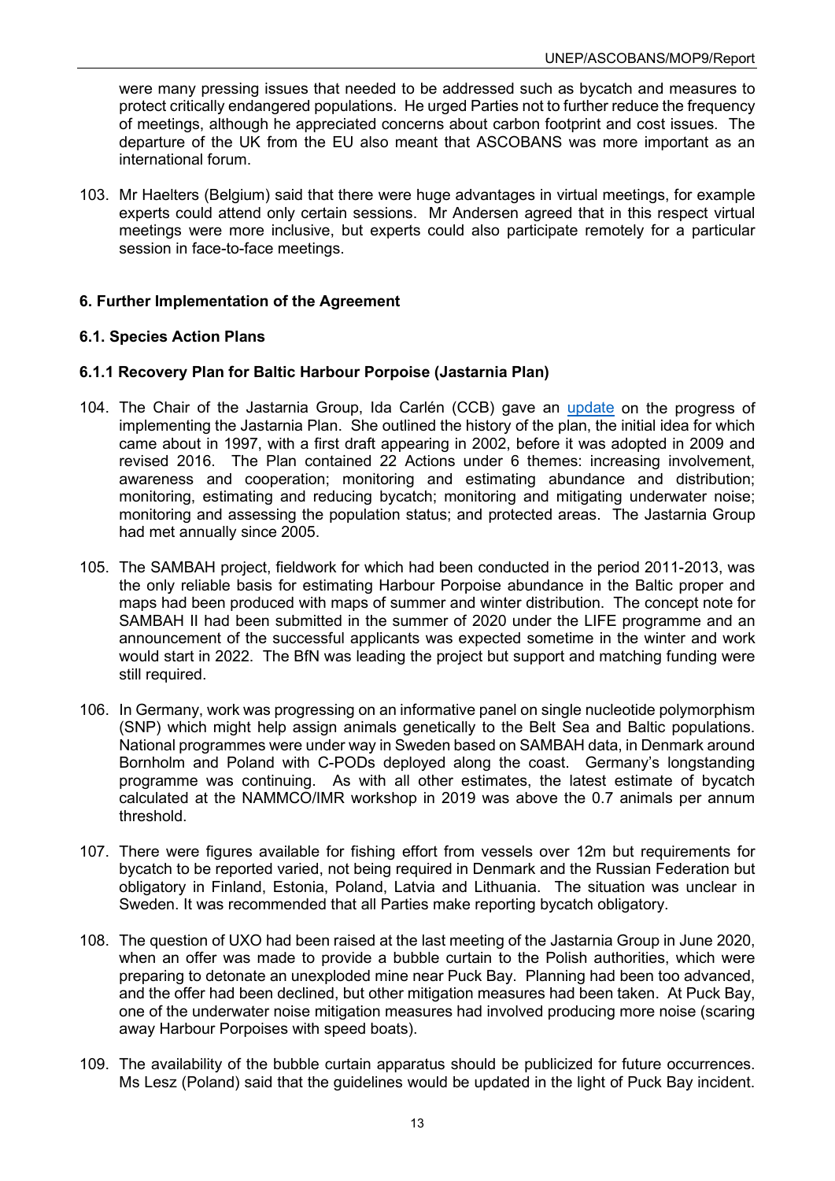were many pressing issues that needed to be addressed such as bycatch and measures to protect critically endangered populations. He urged Parties not to further reduce the frequency of meetings, although he appreciated concerns about carbon footprint and cost issues. The departure of the UK from the EU also meant that ASCOBANS was more important as an international forum.

103. Mr Haelters (Belgium) said that there were huge advantages in virtual meetings, for example experts could attend only certain sessions. Mr Andersen agreed that in this respect virtual meetings were more inclusive, but experts could also participate remotely for a particular session in face-to-face meetings.

## 6. Further Implementation of the Agreement

### 6.1. Species Action Plans

#### 6.1.1 Recovery Plan for Baltic Harbour Porpoise (Jastarnia Plan)

104. The Chair of the Jastarnia Group, Ida Carlén (CCB) gave an update on the progress of implementing the Jastarnia Plan. She outlined the history of the plan, the initial idea for which came about in 1997, with a first draft appearing in 2002, before it was adopted in 2009 and revised 2016. The Plan contained 22 Actions under 6 themes: increasing involvement, awareness and cooperation; monitoring and estimating abundance and distribution; monitoring, estimating and reducing bycatch; monitoring and mitigating underwater noise; monitoring and assessing the population status; and protected areas. The Jastarnia Group had met annually since 2005.

105. The SAMBAH project, fieldwork for which had been conducted in the period 2011-2013, was the only reliable basis for estimating Harbour Porpoise abundance in the Baltic proper and maps had been produced with maps of summer and winter distribution. The concept note for SAMBAH II had been submitted in the summer of 2020 under the LIFE programme and an announcement of the successful applicants was expected sometime in the winter and work would start in 2022. The BfN was leading the project but support and matching funding were still required.

106. In Germany, work was progressing on an informative panel on single nucleotide polymorphism (SNP) which might help assign animals genetically to the Belt Sea and Baltic populations. National programmes were under way in Sweden based on SAMBAH data, in Denmark around Bornholm and Poland with C-PODs deployed along the coast. Germany's longstanding programme was continuing. As with all other estimates, the latest estimate of bycatch calculated at the NAMMCO/IMR workshop in 2019 was above the 0.7 animals per annum threshold.

107. There were figures available for fishing effort from vessels over 12m but requirements for bycatch to be reported varied, not being required in Denmark and the Russian Federation but obligatory in Finland, Estonia, Poland, Latvia and Lithuania. The situation was unclear in Sweden. It was recommended that all Parties make reporting bycatch obligatory.

108. The question of UXO had been raised at the last meeting of the Jastarnia Group in June 2020, when an offer was made to provide a bubble curtain to the Polish authorities, which were preparing to detonate an unexploded mine near Puck Bay. Planning had been too advanced, and the offer had been declined, but other mitigation measures had been taken. At Puck Bay, one of the underwater noise mitigation measures had involved producing more noise (scaring away Harbour Porpoises with speed boats).

109. The availability of the bubble curtain apparatus should be publicized for future occurrences. Ms Lesz (Poland) said that the guidelines would be updated in the light of Puck Bay incident.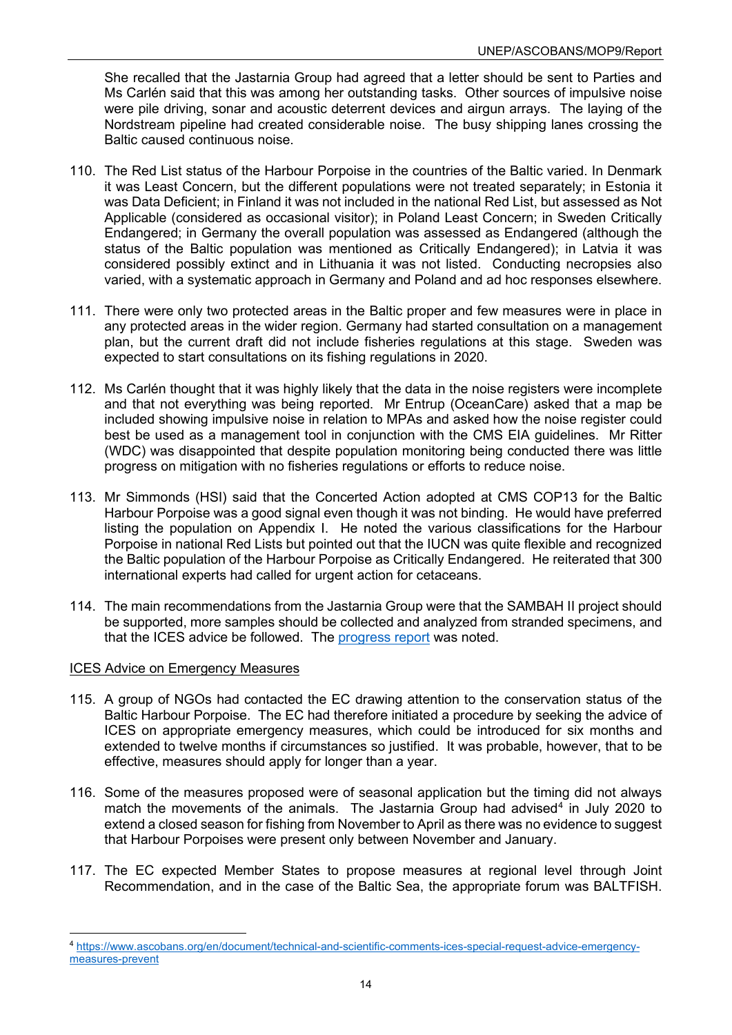She recalled that the Jastarnia Group had agreed that a letter should be sent to Parties and Ms Carlén said that this was among her outstanding tasks. Other sources of impulsive noise were pile driving, sonar and acoustic deterrent devices and airgun arrays. The laying of the Nordstream pipeline had created considerable noise. The busy shipping lanes crossing the Baltic caused continuous noise.

110. The Red List status of the Harbour Porpoise in the countries of the Baltic varied. In Denmark it was Least Concern, but the different populations were not treated separately; in Estonia it was Data Deficient; in Finland it was not included in the national Red List, but assessed as Not Applicable (considered as occasional visitor); in Poland Least Concern; in Sweden Critically Endangered; in Germany the overall population was assessed as Endangered (although the status of the Baltic population was mentioned as Critically Endangered); in Latvia it was considered possibly extinct and in Lithuania it was not listed. Conducting necropsies also varied, with a systematic approach in Germany and Poland and ad hoc responses elsewhere.

111. There were only two protected areas in the Baltic proper and few measures were in place in any protected areas in the wider region. Germany had started consultation on a management plan, but the current draft did not include fisheries regulations at this stage. Sweden was expected to start consultations on its fishing regulations in 2020.

112. Ms Carlén thought that it was highly likely that the data in the noise registers were incomplete and that not everything was being reported. Mr Entrup (OceanCare) asked that a map be included showing impulsive noise in relation to MPAs and asked how the noise register could best be used as a management tool in conjunction with the CMS EIA guidelines. Mr Ritter (WDC) was disappointed that despite population monitoring being conducted there was little progress on mitigation with no fisheries regulations or efforts to reduce noise.

113. Mr Simmonds (HSI) said that the Concerted Action adopted at CMS COP13 for the Baltic Harbour Porpoise was a good signal even though it was not binding. He would have preferred listing the population on Appendix I. He noted the various classifications for the Harbour Porpoise in national Red Lists but pointed out that the IUCN was quite flexible and recognized the Baltic population of the Harbour Porpoise as Critically Endangered. He reiterated that 300 international experts had called for urgent action for cetaceans.

114. The main recommendations from the Jastarnia Group were that the SAMBAH II project should be supported, more samples should be collected and analyzed from stranded specimens, and that the ICES advice be followed. The progress report was noted.

ICES Advice on Emergency Measures

115. A group of NGOs had contacted the EC drawing attention to the conservation status of the Baltic Harbour Porpoise. The EC had therefore initiated a procedure by seeking the advice of ICES on appropriate emergency measures, which could be introduced for six months and extended to twelve months if circumstances so justified. It was probable, however, that to be effective, measures should apply for longer than a year.

116. Some of the measures proposed were of seasonal application but the timing did not always match the movements of the animals. The Jastarnia Group had advised[4] in July 2020 to extend a closed season for fishing from November to April as there was no evidence to suggest that Harbour Porpoises were present only between November and January.

117. The EC expected Member States to propose measures at regional level through Joint Recommendation, and in the case of the Baltic Sea, the appropriate forum was BALTFISH.

[4] https://www.ascobans.org/en/document/technical-and-scientific-comments-ices-special-request-advice-emergency-measures-prevent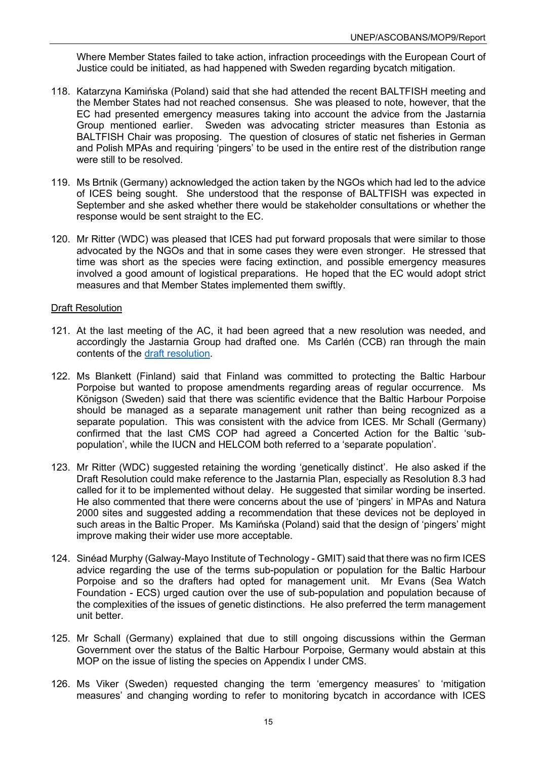Where Member States failed to take action, infraction proceedings with the European Court of Justice could be initiated, as had happened with Sweden regarding bycatch mitigation.

118. Katarzyna Kamińska (Poland) said that she had attended the recent BALTFISH meeting and the Member States had not reached consensus. She was pleased to note, however, that the EC had presented emergency measures taking into account the advice from the Jastarnia Group mentioned earlier. Sweden was advocating stricter measures than Estonia as BALTFISH Chair was proposing. The question of closures of static net fisheries in German and Polish MPAs and requiring 'pingers' to be used in the entire rest of the distribution range were still to be resolved.

119. Ms Brtnik (Germany) acknowledged the action taken by the NGOs which had led to the advice of ICES being sought. She understood that the response of BALTFISH was expected in September and she asked whether there would be stakeholder consultations or whether the response would be sent straight to the EC.

120. Mr Ritter (WDC) was pleased that ICES had put forward proposals that were similar to those advocated by the NGOs and that in some cases they were even stronger. He stressed that time was short as the species were facing extinction, and possible emergency measures involved a good amount of logistical preparations. He hoped that the EC would adopt strict measures and that Member States implemented them swiftly.

Draft Resolution

121. At the last meeting of the AC, it had been agreed that a new resolution was needed, and accordingly the Jastarnia Group had drafted one. Ms Carlén (CCB) ran through the main contents of the draft resolution.

122. Ms Blankett (Finland) said that Finland was committed to protecting the Baltic Harbour Porpoise but wanted to propose amendments regarding areas of regular occurrence. Ms Königson (Sweden) said that there was scientific evidence that the Baltic Harbour Porpoise should be managed as a separate management unit rather than being recognized as a separate population. This was consistent with the advice from ICES. Mr Schall (Germany) confirmed that the last CMS COP had agreed a Concerted Action for the Baltic 'sub-population', while the IUCN and HELCOM both referred to a 'separate population'.

123. Mr Ritter (WDC) suggested retaining the wording 'genetically distinct'. He also asked if the Draft Resolution could make reference to the Jastarnia Plan, especially as Resolution 8.3 had called for it to be implemented without delay. He suggested that similar wording be inserted. He also commented that there were concerns about the use of 'pingers' in MPAs and Natura 2000 sites and suggested adding a recommendation that these devices not be deployed in such areas in the Baltic Proper. Ms Kamińska (Poland) said that the design of 'pingers' might improve making their wider use more acceptable.

124. Sinéad Murphy (Galway-Mayo Institute of Technology - GMIT) said that there was no firm ICES advice regarding the use of the terms sub-population or population for the Baltic Harbour Porpoise and so the drafters had opted for management unit. Mr Evans (Sea Watch Foundation - ECS) urged caution over the use of sub-population and population because of the complexities of the issues of genetic distinctions. He also preferred the term management unit better.

125. Mr Schall (Germany) explained that due to still ongoing discussions within the German Government over the status of the Baltic Harbour Porpoise, Germany would abstain at this MOP on the issue of listing the species on Appendix I under CMS.

126. Ms Viker (Sweden) requested changing the term 'emergency measures' to 'mitigation measures' and changing wording to refer to monitoring bycatch in accordance with ICES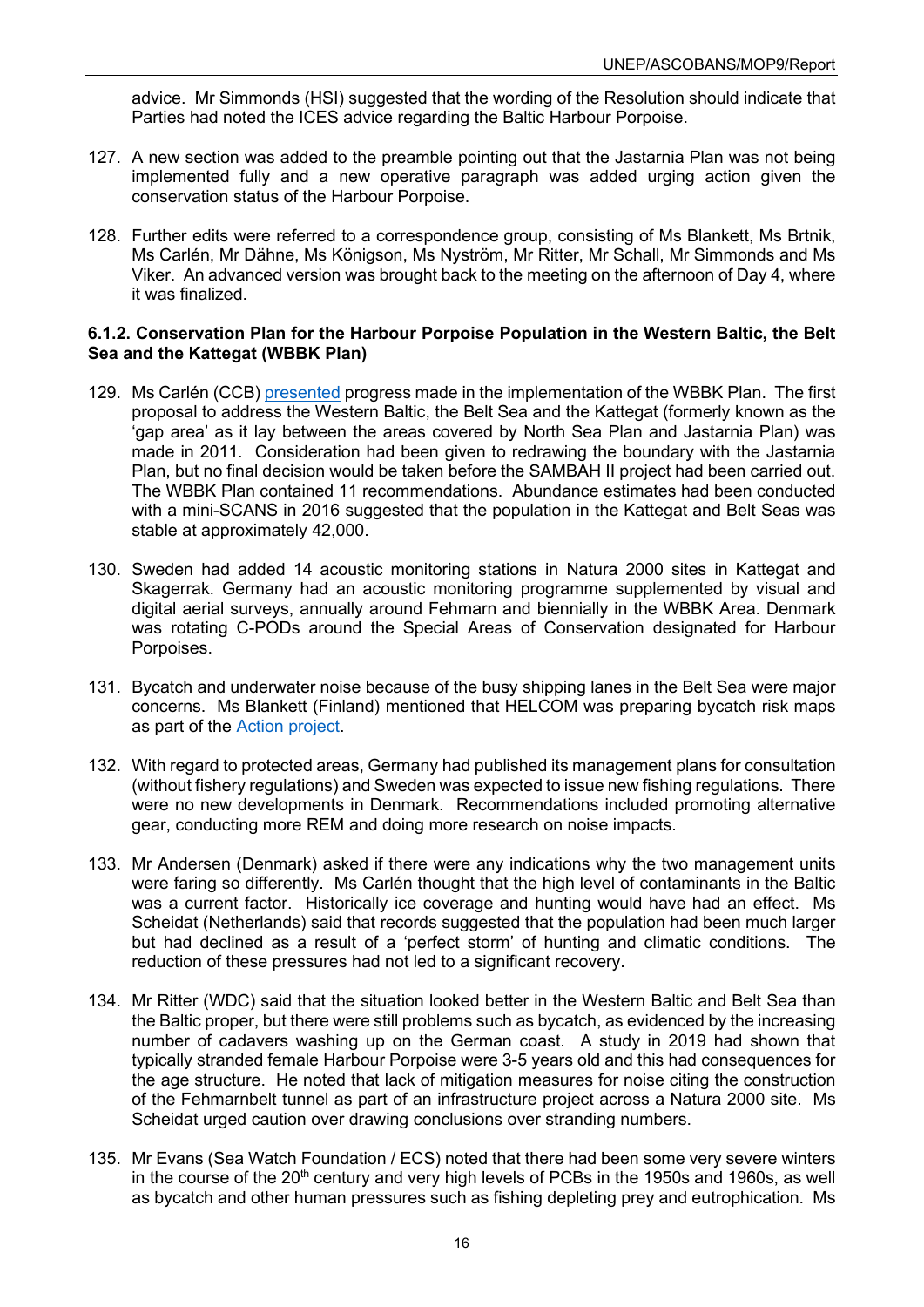advice. Mr Simmonds (HSI) suggested that the wording of the Resolution should indicate that Parties had noted the ICES advice regarding the Baltic Harbour Porpoise.

127. A new section was added to the preamble pointing out that the Jastarnia Plan was not being implemented fully and a new operative paragraph was added urging action given the conservation status of the Harbour Porpoise.

128. Further edits were referred to a correspondence group, consisting of Ms Blankett, Ms Brtnik, Ms Carlén, Mr Dähne, Ms Königson, Ms Nyström, Mr Ritter, Mr Schall, Mr Simmonds and Ms Viker. An advanced version was brought back to the meeting on the afternoon of Day 4, where it was finalized.

### 6.1.2. Conservation Plan for the Harbour Porpoise Population in the Western Baltic, the Belt Sea and the Kattegat (WBBK Plan)

129. Ms Carlén (CCB) presented progress made in the implementation of the WBBK Plan. The first proposal to address the Western Baltic, the Belt Sea and the Kattegat (formerly known as the 'gap area' as it lay between the areas covered by North Sea Plan and Jastarnia Plan) was made in 2011. Consideration had been given to redrawing the boundary with the Jastarnia Plan, but no final decision would be taken before the SAMBAH II project had been carried out. The WBBK Plan contained 11 recommendations. Abundance estimates had been conducted with a mini-SCANS in 2016 suggested that the population in the Kattegat and Belt Seas was stable at approximately 42,000.

130. Sweden had added 14 acoustic monitoring stations in Natura 2000 sites in Kattegat and Skagerrak. Germany had an acoustic monitoring programme supplemented by visual and digital aerial surveys, annually around Fehmarn and biennially in the WBBK Area. Denmark was rotating C-PODs around the Special Areas of Conservation designated for Harbour Porpoises.

131. Bycatch and underwater noise because of the busy shipping lanes in the Belt Sea were major concerns. Ms Blankett (Finland) mentioned that HELCOM was preparing bycatch risk maps as part of the Action project.

132. With regard to protected areas, Germany had published its management plans for consultation (without fishery regulations) and Sweden was expected to issue new fishing regulations. There were no new developments in Denmark. Recommendations included promoting alternative gear, conducting more REM and doing more research on noise impacts.

133. Mr Andersen (Denmark) asked if there were any indications why the two management units were faring so differently. Ms Carlén thought that the high level of contaminants in the Baltic was a current factor. Historically ice coverage and hunting would have had an effect. Ms Scheidat (Netherlands) said that records suggested that the population had been much larger but had declined as a result of a 'perfect storm' of hunting and climatic conditions. The reduction of these pressures had not led to a significant recovery.

134. Mr Ritter (WDC) said that the situation looked better in the Western Baltic and Belt Sea than the Baltic proper, but there were still problems such as bycatch, as evidenced by the increasing number of cadavers washing up on the German coast. A study in 2019 had shown that typically stranded female Harbour Porpoise were 3-5 years old and this had consequences for the age structure. He noted that lack of mitigation measures for noise citing the construction of the Fehmarnbelt tunnel as part of an infrastructure project across a Natura 2000 site. Ms Scheidat urged caution over drawing conclusions over stranding numbers.

135. Mr Evans (Sea Watch Foundation / ECS) noted that there had been some very severe winters in the course of the 20th century and very high levels of PCBs in the 1950s and 1960s, as well as bycatch and other human pressures such as fishing depleting prey and eutrophication. Ms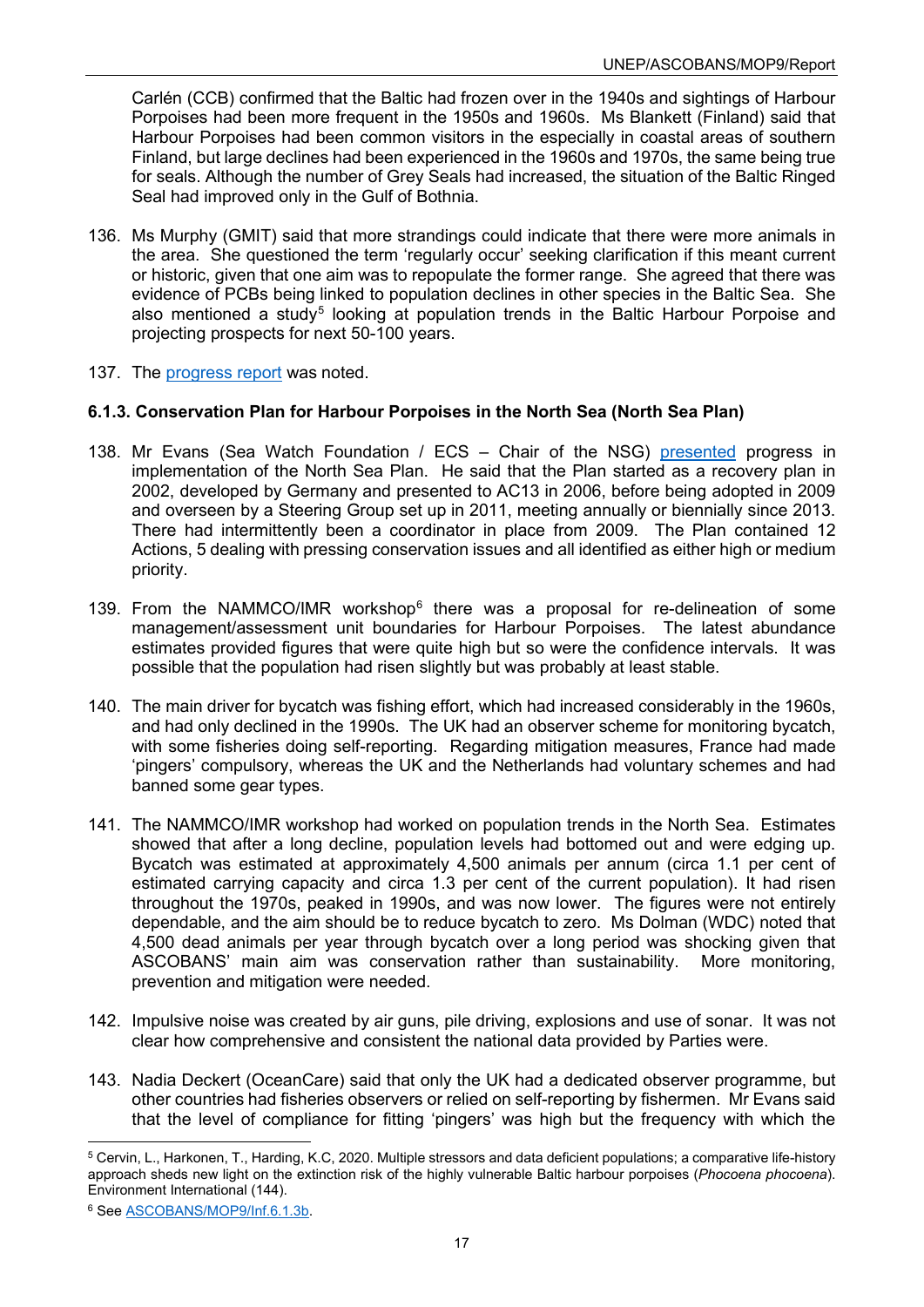Carlén (CCB) confirmed that the Baltic had frozen over in the 1940s and sightings of Harbour Porpoises had been more frequent in the 1950s and 1960s. Ms Blankett (Finland) said that Harbour Porpoises had been common visitors in the especially in coastal areas of southern Finland, but large declines had been experienced in the 1960s and 1970s, the same being true for seals. Although the number of Grey Seals had increased, the situation of the Baltic Ringed Seal had improved only in the Gulf of Bothnia.

136. Ms Murphy (GMIT) said that more strandings could indicate that there were more animals in the area. She questioned the term 'regularly occur' seeking clarification if this meant current or historic, given that one aim was to repopulate the former range. She agreed that there was evidence of PCBs being linked to population declines in other species in the Baltic Sea. She also mentioned a study[5] looking at population trends in the Baltic Harbour Porpoise and projecting prospects for next 50-100 years.

137. The progress report was noted.

### 6.1.3. Conservation Plan for Harbour Porpoises in the North Sea (North Sea Plan)

138. Mr Evans (Sea Watch Foundation / ECS – Chair of the NSG) presented progress in implementation of the North Sea Plan. He said that the Plan started as a recovery plan in 2002, developed by Germany and presented to AC13 in 2006, before being adopted in 2009 and overseen by a Steering Group set up in 2011, meeting annually or biennially since 2013. There had intermittently been a coordinator in place from 2009. The Plan contained 12 Actions, 5 dealing with pressing conservation issues and all identified as either high or medium priority.

139. From the NAMMCO/IMR workshop[6] there was a proposal for re-delineation of some management/assessment unit boundaries for Harbour Porpoises. The latest abundance estimates provided figures that were quite high but so were the confidence intervals. It was possible that the population had risen slightly but was probably at least stable.

140. The main driver for bycatch was fishing effort, which had increased considerably in the 1960s, and had only declined in the 1990s. The UK had an observer scheme for monitoring bycatch, with some fisheries doing self-reporting. Regarding mitigation measures, France had made 'pingers' compulsory, whereas the UK and the Netherlands had voluntary schemes and had banned some gear types.

141. The NAMMCO/IMR workshop had worked on population trends in the North Sea. Estimates showed that after a long decline, population levels had bottomed out and were edging up. Bycatch was estimated at approximately 4,500 animals per annum (circa 1.1 per cent of estimated carrying capacity and circa 1.3 per cent of the current population). It had risen throughout the 1970s, peaked in 1990s, and was now lower. The figures were not entirely dependable, and the aim should be to reduce bycatch to zero. Ms Dolman (WDC) noted that 4,500 dead animals per year through bycatch over a long period was shocking given that ASCOBANS' main aim was conservation rather than sustainability. More monitoring, prevention and mitigation were needed.

142. Impulsive noise was created by air guns, pile driving, explosions and use of sonar. It was not clear how comprehensive and consistent the national data provided by Parties were.

143. Nadia Deckert (OceanCare) said that only the UK had a dedicated observer programme, but other countries had fisheries observers or relied on self-reporting by fishermen. Mr Evans said that the level of compliance for fitting 'pingers' was high but the frequency with which the

---

[5] Cervin, L., Harkonen, T., Harding, K.C, 2020. Multiple stressors and data deficient populations; a comparative life-history approach sheds new light on the extinction risk of the highly vulnerable Baltic harbour porpoises (*Phocoena phocoena*). Environment International (144).

[6] See ASCOBANS/MOP9/Inf.6.1.3b.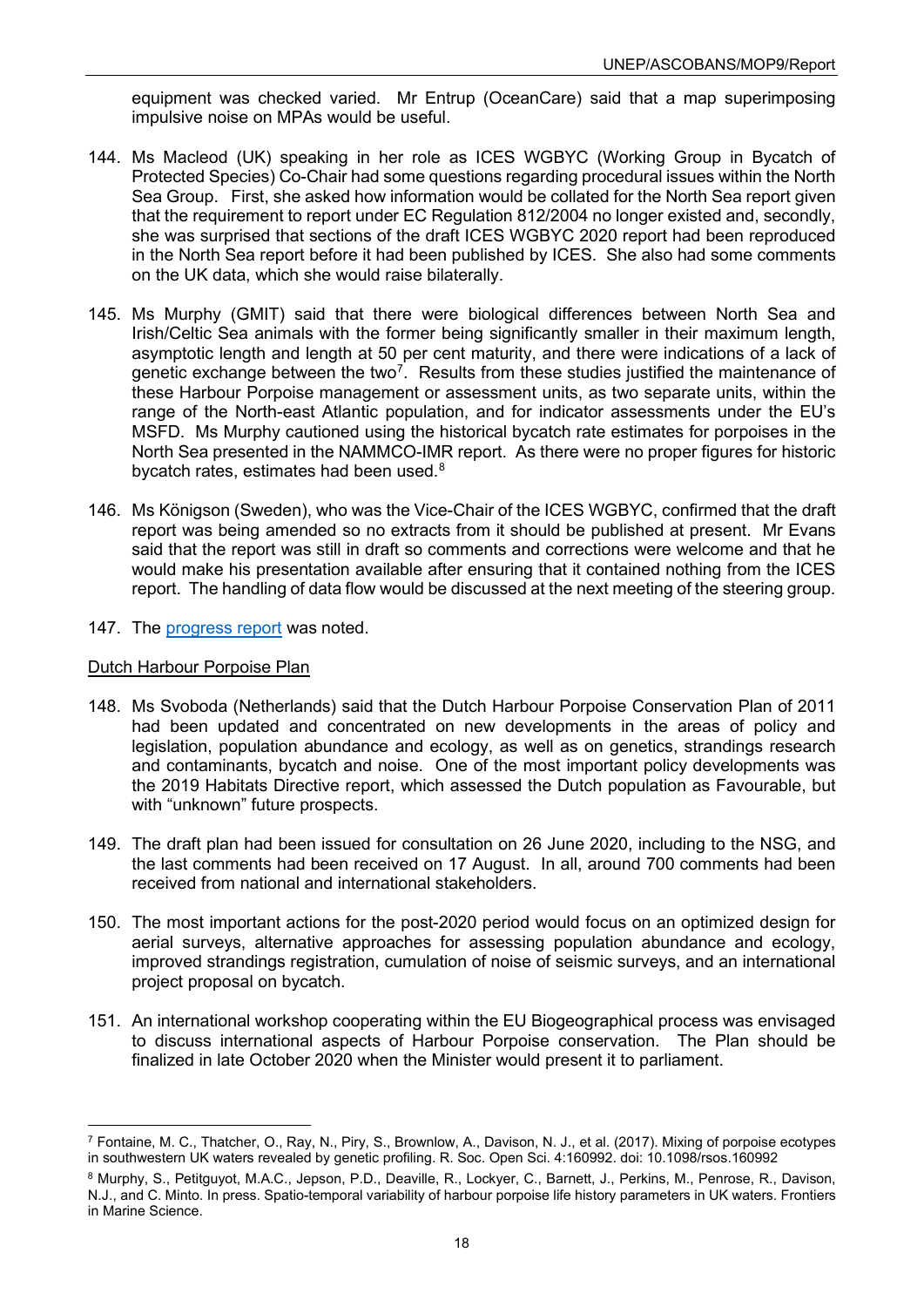equipment was checked varied. Mr Entrup (OceanCare) said that a map superimposing impulsive noise on MPAs would be useful.

144. Ms Macleod (UK) speaking in her role as ICES WGBYC (Working Group in Bycatch of Protected Species) Co-Chair had some questions regarding procedural issues within the North Sea Group. First, she asked how information would be collated for the North Sea report given that the requirement to report under EC Regulation 812/2004 no longer existed and, secondly, she was surprised that sections of the draft ICES WGBYC 2020 report had been reproduced in the North Sea report before it had been published by ICES. She also had some comments on the UK data, which she would raise bilaterally.

145. Ms Murphy (GMIT) said that there were biological differences between North Sea and Irish/Celtic Sea animals with the former being significantly smaller in their maximum length, asymptotic length and length at 50 per cent maturity, and there were indications of a lack of genetic exchange between the two[7]. Results from these studies justified the maintenance of these Harbour Porpoise management or assessment units, as two separate units, within the range of the North-east Atlantic population, and for indicator assessments under the EU's MSFD. Ms Murphy cautioned using the historical bycatch rate estimates for porpoises in the North Sea presented in the NAMMCO-IMR report. As there were no proper figures for historic bycatch rates, estimates had been used.[8]

146. Ms Königson (Sweden), who was the Vice-Chair of the ICES WGBYC, confirmed that the draft report was being amended so no extracts from it should be published at present. Mr Evans said that the report was still in draft so comments and corrections were welcome and that he would make his presentation available after ensuring that it contained nothing from the ICES report. The handling of data flow would be discussed at the next meeting of the steering group.

147. The progress report was noted.

Dutch Harbour Porpoise Plan

148. Ms Svoboda (Netherlands) said that the Dutch Harbour Porpoise Conservation Plan of 2011 had been updated and concentrated on new developments in the areas of policy and legislation, population abundance and ecology, as well as on genetics, strandings research and contaminants, bycatch and noise. One of the most important policy developments was the 2019 Habitats Directive report, which assessed the Dutch population as Favourable, but with "unknown" future prospects.

149. The draft plan had been issued for consultation on 26 June 2020, including to the NSG, and the last comments had been received on 17 August. In all, around 700 comments had been received from national and international stakeholders.

150. The most important actions for the post-2020 period would focus on an optimized design for aerial surveys, alternative approaches for assessing population abundance and ecology, improved strandings registration, cumulation of noise of seismic surveys, and an international project proposal on bycatch.

151. An international workshop cooperating within the EU Biogeographical process was envisaged to discuss international aspects of Harbour Porpoise conservation. The Plan should be finalized in late October 2020 when the Minister would present it to parliament.

---

[7] Fontaine, M. C., Thatcher, O., Ray, N., Piry, S., Brownlow, A., Davison, N. J., et al. (2017). Mixing of porpoise ecotypes in southwestern UK waters revealed by genetic profiling. R. Soc. Open Sci. 4:160992. doi: 10.1098/rsos.160992

[8] Murphy, S., Petitguyot, M.A.C., Jepson, P.D., Deaville, R., Lockyer, C., Barnett, J., Perkins, M., Penrose, R., Davison, N.J., and C. Minto. In press. Spatio-temporal variability of harbour porpoise life history parameters in UK waters. Frontiers in Marine Science.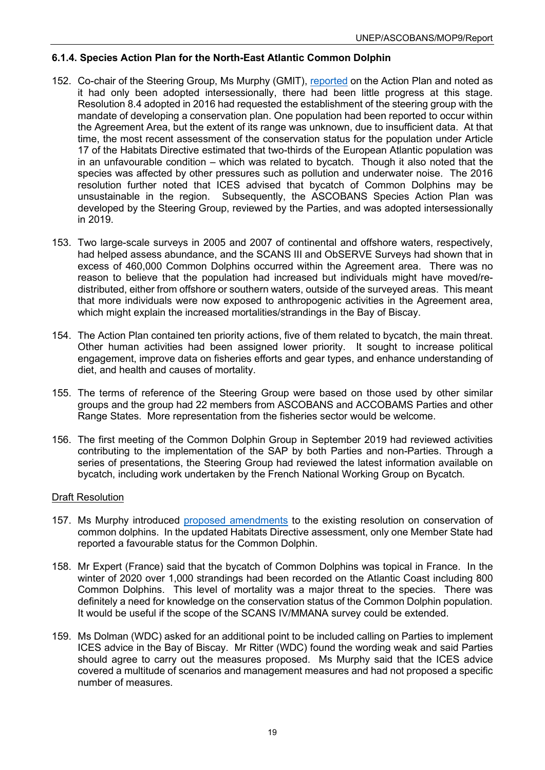### 6.1.4. Species Action Plan for the North-East Atlantic Common Dolphin

152. Co-chair of the Steering Group, Ms Murphy (GMIT), reported on the Action Plan and noted as it had only been adopted intersessionally, there had been little progress at this stage. Resolution 8.4 adopted in 2016 had requested the establishment of the steering group with the mandate of developing a conservation plan. One population had been reported to occur within the Agreement Area, but the extent of its range was unknown, due to insufficient data. At that time, the most recent assessment of the conservation status for the population under Article 17 of the Habitats Directive estimated that two-thirds of the European Atlantic population was in an unfavourable condition – which was related to bycatch. Though it also noted that the species was affected by other pressures such as pollution and underwater noise. The 2016 resolution further noted that ICES advised that bycatch of Common Dolphins may be unsustainable in the region. Subsequently, the ASCOBANS Species Action Plan was developed by the Steering Group, reviewed by the Parties, and was adopted intersessionally in 2019.

153. Two large-scale surveys in 2005 and 2007 of continental and offshore waters, respectively, had helped assess abundance, and the SCANS III and ObSERVE Surveys had shown that in excess of 460,000 Common Dolphins occurred within the Agreement area. There was no reason to believe that the population had increased but individuals might have moved/re-distributed, either from offshore or southern waters, outside of the surveyed areas. This meant that more individuals were now exposed to anthropogenic activities in the Agreement area, which might explain the increased mortalities/strandings in the Bay of Biscay.

154. The Action Plan contained ten priority actions, five of them related to bycatch, the main threat. Other human activities had been assigned lower priority. It sought to increase political engagement, improve data on fisheries efforts and gear types, and enhance understanding of diet, and health and causes of mortality.

155. The terms of reference of the Steering Group were based on those used by other similar groups and the group had 22 members from ASCOBANS and ACCOBAMS Parties and other Range States. More representation from the fisheries sector would be welcome.

156. The first meeting of the Common Dolphin Group in September 2019 had reviewed activities contributing to the implementation of the SAP by both Parties and non-Parties. Through a series of presentations, the Steering Group had reviewed the latest information available on bycatch, including work undertaken by the French National Working Group on Bycatch.

Draft Resolution

157. Ms Murphy introduced proposed amendments to the existing resolution on conservation of common dolphins. In the updated Habitats Directive assessment, only one Member State had reported a favourable status for the Common Dolphin.

158. Mr Expert (France) said that the bycatch of Common Dolphins was topical in France. In the winter of 2020 over 1,000 strandings had been recorded on the Atlantic Coast including 800 Common Dolphins. This level of mortality was a major threat to the species. There was definitely a need for knowledge on the conservation status of the Common Dolphin population. It would be useful if the scope of the SCANS IV/MMANA survey could be extended.

159. Ms Dolman (WDC) asked for an additional point to be included calling on Parties to implement ICES advice in the Bay of Biscay. Mr Ritter (WDC) found the wording weak and said Parties should agree to carry out the measures proposed. Ms Murphy said that the ICES advice covered a multitude of scenarios and management measures and had not proposed a specific number of measures.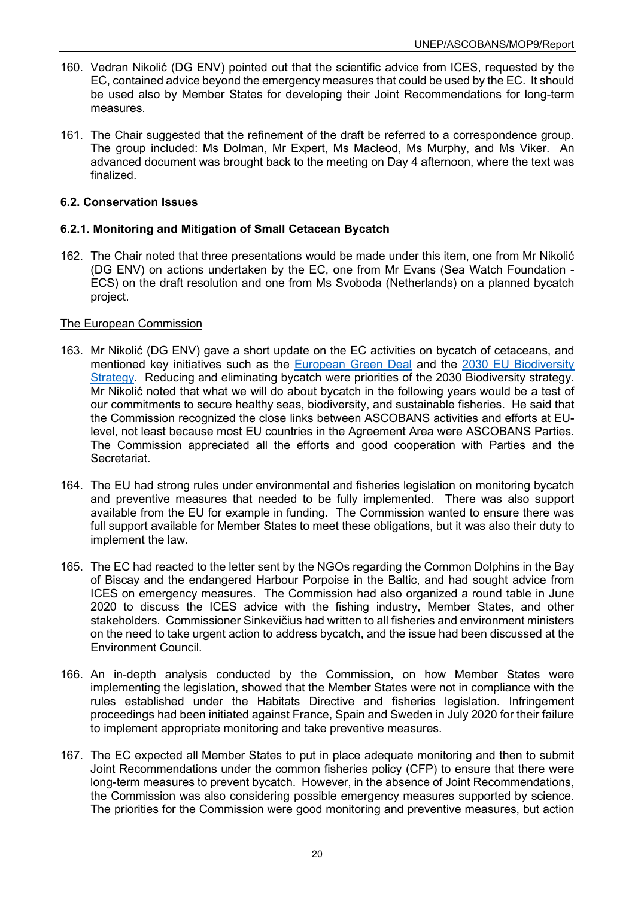160. Vedran Nikolić (DG ENV) pointed out that the scientific advice from ICES, requested by the EC, contained advice beyond the emergency measures that could be used by the EC. It should be used also by Member States for developing their Joint Recommendations for long-term measures.

161. The Chair suggested that the refinement of the draft be referred to a correspondence group. The group included: Ms Dolman, Mr Expert, Ms Macleod, Ms Murphy, and Ms Viker. An advanced document was brought back to the meeting on Day 4 afternoon, where the text was finalized.

### 6.2. Conservation Issues

#### 6.2.1. Monitoring and Mitigation of Small Cetacean Bycatch

162. The Chair noted that three presentations would be made under this item, one from Mr Nikolić (DG ENV) on actions undertaken by the EC, one from Mr Evans (Sea Watch Foundation - ECS) on the draft resolution and one from Ms Svoboda (Netherlands) on a planned bycatch project.

The European Commission

163. Mr Nikolić (DG ENV) gave a short update on the EC activities on bycatch of cetaceans, and mentioned key initiatives such as the European Green Deal and the 2030 EU Biodiversity Strategy. Reducing and eliminating bycatch were priorities of the 2030 Biodiversity strategy. Mr Nikolić noted that what we will do about bycatch in the following years would be a test of our commitments to secure healthy seas, biodiversity, and sustainable fisheries. He said that the Commission recognized the close links between ASCOBANS activities and efforts at EU-level, not least because most EU countries in the Agreement Area were ASCOBANS Parties. The Commission appreciated all the efforts and good cooperation with Parties and the Secretariat.

164. The EU had strong rules under environmental and fisheries legislation on monitoring bycatch and preventive measures that needed to be fully implemented. There was also support available from the EU for example in funding. The Commission wanted to ensure there was full support available for Member States to meet these obligations, but it was also their duty to implement the law.

165. The EC had reacted to the letter sent by the NGOs regarding the Common Dolphins in the Bay of Biscay and the endangered Harbour Porpoise in the Baltic, and had sought advice from ICES on emergency measures. The Commission had also organized a round table in June 2020 to discuss the ICES advice with the fishing industry, Member States, and other stakeholders. Commissioner Sinkevičius had written to all fisheries and environment ministers on the need to take urgent action to address bycatch, and the issue had been discussed at the Environment Council.

166. An in-depth analysis conducted by the Commission, on how Member States were implementing the legislation, showed that the Member States were not in compliance with the rules established under the Habitats Directive and fisheries legislation. Infringement proceedings had been initiated against France, Spain and Sweden in July 2020 for their failure to implement appropriate monitoring and take preventive measures.

167. The EC expected all Member States to put in place adequate monitoring and then to submit Joint Recommendations under the common fisheries policy (CFP) to ensure that there were long-term measures to prevent bycatch. However, in the absence of Joint Recommendations, the Commission was also considering possible emergency measures supported by science. The priorities for the Commission were good monitoring and preventive measures, but action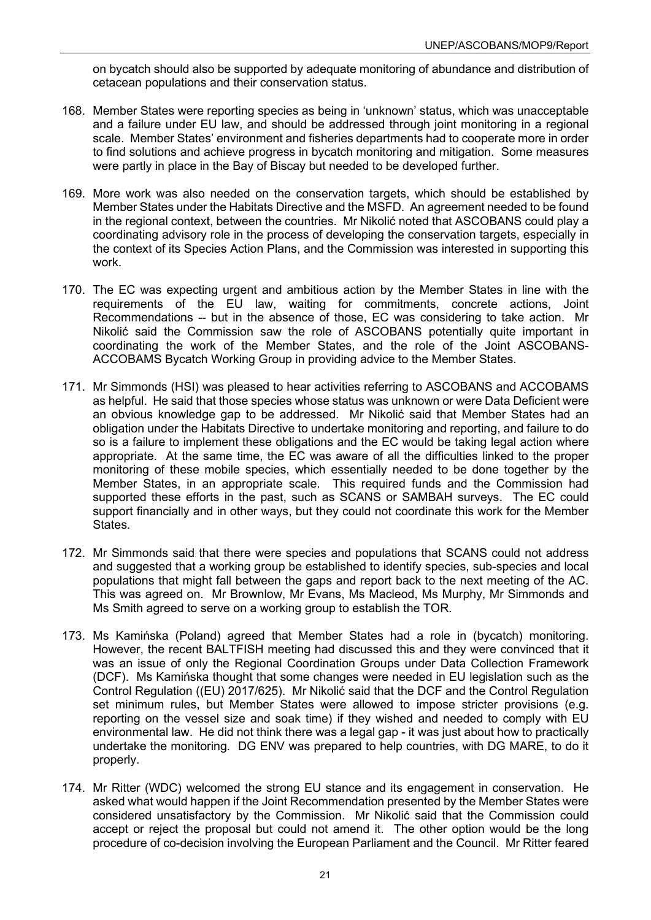on bycatch should also be supported by adequate monitoring of abundance and distribution of cetacean populations and their conservation status.

168. Member States were reporting species as being in 'unknown' status, which was unacceptable and a failure under EU law, and should be addressed through joint monitoring in a regional scale. Member States' environment and fisheries departments had to cooperate more in order to find solutions and achieve progress in bycatch monitoring and mitigation. Some measures were partly in place in the Bay of Biscay but needed to be developed further.

169. More work was also needed on the conservation targets, which should be established by Member States under the Habitats Directive and the MSFD. An agreement needed to be found in the regional context, between the countries. Mr Nikolić noted that ASCOBANS could play a coordinating advisory role in the process of developing the conservation targets, especially in the context of its Species Action Plans, and the Commission was interested in supporting this work.

170. The EC was expecting urgent and ambitious action by the Member States in line with the requirements of the EU law, waiting for commitments, concrete actions, Joint Recommendations -- but in the absence of those, EC was considering to take action. Mr Nikolić said the Commission saw the role of ASCOBANS potentially quite important in coordinating the work of the Member States, and the role of the Joint ASCOBANS-ACCOBAMS Bycatch Working Group in providing advice to the Member States.

171. Mr Simmonds (HSI) was pleased to hear activities referring to ASCOBANS and ACCOBAMS as helpful. He said that those species whose status was unknown or were Data Deficient were an obvious knowledge gap to be addressed. Mr Nikolić said that Member States had an obligation under the Habitats Directive to undertake monitoring and reporting, and failure to do so is a failure to implement these obligations and the EC would be taking legal action where appropriate. At the same time, the EC was aware of all the difficulties linked to the proper monitoring of these mobile species, which essentially needed to be done together by the Member States, in an appropriate scale. This required funds and the Commission had supported these efforts in the past, such as SCANS or SAMBAH surveys. The EC could support financially and in other ways, but they could not coordinate this work for the Member States.

172. Mr Simmonds said that there were species and populations that SCANS could not address and suggested that a working group be established to identify species, sub-species and local populations that might fall between the gaps and report back to the next meeting of the AC. This was agreed on. Mr Brownlow, Mr Evans, Ms Macleod, Ms Murphy, Mr Simmonds and Ms Smith agreed to serve on a working group to establish the TOR.

173. Ms Kamińska (Poland) agreed that Member States had a role in (bycatch) monitoring. However, the recent BALTFISH meeting had discussed this and they were convinced that it was an issue of only the Regional Coordination Groups under Data Collection Framework (DCF). Ms Kamińska thought that some changes were needed in EU legislation such as the Control Regulation ((EU) 2017/625). Mr Nikolić said that the DCF and the Control Regulation set minimum rules, but Member States were allowed to impose stricter provisions (e.g. reporting on the vessel size and soak time) if they wished and needed to comply with EU environmental law. He did not think there was a legal gap - it was just about how to practically undertake the monitoring. DG ENV was prepared to help countries, with DG MARE, to do it properly.

174. Mr Ritter (WDC) welcomed the strong EU stance and its engagement in conservation. He asked what would happen if the Joint Recommendation presented by the Member States were considered unsatisfactory by the Commission. Mr Nikolić said that the Commission could accept or reject the proposal but could not amend it. The other option would be the long procedure of co-decision involving the European Parliament and the Council. Mr Ritter feared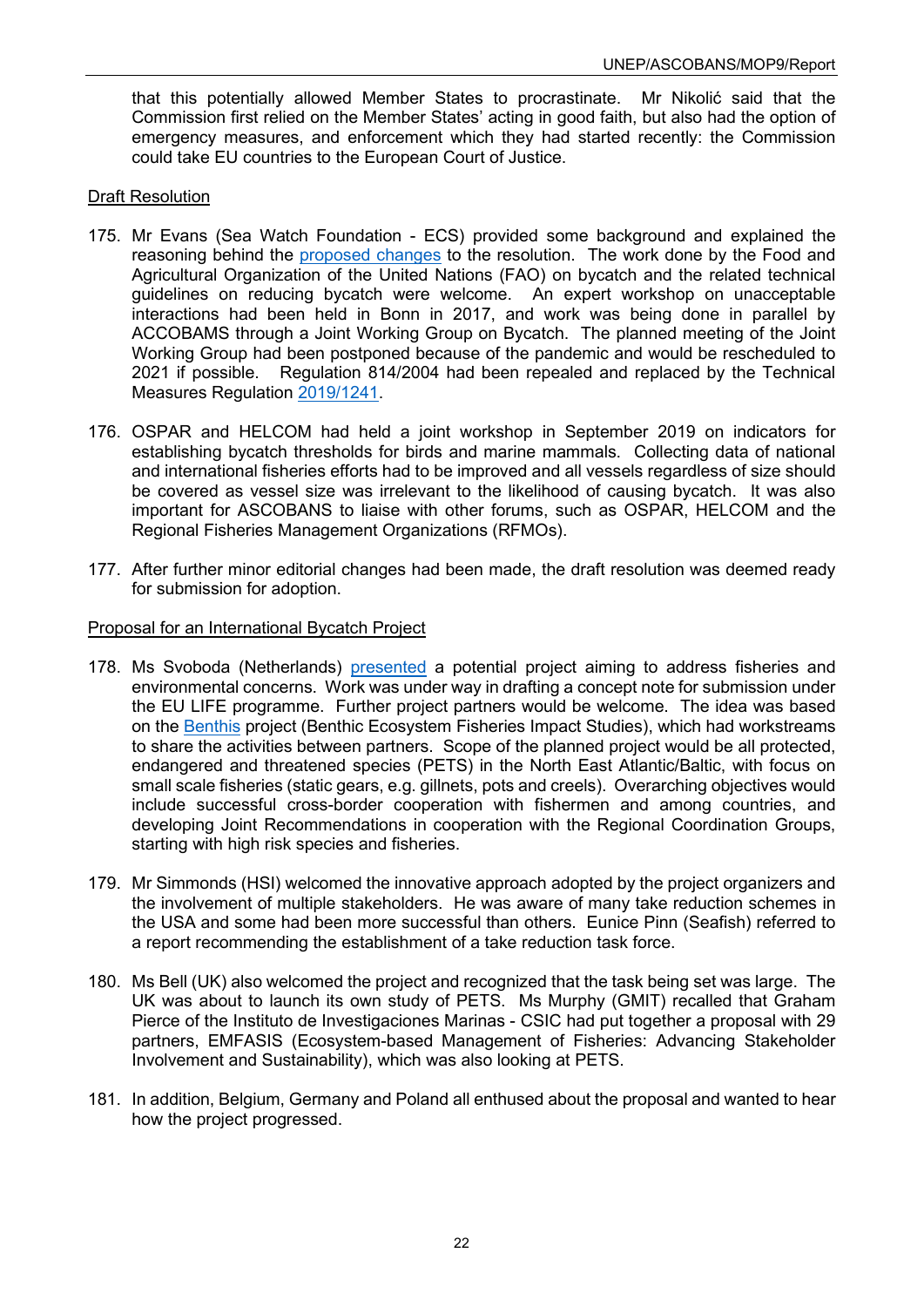that this potentially allowed Member States to procrastinate. Mr Nikolić said that the Commission first relied on the Member States' acting in good faith, but also had the option of emergency measures, and enforcement which they had started recently: the Commission could take EU countries to the European Court of Justice.

Draft Resolution

175. Mr Evans (Sea Watch Foundation - ECS) provided some background and explained the reasoning behind the proposed changes to the resolution. The work done by the Food and Agricultural Organization of the United Nations (FAO) on bycatch and the related technical guidelines on reducing bycatch were welcome. An expert workshop on unacceptable interactions had been held in Bonn in 2017, and work was being done in parallel by ACCOBAMS through a Joint Working Group on Bycatch. The planned meeting of the Joint Working Group had been postponed because of the pandemic and would be rescheduled to 2021 if possible. Regulation 814/2004 had been repealed and replaced by the Technical Measures Regulation 2019/1241.

176. OSPAR and HELCOM had held a joint workshop in September 2019 on indicators for establishing bycatch thresholds for birds and marine mammals. Collecting data of national and international fisheries efforts had to be improved and all vessels regardless of size should be covered as vessel size was irrelevant to the likelihood of causing bycatch. It was also important for ASCOBANS to liaise with other forums, such as OSPAR, HELCOM and the Regional Fisheries Management Organizations (RFMOs).

177. After further minor editorial changes had been made, the draft resolution was deemed ready for submission for adoption.

Proposal for an International Bycatch Project

178. Ms Svoboda (Netherlands) presented a potential project aiming to address fisheries and environmental concerns. Work was under way in drafting a concept note for submission under the EU LIFE programme. Further project partners would be welcome. The idea was based on the Benthis project (Benthic Ecosystem Fisheries Impact Studies), which had workstreams to share the activities between partners. Scope of the planned project would be all protected, endangered and threatened species (PETS) in the North East Atlantic/Baltic, with focus on small scale fisheries (static gears, e.g. gillnets, pots and creels). Overarching objectives would include successful cross-border cooperation with fishermen and among countries, and developing Joint Recommendations in cooperation with the Regional Coordination Groups, starting with high risk species and fisheries.

179. Mr Simmonds (HSI) welcomed the innovative approach adopted by the project organizers and the involvement of multiple stakeholders. He was aware of many take reduction schemes in the USA and some had been more successful than others. Eunice Pinn (Seafish) referred to a report recommending the establishment of a take reduction task force.

180. Ms Bell (UK) also welcomed the project and recognized that the task being set was large. The UK was about to launch its own study of PETS. Ms Murphy (GMIT) recalled that Graham Pierce of the Instituto de Investigaciones Marinas - CSIC had put together a proposal with 29 partners, EMFASIS (Ecosystem-based Management of Fisheries: Advancing Stakeholder Involvement and Sustainability), which was also looking at PETS.

181. In addition, Belgium, Germany and Poland all enthused about the proposal and wanted to hear how the project progressed.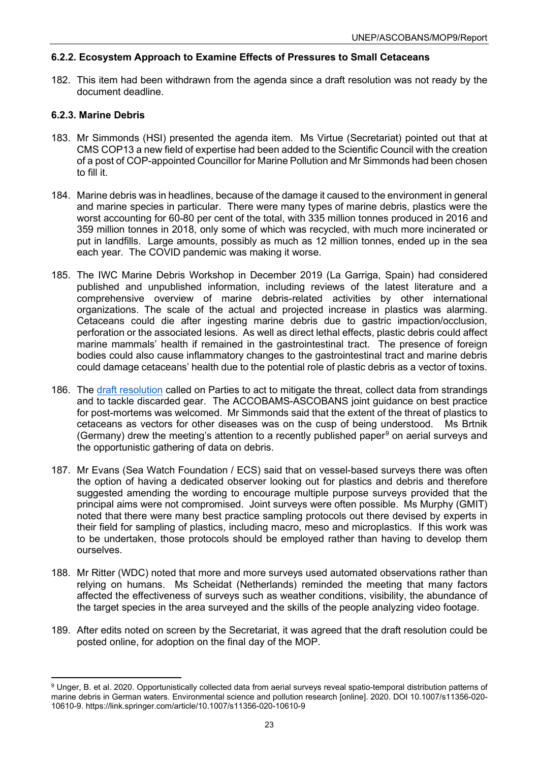### 6.2.2. Ecosystem Approach to Examine Effects of Pressures to Small Cetaceans

182. This item had been withdrawn from the agenda since a draft resolution was not ready by the document deadline.

### 6.2.3. Marine Debris

183. Mr Simmonds (HSI) presented the agenda item. Ms Virtue (Secretariat) pointed out that at CMS COP13 a new field of expertise had been added to the Scientific Council with the creation of a post of COP-appointed Councillor for Marine Pollution and Mr Simmonds had been chosen to fill it.

184. Marine debris was in headlines, because of the damage it caused to the environment in general and marine species in particular. There were many types of marine debris, plastics were the worst accounting for 60-80 per cent of the total, with 335 million tonnes produced in 2016 and 359 million tonnes in 2018, only some of which was recycled, with much more incinerated or put in landfills. Large amounts, possibly as much as 12 million tonnes, ended up in the sea each year. The COVID pandemic was making it worse.

185. The IWC Marine Debris Workshop in December 2019 (La Garriga, Spain) had considered published and unpublished information, including reviews of the latest literature and a comprehensive overview of marine debris-related activities by other international organizations. The scale of the actual and projected increase in plastics was alarming. Cetaceans could die after ingesting marine debris due to gastric impaction/occlusion, perforation or the associated lesions. As well as direct lethal effects, plastic debris could affect marine mammals' health if remained in the gastrointestinal tract. The presence of foreign bodies could also cause inflammatory changes to the gastrointestinal tract and marine debris could damage cetaceans' health due to the potential role of plastic debris as a vector of toxins.

186. The draft resolution called on Parties to act to mitigate the threat, collect data from strandings and to tackle discarded gear. The ACCOBAMS-ASCOBANS joint guidance on best practice for post-mortems was welcomed. Mr Simmonds said that the extent of the threat of plastics to cetaceans as vectors for other diseases was on the cusp of being understood. Ms Brtnik (Germany) drew the meeting's attention to a recently published paper[9] on aerial surveys and the opportunistic gathering of data on debris.

187. Mr Evans (Sea Watch Foundation / ECS) said that on vessel-based surveys there was often the option of having a dedicated observer looking out for plastics and debris and therefore suggested amending the wording to encourage multiple purpose surveys provided that the principal aims were not compromised. Joint surveys were often possible. Ms Murphy (GMIT) noted that there were many best practice sampling protocols out there devised by experts in their field for sampling of plastics, including macro, meso and microplastics. If this work was to be undertaken, those protocols should be employed rather than having to develop them ourselves.

188. Mr Ritter (WDC) noted that more and more surveys used automated observations rather than relying on humans. Ms Scheidat (Netherlands) reminded the meeting that many factors affected the effectiveness of surveys such as weather conditions, visibility, the abundance of the target species in the area surveyed and the skills of the people analyzing video footage.

189. After edits noted on screen by the Secretariat, it was agreed that the draft resolution could be posted online, for adoption on the final day of the MOP.

---

[9] Unger, B. et al. 2020. Opportunistically collected data from aerial surveys reveal spatio-temporal distribution patterns of marine debris in German waters. Environmental science and pollution research [online]. 2020. DOI 10.1007/s11356-020-10610-9. https://link.springer.com/article/10.1007/s11356-020-10610-9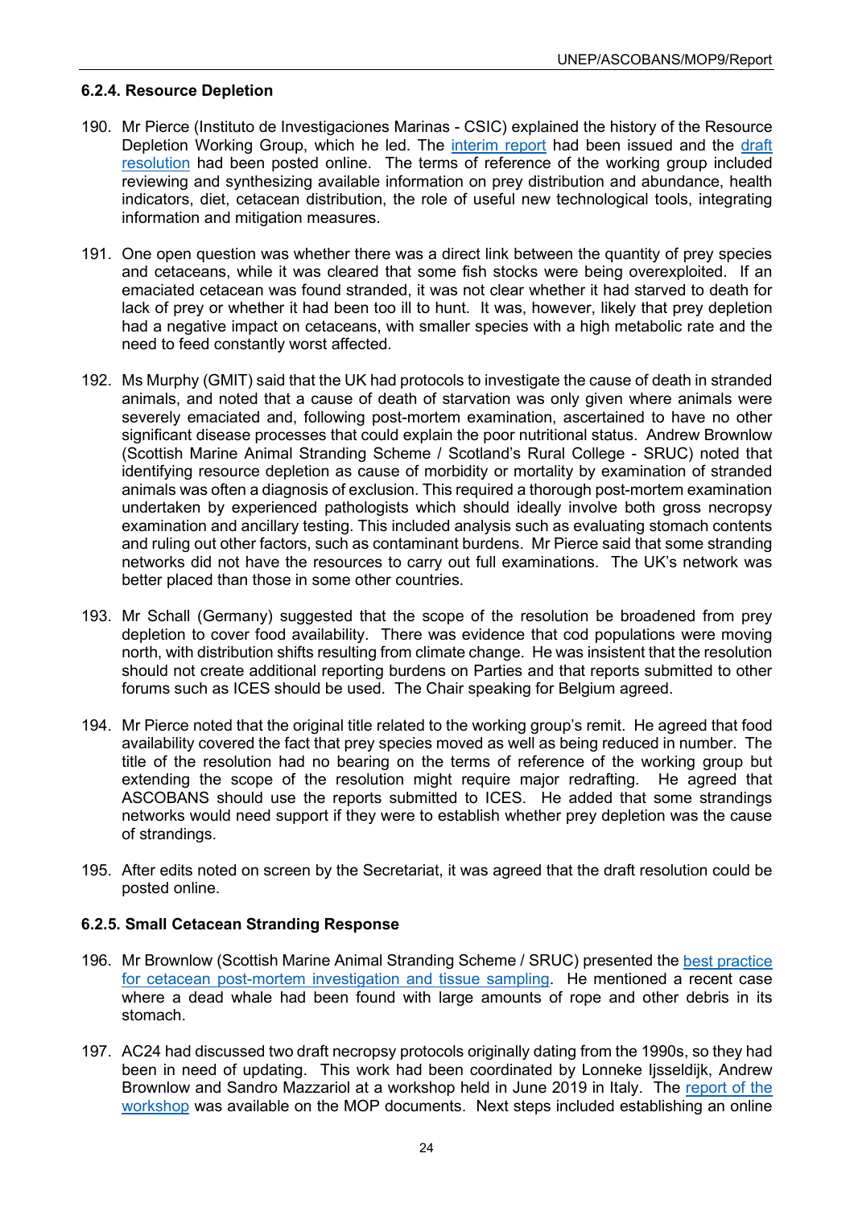#### 6.2.4. Resource Depletion

190. Mr Pierce (Instituto de Investigaciones Marinas - CSIC) explained the history of the Resource Depletion Working Group, which he led. The interim report had been issued and the draft resolution had been posted online. The terms of reference of the working group included reviewing and synthesizing available information on prey distribution and abundance, health indicators, diet, cetacean distribution, the role of useful new technological tools, integrating information and mitigation measures.

191. One open question was whether there was a direct link between the quantity of prey species and cetaceans, while it was cleared that some fish stocks were being overexploited. If an emaciated cetacean was found stranded, it was not clear whether it had starved to death for lack of prey or whether it had been too ill to hunt. It was, however, likely that prey depletion had a negative impact on cetaceans, with smaller species with a high metabolic rate and the need to feed constantly worst affected.

192. Ms Murphy (GMIT) said that the UK had protocols to investigate the cause of death in stranded animals, and noted that a cause of death of starvation was only given where animals were severely emaciated and, following post-mortem examination, ascertained to have no other significant disease processes that could explain the poor nutritional status. Andrew Brownlow (Scottish Marine Animal Stranding Scheme / Scotland's Rural College - SRUC) noted that identifying resource depletion as cause of morbidity or mortality by examination of stranded animals was often a diagnosis of exclusion. This required a thorough post-mortem examination undertaken by experienced pathologists which should ideally involve both gross necropsy examination and ancillary testing. This included analysis such as evaluating stomach contents and ruling out other factors, such as contaminant burdens. Mr Pierce said that some stranding networks did not have the resources to carry out full examinations. The UK's network was better placed than those in some other countries.

193. Mr Schall (Germany) suggested that the scope of the resolution be broadened from prey depletion to cover food availability. There was evidence that cod populations were moving north, with distribution shifts resulting from climate change. He was insistent that the resolution should not create additional reporting burdens on Parties and that reports submitted to other forums such as ICES should be used. The Chair speaking for Belgium agreed.

194. Mr Pierce noted that the original title related to the working group's remit. He agreed that food availability covered the fact that prey species moved as well as being reduced in number. The title of the resolution had no bearing on the terms of reference of the working group but extending the scope of the resolution might require major redrafting. He agreed that ASCOBANS should use the reports submitted to ICES. He added that some strandings networks would need support if they were to establish whether prey depletion was the cause of strandings.

195. After edits noted on screen by the Secretariat, it was agreed that the draft resolution could be posted online.

#### 6.2.5. Small Cetacean Stranding Response

196. Mr Brownlow (Scottish Marine Animal Stranding Scheme / SRUC) presented the best practice for cetacean post-mortem investigation and tissue sampling. He mentioned a recent case where a dead whale had been found with large amounts of rope and other debris in its stomach.

197. AC24 had discussed two draft necropsy protocols originally dating from the 1990s, so they had been in need of updating. This work had been coordinated by Lonneke Ijsseldijk, Andrew Brownlow and Sandro Mazzariol at a workshop held in June 2019 in Italy. The report of the workshop was available on the MOP documents. Next steps included establishing an online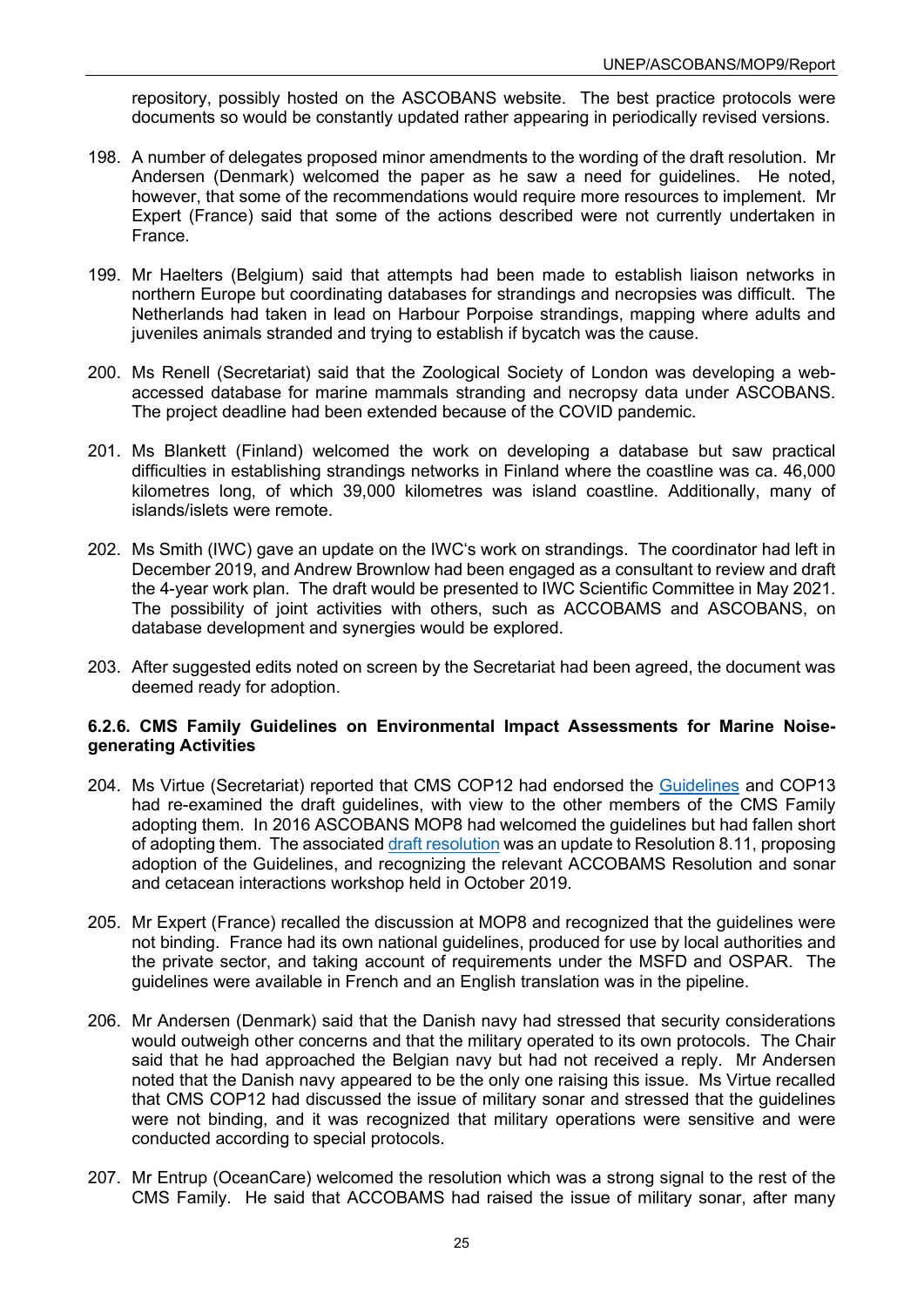repository, possibly hosted on the ASCOBANS website. The best practice protocols were documents so would be constantly updated rather appearing in periodically revised versions.

198. A number of delegates proposed minor amendments to the wording of the draft resolution. Mr Andersen (Denmark) welcomed the paper as he saw a need for guidelines. He noted, however, that some of the recommendations would require more resources to implement. Mr Expert (France) said that some of the actions described were not currently undertaken in France.

199. Mr Haelters (Belgium) said that attempts had been made to establish liaison networks in northern Europe but coordinating databases for strandings and necropsies was difficult. The Netherlands had taken in lead on Harbour Porpoise strandings, mapping where adults and juveniles animals stranded and trying to establish if bycatch was the cause.

200. Ms Renell (Secretariat) said that the Zoological Society of London was developing a web-accessed database for marine mammals stranding and necropsy data under ASCOBANS. The project deadline had been extended because of the COVID pandemic.

201. Ms Blankett (Finland) welcomed the work on developing a database but saw practical difficulties in establishing strandings networks in Finland where the coastline was ca. 46,000 kilometres long, of which 39,000 kilometres was island coastline. Additionally, many of islands/islets were remote.

202. Ms Smith (IWC) gave an update on the IWC's work on strandings. The coordinator had left in December 2019, and Andrew Brownlow had been engaged as a consultant to review and draft the 4-year work plan. The draft would be presented to IWC Scientific Committee in May 2021. The possibility of joint activities with others, such as ACCOBAMS and ASCOBANS, on database development and synergies would be explored.

203. After suggested edits noted on screen by the Secretariat had been agreed, the document was deemed ready for adoption.

#### 6.2.6. CMS Family Guidelines on Environmental Impact Assessments for Marine Noise-generating Activities

204. Ms Virtue (Secretariat) reported that CMS COP12 had endorsed the Guidelines and COP13 had re-examined the draft guidelines, with view to the other members of the CMS Family adopting them. In 2016 ASCOBANS MOP8 had welcomed the guidelines but had fallen short of adopting them. The associated draft resolution was an update to Resolution 8.11, proposing adoption of the Guidelines, and recognizing the relevant ACCOBAMS Resolution and sonar and cetacean interactions workshop held in October 2019.

205. Mr Expert (France) recalled the discussion at MOP8 and recognized that the guidelines were not binding. France had its own national guidelines, produced for use by local authorities and the private sector, and taking account of requirements under the MSFD and OSPAR. The guidelines were available in French and an English translation was in the pipeline.

206. Mr Andersen (Denmark) said that the Danish navy had stressed that security considerations would outweigh other concerns and that the military operated to its own protocols. The Chair said that he had approached the Belgian navy but had not received a reply. Mr Andersen noted that the Danish navy appeared to be the only one raising this issue. Ms Virtue recalled that CMS COP12 had discussed the issue of military sonar and stressed that the guidelines were not binding, and it was recognized that military operations were sensitive and were conducted according to special protocols.

207. Mr Entrup (OceanCare) welcomed the resolution which was a strong signal to the rest of the CMS Family. He said that ACCOBAMS had raised the issue of military sonar, after many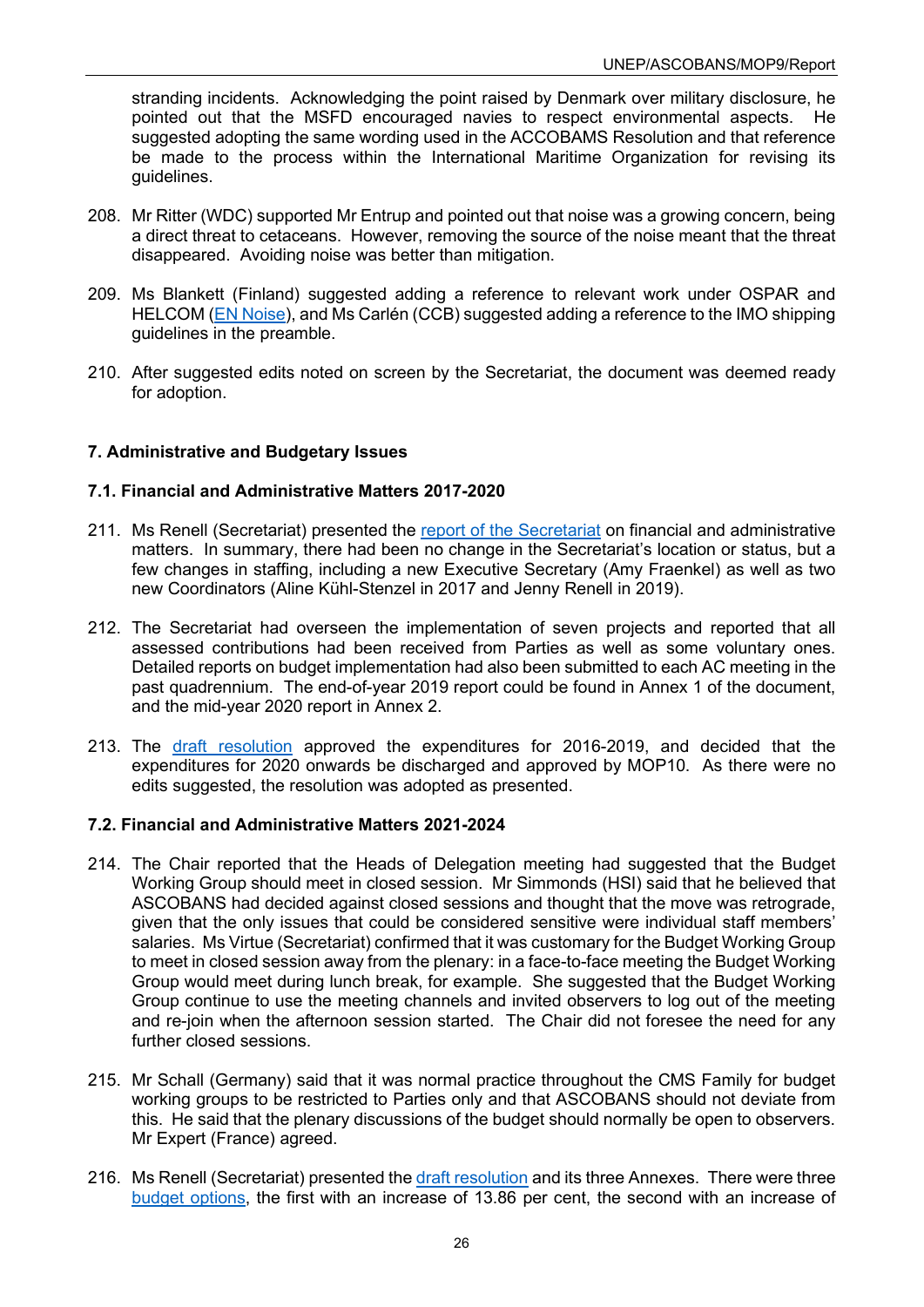stranding incidents. Acknowledging the point raised by Denmark over military disclosure, he pointed out that the MSFD encouraged navies to respect environmental aspects. He suggested adopting the same wording used in the ACCOBAMS Resolution and that reference be made to the process within the International Maritime Organization for revising its guidelines.

208. Mr Ritter (WDC) supported Mr Entrup and pointed out that noise was a growing concern, being a direct threat to cetaceans. However, removing the source of the noise meant that the threat disappeared. Avoiding noise was better than mitigation.

209. Ms Blankett (Finland) suggested adding a reference to relevant work under OSPAR and HELCOM (EN Noise), and Ms Carlén (CCB) suggested adding a reference to the IMO shipping guidelines in the preamble.

210. After suggested edits noted on screen by the Secretariat, the document was deemed ready for adoption.

### 7. Administrative and Budgetary Issues

#### 7.1. Financial and Administrative Matters 2017-2020

211. Ms Renell (Secretariat) presented the report of the Secretariat on financial and administrative matters. In summary, there had been no change in the Secretariat's location or status, but a few changes in staffing, including a new Executive Secretary (Amy Fraenkel) as well as two new Coordinators (Aline Kühl-Stenzel in 2017 and Jenny Renell in 2019).

212. The Secretariat had overseen the implementation of seven projects and reported that all assessed contributions had been received from Parties as well as some voluntary ones. Detailed reports on budget implementation had also been submitted to each AC meeting in the past quadrennium. The end-of-year 2019 report could be found in Annex 1 of the document, and the mid-year 2020 report in Annex 2.

213. The draft resolution approved the expenditures for 2016-2019, and decided that the expenditures for 2020 onwards be discharged and approved by MOP10. As there were no edits suggested, the resolution was adopted as presented.

#### 7.2. Financial and Administrative Matters 2021-2024

214. The Chair reported that the Heads of Delegation meeting had suggested that the Budget Working Group should meet in closed session. Mr Simmonds (HSI) said that he believed that ASCOBANS had decided against closed sessions and thought that the move was retrograde, given that the only issues that could be considered sensitive were individual staff members' salaries. Ms Virtue (Secretariat) confirmed that it was customary for the Budget Working Group to meet in closed session away from the plenary: in a face-to-face meeting the Budget Working Group would meet during lunch break, for example. She suggested that the Budget Working Group continue to use the meeting channels and invited observers to log out of the meeting and re-join when the afternoon session started. The Chair did not foresee the need for any further closed sessions.

215. Mr Schall (Germany) said that it was normal practice throughout the CMS Family for budget working groups to be restricted to Parties only and that ASCOBANS should not deviate from this. He said that the plenary discussions of the budget should normally be open to observers. Mr Expert (France) agreed.

216. Ms Renell (Secretariat) presented the draft resolution and its three Annexes. There were three budget options, the first with an increase of 13.86 per cent, the second with an increase of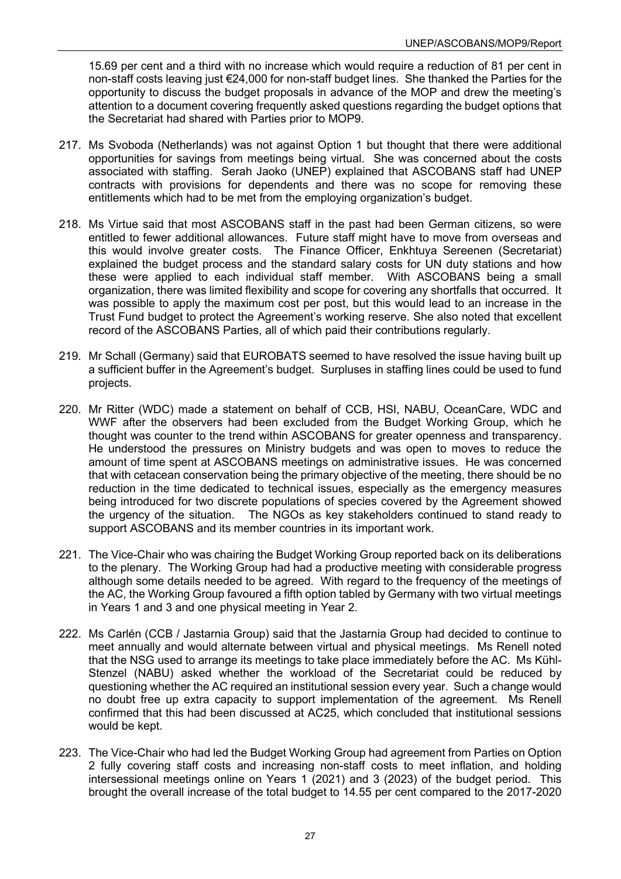15.69 per cent and a third with no increase which would require a reduction of 81 per cent in non-staff costs leaving just €24,000 for non-staff budget lines. She thanked the Parties for the opportunity to discuss the budget proposals in advance of the MOP and drew the meeting's attention to a document covering frequently asked questions regarding the budget options that the Secretariat had shared with Parties prior to MOP9.

217. Ms Svoboda (Netherlands) was not against Option 1 but thought that there were additional opportunities for savings from meetings being virtual. She was concerned about the costs associated with staffing. Serah Jaoko (UNEP) explained that ASCOBANS staff had UNEP contracts with provisions for dependents and there was no scope for removing these entitlements which had to be met from the employing organization's budget.

218. Ms Virtue said that most ASCOBANS staff in the past had been German citizens, so were entitled to fewer additional allowances. Future staff might have to move from overseas and this would involve greater costs. The Finance Officer, Enkhtuya Sereenen (Secretariat) explained the budget process and the standard salary costs for UN duty stations and how these were applied to each individual staff member. With ASCOBANS being a small organization, there was limited flexibility and scope for covering any shortfalls that occurred. It was possible to apply the maximum cost per post, but this would lead to an increase in the Trust Fund budget to protect the Agreement's working reserve. She also noted that excellent record of the ASCOBANS Parties, all of which paid their contributions regularly.

219. Mr Schall (Germany) said that EUROBATS seemed to have resolved the issue having built up a sufficient buffer in the Agreement's budget. Surpluses in staffing lines could be used to fund projects.

220. Mr Ritter (WDC) made a statement on behalf of CCB, HSI, NABU, OceanCare, WDC and WWF after the observers had been excluded from the Budget Working Group, which he thought was counter to the trend within ASCOBANS for greater openness and transparency. He understood the pressures on Ministry budgets and was open to moves to reduce the amount of time spent at ASCOBANS meetings on administrative issues. He was concerned that with cetacean conservation being the primary objective of the meeting, there should be no reduction in the time dedicated to technical issues, especially as the emergency measures being introduced for two discrete populations of species covered by the Agreement showed the urgency of the situation. The NGOs as key stakeholders continued to stand ready to support ASCOBANS and its member countries in its important work.

221. The Vice-Chair who was chairing the Budget Working Group reported back on its deliberations to the plenary. The Working Group had had a productive meeting with considerable progress although some details needed to be agreed. With regard to the frequency of the meetings of the AC, the Working Group favoured a fifth option tabled by Germany with two virtual meetings in Years 1 and 3 and one physical meeting in Year 2.

222. Ms Carlén (CCB / Jastarnia Group) said that the Jastarnia Group had decided to continue to meet annually and would alternate between virtual and physical meetings. Ms Renell noted that the NSG used to arrange its meetings to take place immediately before the AC. Ms Kühl-Stenzel (NABU) asked whether the workload of the Secretariat could be reduced by questioning whether the AC required an institutional session every year. Such a change would no doubt free up extra capacity to support implementation of the agreement. Ms Renell confirmed that this had been discussed at AC25, which concluded that institutional sessions would be kept.

223. The Vice-Chair who had led the Budget Working Group had agreement from Parties on Option 2 fully covering staff costs and increasing non-staff costs to meet inflation, and holding intersessional meetings online on Years 1 (2021) and 3 (2023) of the budget period. This brought the overall increase of the total budget to 14.55 per cent compared to the 2017-2020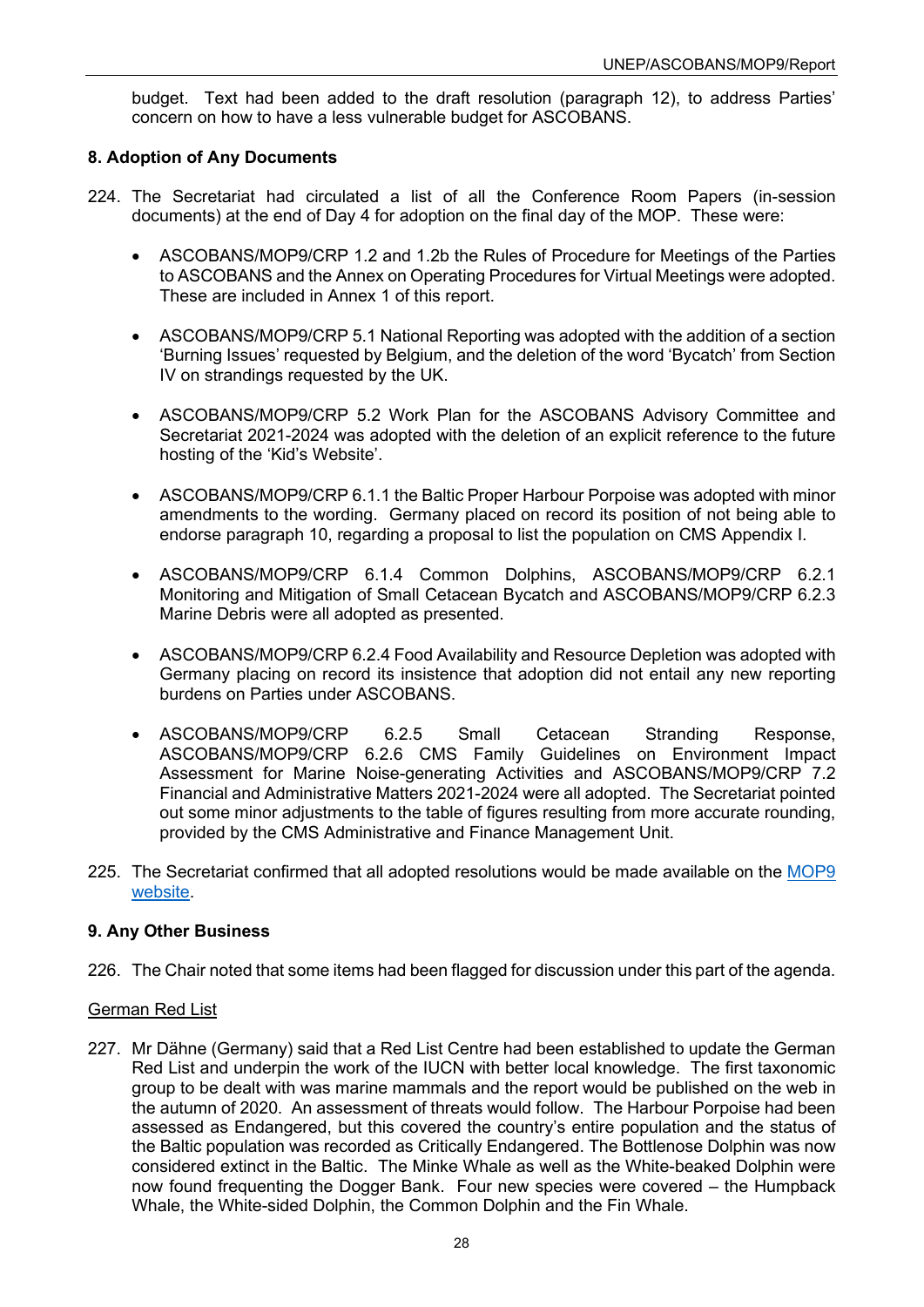budget. Text had been added to the draft resolution (paragraph 12), to address Parties' concern on how to have a less vulnerable budget for ASCOBANS.

### 8. Adoption of Any Documents

224. The Secretariat had circulated a list of all the Conference Room Papers (in-session documents) at the end of Day 4 for adoption on the final day of the MOP. These were:

- ASCOBANS/MOP9/CRP 1.2 and 1.2b the Rules of Procedure for Meetings of the Parties to ASCOBANS and the Annex on Operating Procedures for Virtual Meetings were adopted. These are included in Annex 1 of this report.

- ASCOBANS/MOP9/CRP 5.1 National Reporting was adopted with the addition of a section 'Burning Issues' requested by Belgium, and the deletion of the word 'Bycatch' from Section IV on strandings requested by the UK.

- ASCOBANS/MOP9/CRP 5.2 Work Plan for the ASCOBANS Advisory Committee and Secretariat 2021-2024 was adopted with the deletion of an explicit reference to the future hosting of the 'Kid's Website'.

- ASCOBANS/MOP9/CRP 6.1.1 the Baltic Proper Harbour Porpoise was adopted with minor amendments to the wording. Germany placed on record its position of not being able to endorse paragraph 10, regarding a proposal to list the population on CMS Appendix I.

- ASCOBANS/MOP9/CRP 6.1.4 Common Dolphins, ASCOBANS/MOP9/CRP 6.2.1 Monitoring and Mitigation of Small Cetacean Bycatch and ASCOBANS/MOP9/CRP 6.2.3 Marine Debris were all adopted as presented.

- ASCOBANS/MOP9/CRP 6.2.4 Food Availability and Resource Depletion was adopted with Germany placing on record its insistence that adoption did not entail any new reporting burdens on Parties under ASCOBANS.

- ASCOBANS/MOP9/CRP 6.2.5 Small Cetacean Stranding Response, ASCOBANS/MOP9/CRP 6.2.6 CMS Family Guidelines on Environment Impact Assessment for Marine Noise-generating Activities and ASCOBANS/MOP9/CRP 7.2 Financial and Administrative Matters 2021-2024 were all adopted. The Secretariat pointed out some minor adjustments to the table of figures resulting from more accurate rounding, provided by the CMS Administrative and Finance Management Unit.

225. The Secretariat confirmed that all adopted resolutions would be made available on the MOP9 website.

### 9. Any Other Business

226. The Chair noted that some items had been flagged for discussion under this part of the agenda.

German Red List

227. Mr Dähne (Germany) said that a Red List Centre had been established to update the German Red List and underpin the work of the IUCN with better local knowledge. The first taxonomic group to be dealt with was marine mammals and the report would be published on the web in the autumn of 2020. An assessment of threats would follow. The Harbour Porpoise had been assessed as Endangered, but this covered the country's entire population and the status of the Baltic population was recorded as Critically Endangered. The Bottlenose Dolphin was now considered extinct in the Baltic. The Minke Whale as well as the White-beaked Dolphin were now found frequenting the Dogger Bank. Four new species were covered – the Humpback Whale, the White-sided Dolphin, the Common Dolphin and the Fin Whale.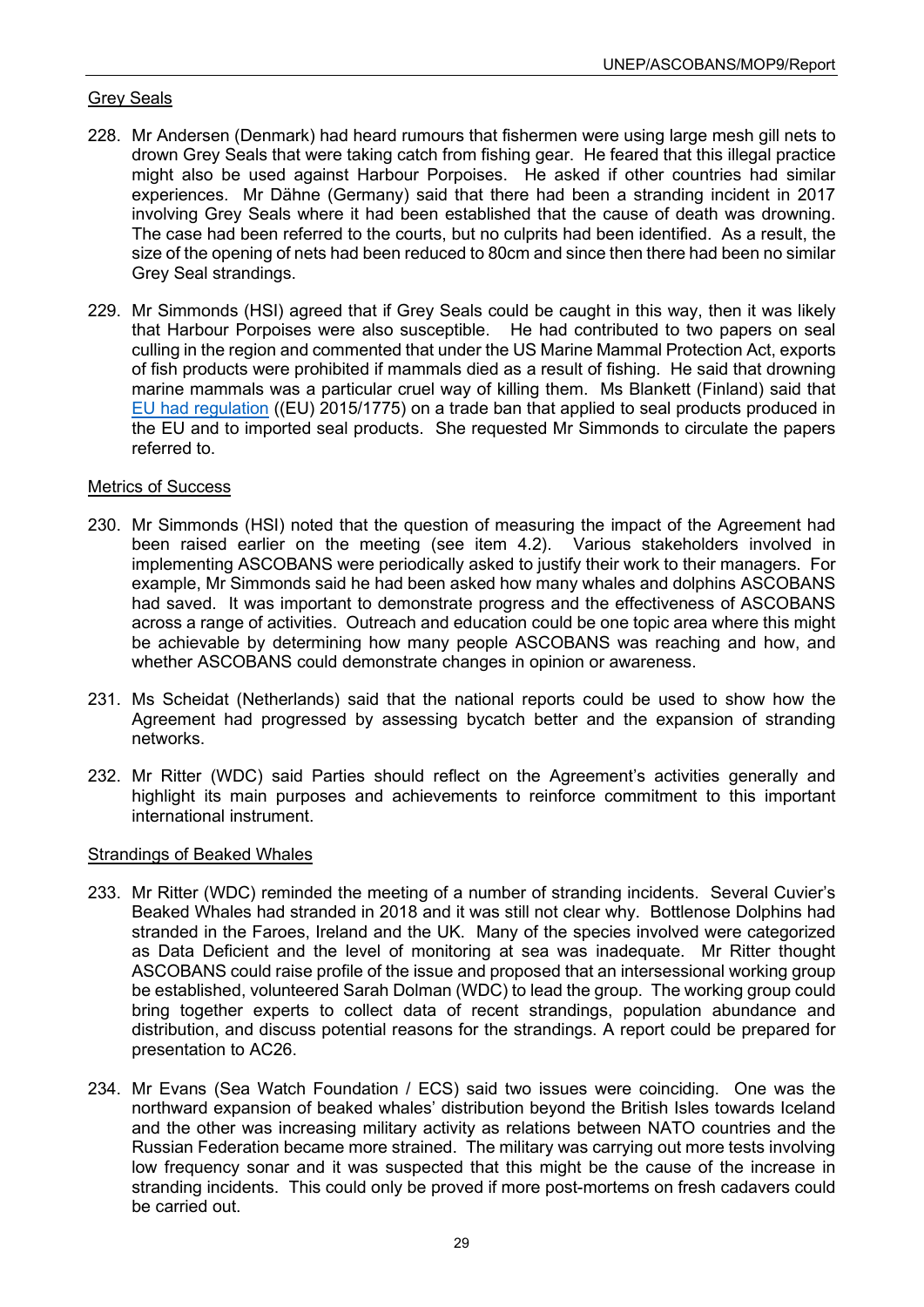Grey Seals

228. Mr Andersen (Denmark) had heard rumours that fishermen were using large mesh gill nets to drown Grey Seals that were taking catch from fishing gear. He feared that this illegal practice might also be used against Harbour Porpoises. He asked if other countries had similar experiences. Mr Dähne (Germany) said that there had been a stranding incident in 2017 involving Grey Seals where it had been established that the cause of death was drowning. The case had been referred to the courts, but no culprits had been identified. As a result, the size of the opening of nets had been reduced to 80cm and since then there had been no similar Grey Seal strandings.

229. Mr Simmonds (HSI) agreed that if Grey Seals could be caught in this way, then it was likely that Harbour Porpoises were also susceptible. He had contributed to two papers on seal culling in the region and commented that under the US Marine Mammal Protection Act, exports of fish products were prohibited if mammals died as a result of fishing. He said that drowning marine mammals was a particular cruel way of killing them. Ms Blankett (Finland) said that EU had regulation ((EU) 2015/1775) on a trade ban that applied to seal products produced in the EU and to imported seal products. She requested Mr Simmonds to circulate the papers referred to.

Metrics of Success

230. Mr Simmonds (HSI) noted that the question of measuring the impact of the Agreement had been raised earlier on the meeting (see item 4.2). Various stakeholders involved in implementing ASCOBANS were periodically asked to justify their work to their managers. For example, Mr Simmonds said he had been asked how many whales and dolphins ASCOBANS had saved. It was important to demonstrate progress and the effectiveness of ASCOBANS across a range of activities. Outreach and education could be one topic area where this might be achievable by determining how many people ASCOBANS was reaching and how, and whether ASCOBANS could demonstrate changes in opinion or awareness.

231. Ms Scheidat (Netherlands) said that the national reports could be used to show how the Agreement had progressed by assessing bycatch better and the expansion of stranding networks.

232. Mr Ritter (WDC) said Parties should reflect on the Agreement's activities generally and highlight its main purposes and achievements to reinforce commitment to this important international instrument.

Strandings of Beaked Whales

233. Mr Ritter (WDC) reminded the meeting of a number of stranding incidents. Several Cuvier's Beaked Whales had stranded in 2018 and it was still not clear why. Bottlenose Dolphins had stranded in the Faroes, Ireland and the UK. Many of the species involved were categorized as Data Deficient and the level of monitoring at sea was inadequate. Mr Ritter thought ASCOBANS could raise profile of the issue and proposed that an intersessional working group be established, volunteered Sarah Dolman (WDC) to lead the group. The working group could bring together experts to collect data of recent strandings, population abundance and distribution, and discuss potential reasons for the strandings. A report could be prepared for presentation to AC26.

234. Mr Evans (Sea Watch Foundation / ECS) said two issues were coinciding. One was the northward expansion of beaked whales' distribution beyond the British Isles towards Iceland and the other was increasing military activity as relations between NATO countries and the Russian Federation became more strained. The military was carrying out more tests involving low frequency sonar and it was suspected that this might be the cause of the increase in stranding incidents. This could only be proved if more post-mortems on fresh cadavers could be carried out.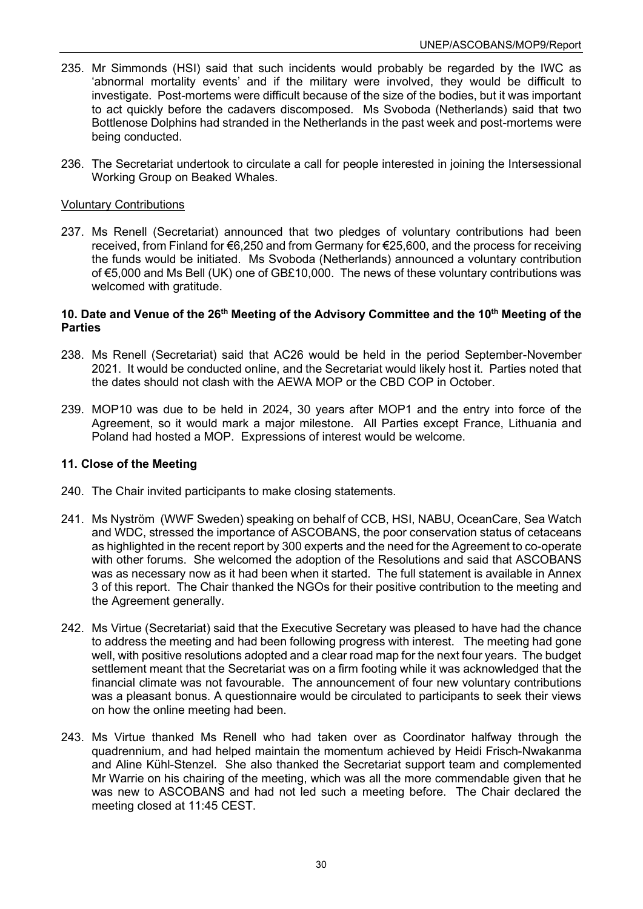235. Mr Simmonds (HSI) said that such incidents would probably be regarded by the IWC as 'abnormal mortality events' and if the military were involved, they would be difficult to investigate. Post-mortems were difficult because of the size of the bodies, but it was important to act quickly before the cadavers discomposed. Ms Svoboda (Netherlands) said that two Bottlenose Dolphins had stranded in the Netherlands in the past week and post-mortems were being conducted.

236. The Secretariat undertook to circulate a call for people interested in joining the Intersessional Working Group on Beaked Whales.

Voluntary Contributions

237. Ms Renell (Secretariat) announced that two pledges of voluntary contributions had been received, from Finland for €6,250 and from Germany for €25,600, and the process for receiving the funds would be initiated. Ms Svoboda (Netherlands) announced a voluntary contribution of €5,000 and Ms Bell (UK) one of GB£10,000. The news of these voluntary contributions was welcomed with gratitude.

### 10. Date and Venue of the 26th Meeting of the Advisory Committee and the 10th Meeting of the Parties

238. Ms Renell (Secretariat) said that AC26 would be held in the period September-November 2021. It would be conducted online, and the Secretariat would likely host it. Parties noted that the dates should not clash with the AEWA MOP or the CBD COP in October.

239. MOP10 was due to be held in 2024, 30 years after MOP1 and the entry into force of the Agreement, so it would mark a major milestone. All Parties except France, Lithuania and Poland had hosted a MOP. Expressions of interest would be welcome.

### 11. Close of the Meeting

240. The Chair invited participants to make closing statements.

241. Ms Nyström (WWF Sweden) speaking on behalf of CCB, HSI, NABU, OceanCare, Sea Watch and WDC, stressed the importance of ASCOBANS, the poor conservation status of cetaceans as highlighted in the recent report by 300 experts and the need for the Agreement to co-operate with other forums. She welcomed the adoption of the Resolutions and said that ASCOBANS was as necessary now as it had been when it started. The full statement is available in Annex 3 of this report. The Chair thanked the NGOs for their positive contribution to the meeting and the Agreement generally.

242. Ms Virtue (Secretariat) said that the Executive Secretary was pleased to have had the chance to address the meeting and had been following progress with interest. The meeting had gone well, with positive resolutions adopted and a clear road map for the next four years. The budget settlement meant that the Secretariat was on a firm footing while it was acknowledged that the financial climate was not favourable. The announcement of four new voluntary contributions was a pleasant bonus. A questionnaire would be circulated to participants to seek their views on how the online meeting had been.

243. Ms Virtue thanked Ms Renell who had taken over as Coordinator halfway through the quadrennium, and had helped maintain the momentum achieved by Heidi Frisch-Nwakanma and Aline Kühl-Stenzel. She also thanked the Secretariat support team and complemented Mr Warrie on his chairing of the meeting, which was all the more commendable given that he was new to ASCOBANS and had not led such a meeting before. The Chair declared the meeting closed at 11:45 CEST.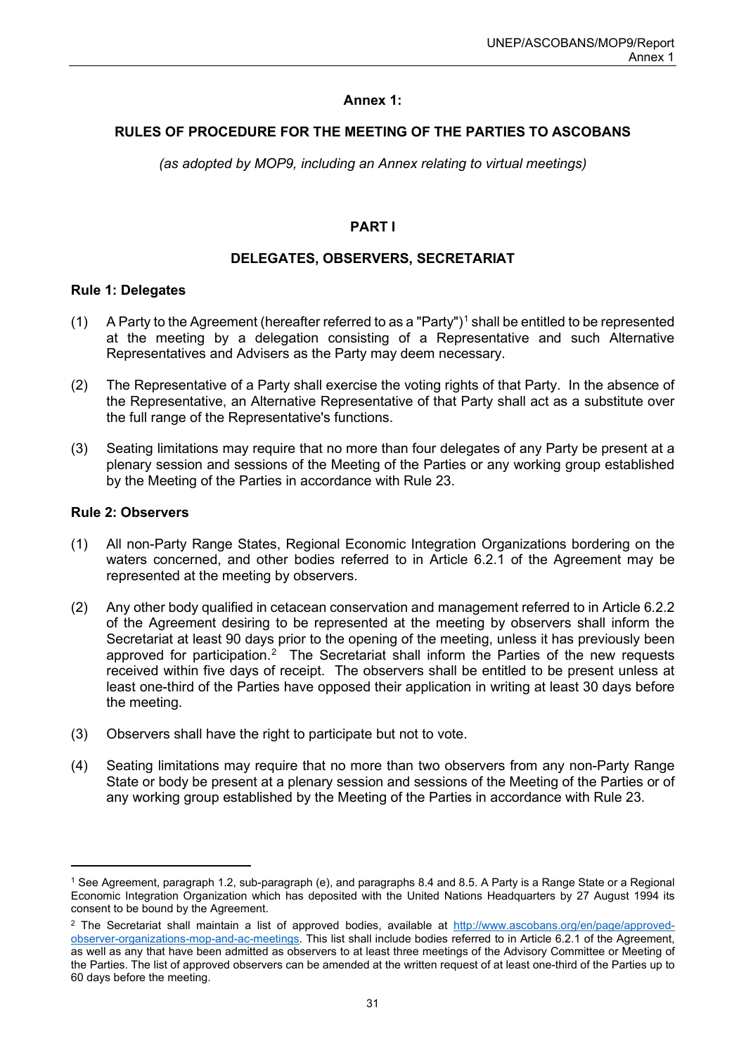# Annex 1:

## RULES OF PROCEDURE FOR THE MEETING OF THE PARTIES TO ASCOBANS

*(as adopted by MOP9, including an Annex relating to virtual meetings)*

## PART I

## DELEGATES, OBSERVERS, SECRETARIAT

### Rule 1: Delegates

(1) A Party to the Agreement (hereafter referred to as a "Party")[1] shall be entitled to be represented at the meeting by a delegation consisting of a Representative and such Alternative Representatives and Advisers as the Party may deem necessary.

(2) The Representative of a Party shall exercise the voting rights of that Party. In the absence of the Representative, an Alternative Representative of that Party shall act as a substitute over the full range of the Representative's functions.

(3) Seating limitations may require that no more than four delegates of any Party be present at a plenary session and sessions of the Meeting of the Parties or any working group established by the Meeting of the Parties in accordance with Rule 23.

### Rule 2: Observers

(1) All non-Party Range States, Regional Economic Integration Organizations bordering on the waters concerned, and other bodies referred to in Article 6.2.1 of the Agreement may be represented at the meeting by observers.

(2) Any other body qualified in cetacean conservation and management referred to in Article 6.2.2 of the Agreement desiring to be represented at the meeting by observers shall inform the Secretariat at least 90 days prior to the opening of the meeting, unless it has previously been approved for participation.[2] The Secretariat shall inform the Parties of the new requests received within five days of receipt. The observers shall be entitled to be present unless at least one-third of the Parties have opposed their application in writing at least 30 days before the meeting.

(3) Observers shall have the right to participate but not to vote.

(4) Seating limitations may require that no more than two observers from any non-Party Range State or body be present at a plenary session and sessions of the Meeting of the Parties or of any working group established by the Meeting of the Parties in accordance with Rule 23.

---

[1] See Agreement, paragraph 1.2, sub-paragraph (e), and paragraphs 8.4 and 8.5. A Party is a Range State or a Regional Economic Integration Organization which has deposited with the United Nations Headquarters by 27 August 1994 its consent to be bound by the Agreement.

[2] The Secretariat shall maintain a list of approved bodies, available at http://www.ascobans.org/en/page/approved-observer-organizations-mop-and-ac-meetings. This list shall include bodies referred to in Article 6.2.1 of the Agreement, as well as any that have been admitted as observers to at least three meetings of the Advisory Committee or Meeting of the Parties. The list of approved observers can be amended at the written request of at least one-third of the Parties up to 60 days before the meeting.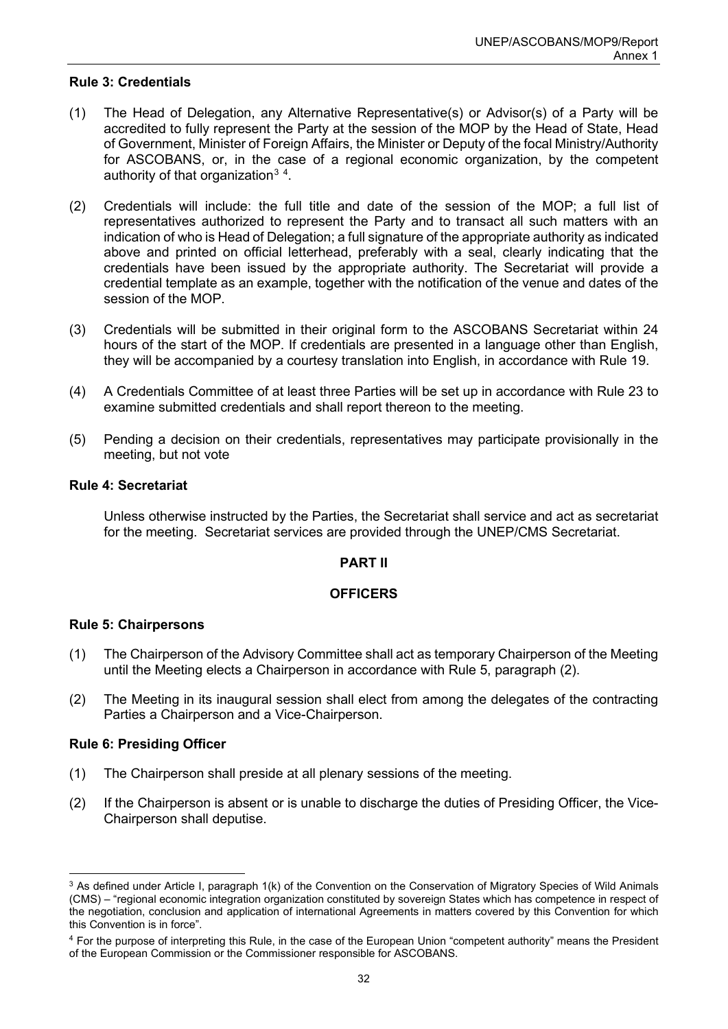**Rule 3: Credentials**

(1) The Head of Delegation, any Alternative Representative(s) or Advisor(s) of a Party will be accredited to fully represent the Party at the session of the MOP by the Head of State, Head of Government, Minister of Foreign Affairs, the Minister or Deputy of the focal Ministry/Authority for ASCOBANS, or, in the case of a regional economic organization, by the competent authority of that organization[3] [4].

(2) Credentials will include: the full title and date of the session of the MOP; a full list of representatives authorized to represent the Party and to transact all such matters with an indication of who is Head of Delegation; a full signature of the appropriate authority as indicated above and printed on official letterhead, preferably with a seal, clearly indicating that the credentials have been issued by the appropriate authority. The Secretariat will provide a credential template as an example, together with the notification of the venue and dates of the session of the MOP.

(3) Credentials will be submitted in their original form to the ASCOBANS Secretariat within 24 hours of the start of the MOP. If credentials are presented in a language other than English, they will be accompanied by a courtesy translation into English, in accordance with Rule 19.

(4) A Credentials Committee of at least three Parties will be set up in accordance with Rule 23 to examine submitted credentials and shall report thereon to the meeting.

(5) Pending a decision on their credentials, representatives may participate provisionally in the meeting, but not vote

**Rule 4: Secretariat**

Unless otherwise instructed by the Parties, the Secretariat shall service and act as secretariat for the meeting. Secretariat services are provided through the UNEP/CMS Secretariat.

**PART II**

**OFFICERS**

**Rule 5: Chairpersons**

(1) The Chairperson of the Advisory Committee shall act as temporary Chairperson of the Meeting until the Meeting elects a Chairperson in accordance with Rule 5, paragraph (2).

(2) The Meeting in its inaugural session shall elect from among the delegates of the contracting Parties a Chairperson and a Vice-Chairperson.

**Rule 6: Presiding Officer**

(1) The Chairperson shall preside at all plenary sessions of the meeting.

(2) If the Chairperson is absent or is unable to discharge the duties of Presiding Officer, the Vice-Chairperson shall deputise.

---

[3] As defined under Article I, paragraph 1(k) of the Convention on the Conservation of Migratory Species of Wild Animals (CMS) – "regional economic integration organization constituted by sovereign States which has competence in respect of the negotiation, conclusion and application of international Agreements in matters covered by this Convention for which this Convention is in force".

[4] For the purpose of interpreting this Rule, in the case of the European Union "competent authority" means the President of the European Commission or the Commissioner responsible for ASCOBANS.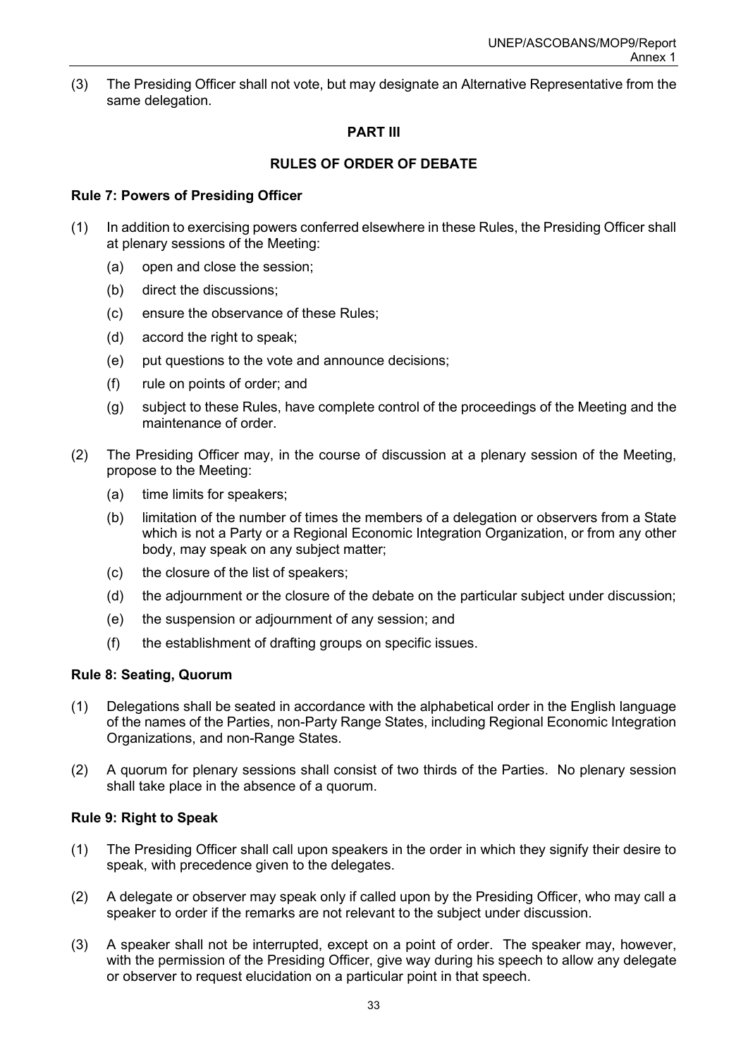(3) The Presiding Officer shall not vote, but may designate an Alternative Representative from the same delegation.

## PART III

## RULES OF ORDER OF DEBATE

### Rule 7: Powers of Presiding Officer

(1) In addition to exercising powers conferred elsewhere in these Rules, the Presiding Officer shall at plenary sessions of the Meeting:

- (a) open and close the session;
- (b) direct the discussions;
- (c) ensure the observance of these Rules;
- (d) accord the right to speak;
- (e) put questions to the vote and announce decisions;
- (f) rule on points of order; and
- (g) subject to these Rules, have complete control of the proceedings of the Meeting and the maintenance of order.

(2) The Presiding Officer may, in the course of discussion at a plenary session of the Meeting, propose to the Meeting:

- (a) time limits for speakers;
- (b) limitation of the number of times the members of a delegation or observers from a State which is not a Party or a Regional Economic Integration Organization, or from any other body, may speak on any subject matter;
- (c) the closure of the list of speakers;
- (d) the adjournment or the closure of the debate on the particular subject under discussion;
- (e) the suspension or adjournment of any session; and
- (f) the establishment of drafting groups on specific issues.

### Rule 8: Seating, Quorum

(1) Delegations shall be seated in accordance with the alphabetical order in the English language of the names of the Parties, non-Party Range States, including Regional Economic Integration Organizations, and non-Range States.

(2) A quorum for plenary sessions shall consist of two thirds of the Parties. No plenary session shall take place in the absence of a quorum.

### Rule 9: Right to Speak

(1) The Presiding Officer shall call upon speakers in the order in which they signify their desire to speak, with precedence given to the delegates.

(2) A delegate or observer may speak only if called upon by the Presiding Officer, who may call a speaker to order if the remarks are not relevant to the subject under discussion.

(3) A speaker shall not be interrupted, except on a point of order. The speaker may, however, with the permission of the Presiding Officer, give way during his speech to allow any delegate or observer to request elucidation on a particular point in that speech.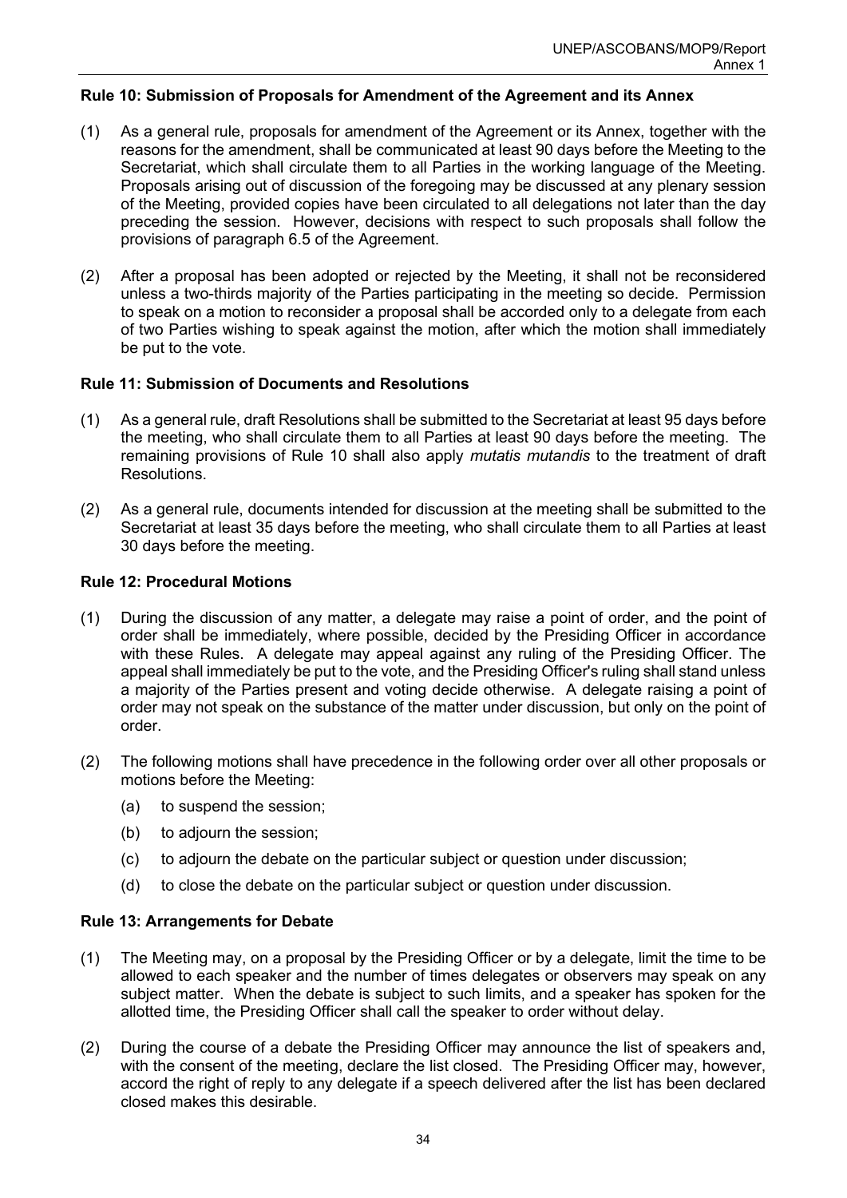### Rule 10: Submission of Proposals for Amendment of the Agreement and its Annex

(1) As a general rule, proposals for amendment of the Agreement or its Annex, together with the reasons for the amendment, shall be communicated at least 90 days before the Meeting to the Secretariat, which shall circulate them to all Parties in the working language of the Meeting. Proposals arising out of discussion of the foregoing may be discussed at any plenary session of the Meeting, provided copies have been circulated to all delegations not later than the day preceding the session. However, decisions with respect to such proposals shall follow the provisions of paragraph 6.5 of the Agreement.

(2) After a proposal has been adopted or rejected by the Meeting, it shall not be reconsidered unless a two-thirds majority of the Parties participating in the meeting so decide. Permission to speak on a motion to reconsider a proposal shall be accorded only to a delegate from each of two Parties wishing to speak against the motion, after which the motion shall immediately be put to the vote.

### Rule 11: Submission of Documents and Resolutions

(1) As a general rule, draft Resolutions shall be submitted to the Secretariat at least 95 days before the meeting, who shall circulate them to all Parties at least 90 days before the meeting. The remaining provisions of Rule 10 shall also apply *mutatis mutandis* to the treatment of draft Resolutions.

(2) As a general rule, documents intended for discussion at the meeting shall be submitted to the Secretariat at least 35 days before the meeting, who shall circulate them to all Parties at least 30 days before the meeting.

### Rule 12: Procedural Motions

(1) During the discussion of any matter, a delegate may raise a point of order, and the point of order shall be immediately, where possible, decided by the Presiding Officer in accordance with these Rules. A delegate may appeal against any ruling of the Presiding Officer. The appeal shall immediately be put to the vote, and the Presiding Officer's ruling shall stand unless a majority of the Parties present and voting decide otherwise. A delegate raising a point of order may not speak on the substance of the matter under discussion, but only on the point of order.

(2) The following motions shall have precedence in the following order over all other proposals or motions before the Meeting:

   (a) to suspend the session;

   (b) to adjourn the session;

   (c) to adjourn the debate on the particular subject or question under discussion;

   (d) to close the debate on the particular subject or question under discussion.

### Rule 13: Arrangements for Debate

(1) The Meeting may, on a proposal by the Presiding Officer or by a delegate, limit the time to be allowed to each speaker and the number of times delegates or observers may speak on any subject matter. When the debate is subject to such limits, and a speaker has spoken for the allotted time, the Presiding Officer shall call the speaker to order without delay.

(2) During the course of a debate the Presiding Officer may announce the list of speakers and, with the consent of the meeting, declare the list closed. The Presiding Officer may, however, accord the right of reply to any delegate if a speech delivered after the list has been declared closed makes this desirable.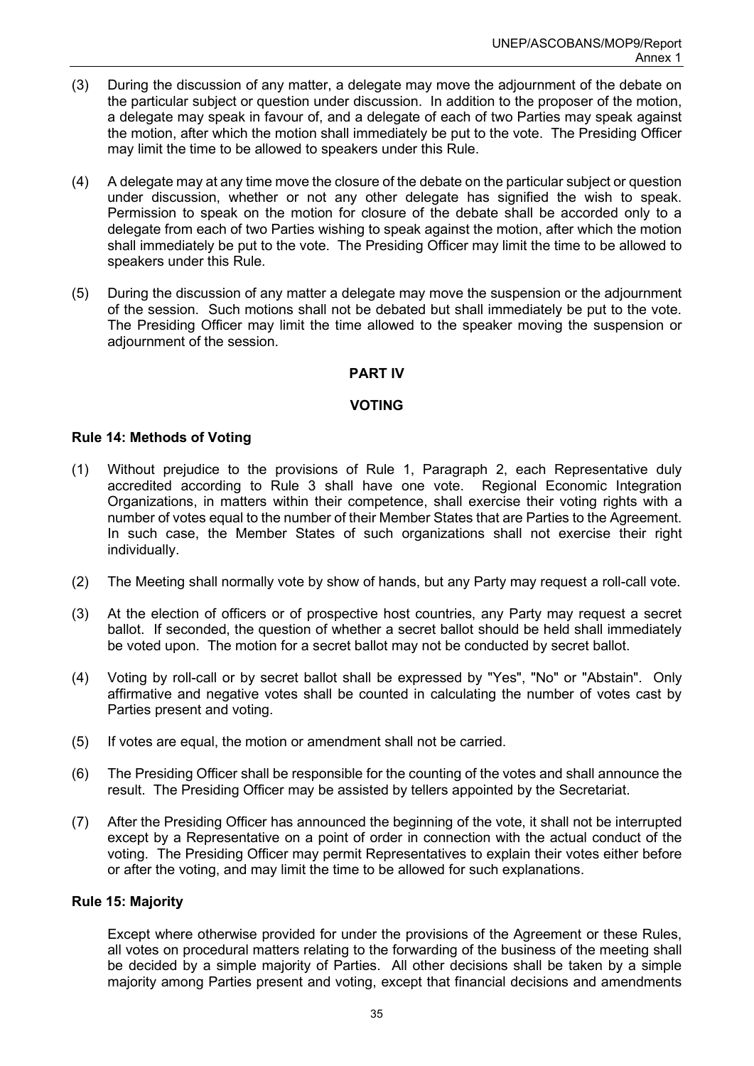(3) During the discussion of any matter, a delegate may move the adjournment of the debate on the particular subject or question under discussion. In addition to the proposer of the motion, a delegate may speak in favour of, and a delegate of each of two Parties may speak against the motion, after which the motion shall immediately be put to the vote. The Presiding Officer may limit the time to be allowed to speakers under this Rule.

(4) A delegate may at any time move the closure of the debate on the particular subject or question under discussion, whether or not any other delegate has signified the wish to speak. Permission to speak on the motion for closure of the debate shall be accorded only to a delegate from each of two Parties wishing to speak against the motion, after which the motion shall immediately be put to the vote. The Presiding Officer may limit the time to be allowed to speakers under this Rule.

(5) During the discussion of any matter a delegate may move the suspension or the adjournment of the session. Such motions shall not be debated but shall immediately be put to the vote. The Presiding Officer may limit the time allowed to the speaker moving the suspension or adjournment of the session.

## PART IV

## VOTING

### Rule 14: Methods of Voting

(1) Without prejudice to the provisions of Rule 1, Paragraph 2, each Representative duly accredited according to Rule 3 shall have one vote. Regional Economic Integration Organizations, in matters within their competence, shall exercise their voting rights with a number of votes equal to the number of their Member States that are Parties to the Agreement. In such case, the Member States of such organizations shall not exercise their right individually.

(2) The Meeting shall normally vote by show of hands, but any Party may request a roll-call vote.

(3) At the election of officers or of prospective host countries, any Party may request a secret ballot. If seconded, the question of whether a secret ballot should be held shall immediately be voted upon. The motion for a secret ballot may not be conducted by secret ballot.

(4) Voting by roll-call or by secret ballot shall be expressed by "Yes", "No" or "Abstain". Only affirmative and negative votes shall be counted in calculating the number of votes cast by Parties present and voting.

(5) If votes are equal, the motion or amendment shall not be carried.

(6) The Presiding Officer shall be responsible for the counting of the votes and shall announce the result. The Presiding Officer may be assisted by tellers appointed by the Secretariat.

(7) After the Presiding Officer has announced the beginning of the vote, it shall not be interrupted except by a Representative on a point of order in connection with the actual conduct of the voting. The Presiding Officer may permit Representatives to explain their votes either before or after the voting, and may limit the time to be allowed for such explanations.

### Rule 15: Majority

Except where otherwise provided for under the provisions of the Agreement or these Rules, all votes on procedural matters relating to the forwarding of the business of the meeting shall be decided by a simple majority of Parties. All other decisions shall be taken by a simple majority among Parties present and voting, except that financial decisions and amendments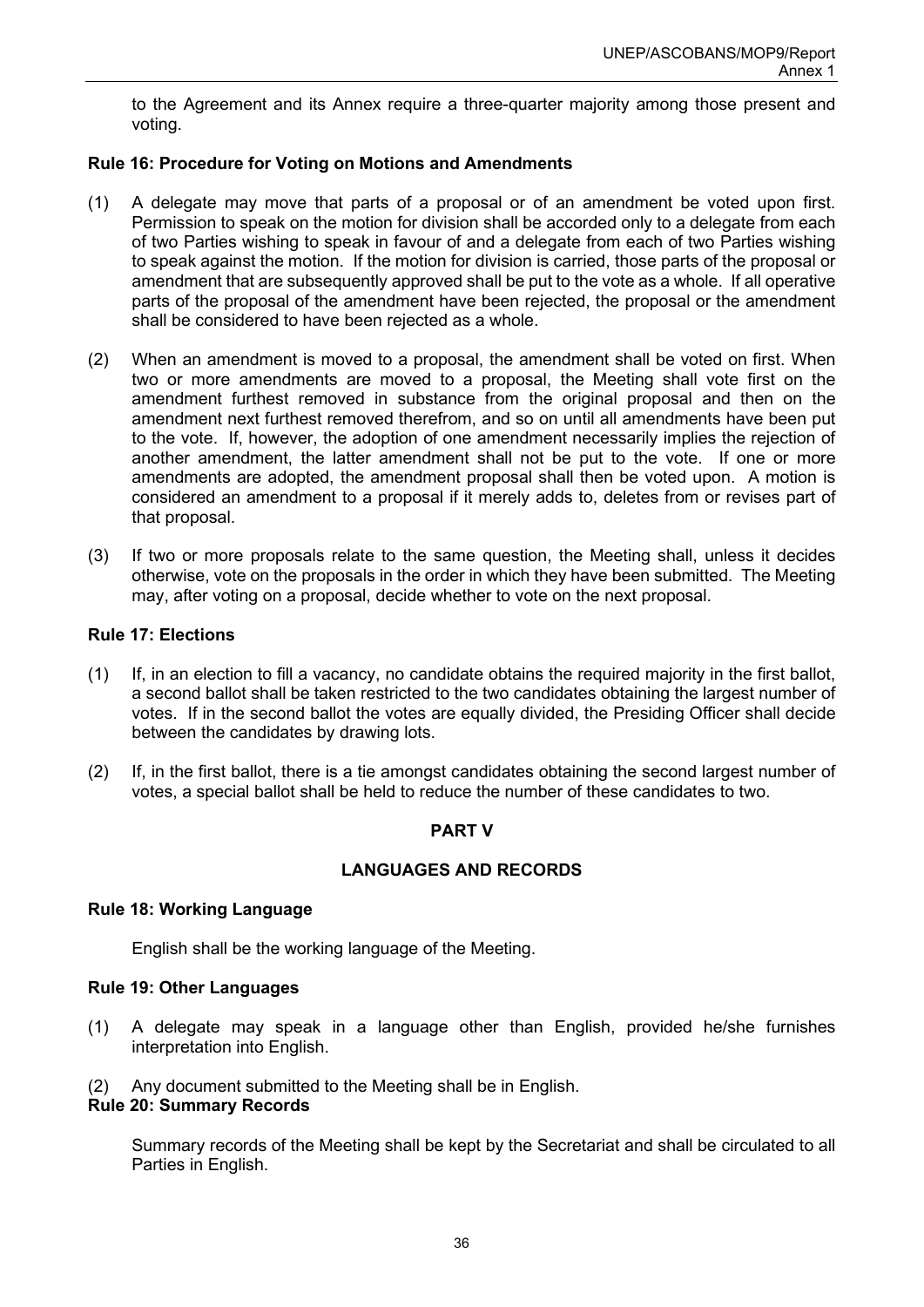to the Agreement and its Annex require a three-quarter majority among those present and voting.

**Rule 16: Procedure for Voting on Motions and Amendments**

(1) A delegate may move that parts of a proposal or of an amendment be voted upon first. Permission to speak on the motion for division shall be accorded only to a delegate from each of two Parties wishing to speak in favour of and a delegate from each of two Parties wishing to speak against the motion. If the motion for division is carried, those parts of the proposal or amendment that are subsequently approved shall be put to the vote as a whole. If all operative parts of the proposal of the amendment have been rejected, the proposal or the amendment shall be considered to have been rejected as a whole.

(2) When an amendment is moved to a proposal, the amendment shall be voted on first. When two or more amendments are moved to a proposal, the Meeting shall vote first on the amendment furthest removed in substance from the original proposal and then on the amendment next furthest removed therefrom, and so on until all amendments have been put to the vote. If, however, the adoption of one amendment necessarily implies the rejection of another amendment, the latter amendment shall not be put to the vote. If one or more amendments are adopted, the amendment proposal shall then be voted upon. A motion is considered an amendment to a proposal if it merely adds to, deletes from or revises part of that proposal.

(3) If two or more proposals relate to the same question, the Meeting shall, unless it decides otherwise, vote on the proposals in the order in which they have been submitted. The Meeting may, after voting on a proposal, decide whether to vote on the next proposal.

**Rule 17: Elections**

(1) If, in an election to fill a vacancy, no candidate obtains the required majority in the first ballot, a second ballot shall be taken restricted to the two candidates obtaining the largest number of votes. If in the second ballot the votes are equally divided, the Presiding Officer shall decide between the candidates by drawing lots.

(2) If, in the first ballot, there is a tie amongst candidates obtaining the second largest number of votes, a special ballot shall be held to reduce the number of these candidates to two.

## PART V

## LANGUAGES AND RECORDS

**Rule 18: Working Language**

English shall be the working language of the Meeting.

**Rule 19: Other Languages**

(1) A delegate may speak in a language other than English, provided he/she furnishes interpretation into English.

(2) Any document submitted to the Meeting shall be in English.

**Rule 20: Summary Records**

Summary records of the Meeting shall be kept by the Secretariat and shall be circulated to all Parties in English.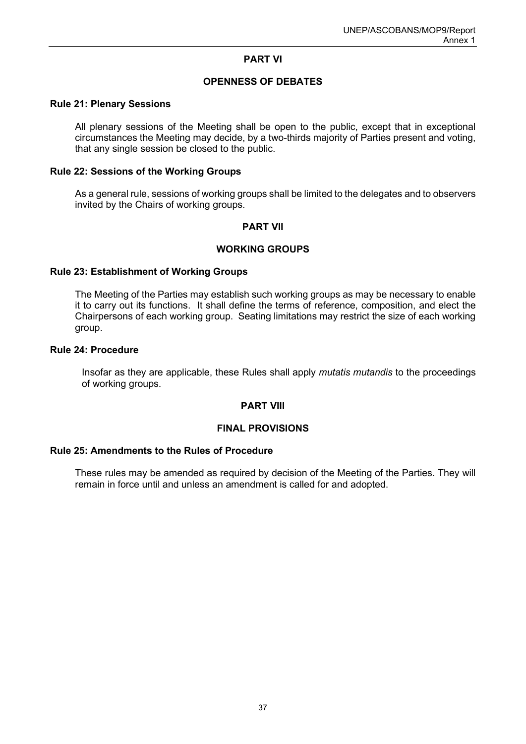## PART VI

## OPENNESS OF DEBATES

### Rule 21: Plenary Sessions

All plenary sessions of the Meeting shall be open to the public, except that in exceptional circumstances the Meeting may decide, by a two-thirds majority of Parties present and voting, that any single session be closed to the public.

### Rule 22: Sessions of the Working Groups

As a general rule, sessions of working groups shall be limited to the delegates and to observers invited by the Chairs of working groups.

## PART VII

## WORKING GROUPS

### Rule 23: Establishment of Working Groups

The Meeting of the Parties may establish such working groups as may be necessary to enable it to carry out its functions. It shall define the terms of reference, composition, and elect the Chairpersons of each working group. Seating limitations may restrict the size of each working group.

### Rule 24: Procedure

Insofar as they are applicable, these Rules shall apply *mutatis mutandis* to the proceedings of working groups.

## PART VIII

## FINAL PROVISIONS

### Rule 25: Amendments to the Rules of Procedure

These rules may be amended as required by decision of the Meeting of the Parties. They will remain in force until and unless an amendment is called for and adopted.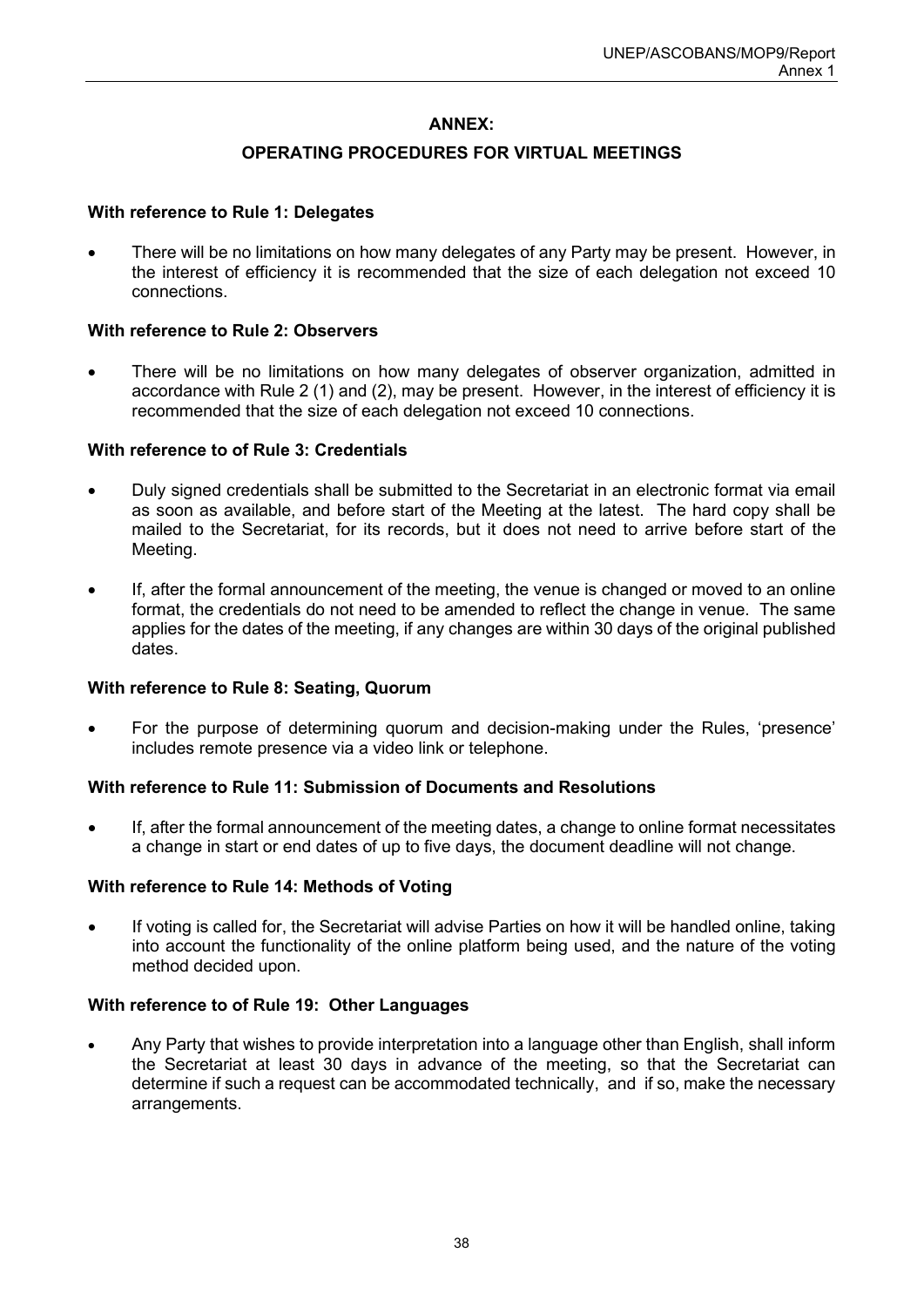## ANNEX:

## OPERATING PROCEDURES FOR VIRTUAL MEETINGS

**With reference to Rule 1: Delegates**

- There will be no limitations on how many delegates of any Party may be present. However, in the interest of efficiency it is recommended that the size of each delegation not exceed 10 connections.

**With reference to Rule 2: Observers**

- There will be no limitations on how many delegates of observer organization, admitted in accordance with Rule 2 (1) and (2), may be present. However, in the interest of efficiency it is recommended that the size of each delegation not exceed 10 connections.

**With reference to of Rule 3: Credentials**

- Duly signed credentials shall be submitted to the Secretariat in an electronic format via email as soon as available, and before start of the Meeting at the latest. The hard copy shall be mailed to the Secretariat, for its records, but it does not need to arrive before start of the Meeting.
- If, after the formal announcement of the meeting, the venue is changed or moved to an online format, the credentials do not need to be amended to reflect the change in venue. The same applies for the dates of the meeting, if any changes are within 30 days of the original published dates.

**With reference to Rule 8: Seating, Quorum**

- For the purpose of determining quorum and decision-making under the Rules, 'presence' includes remote presence via a video link or telephone.

**With reference to Rule 11: Submission of Documents and Resolutions**

- If, after the formal announcement of the meeting dates, a change to online format necessitates a change in start or end dates of up to five days, the document deadline will not change.

**With reference to Rule 14: Methods of Voting**

- If voting is called for, the Secretariat will advise Parties on how it will be handled online, taking into account the functionality of the online platform being used, and the nature of the voting method decided upon.

**With reference to of Rule 19: Other Languages**

- Any Party that wishes to provide interpretation into a language other than English, shall inform the Secretariat at least 30 days in advance of the meeting, so that the Secretariat can determine if such a request can be accommodated technically, and if so, make the necessary arrangements.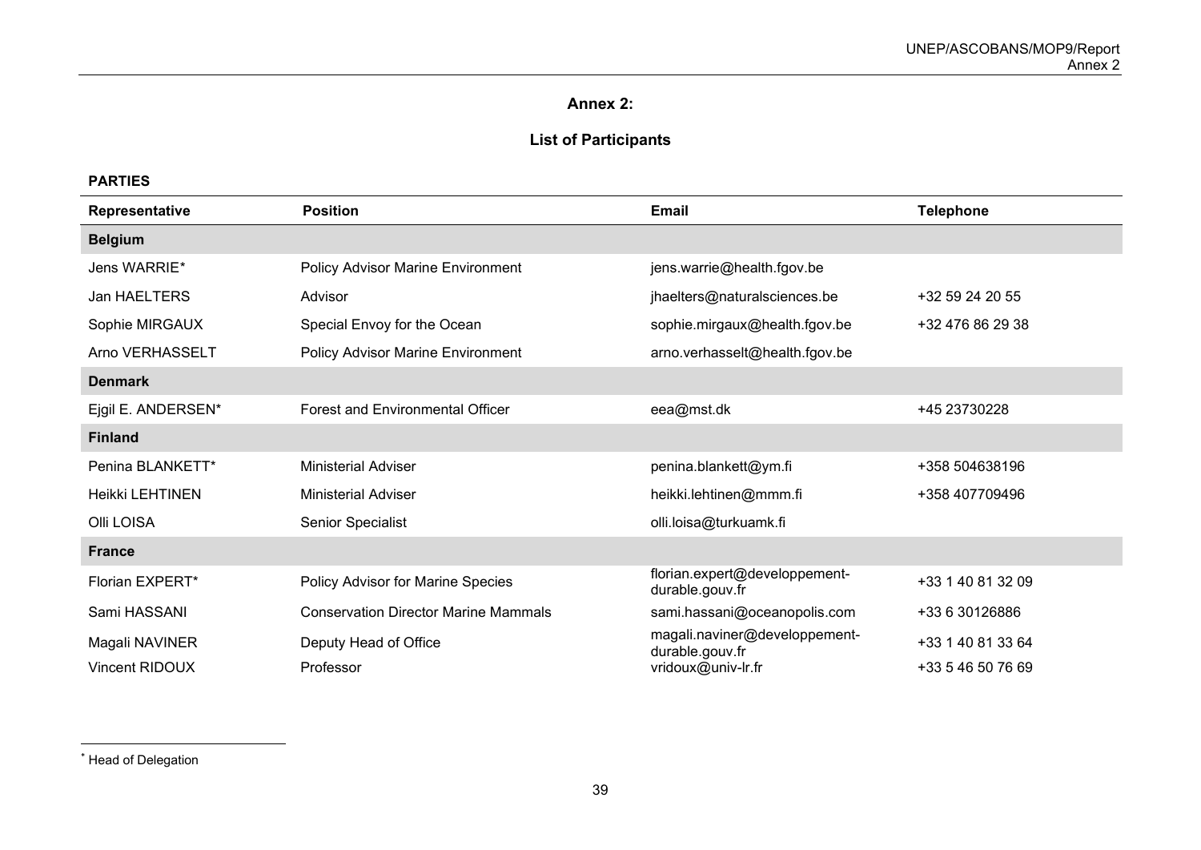## Annex 2:

## List of Participants

**PARTIES**

| Representative | Position | Email | Telephone |
|---|---|---|---|
| **Belgium** | | | |
| Jens WARRIE* | Policy Advisor Marine Environment | jens.warrie@health.fgov.be | |
| Jan HAELTERS | Advisor | jhaelters@naturalsciences.be | +32 59 24 20 55 |
| Sophie MIRGAUX | Special Envoy for the Ocean | sophie.mirgaux@health.fgov.be | +32 476 86 29 38 |
| Arno VERHASSELT | Policy Advisor Marine Environment | arno.verhasselt@health.fgov.be | |
| **Denmark** | | | |
| Ejgil E. ANDERSEN* | Forest and Environmental Officer | eea@mst.dk | +45 23730228 |
| **Finland** | | | |
| Penina BLANKETT* | Ministerial Adviser | penina.blankett@ym.fi | +358 504638196 |
| Heikki LEHTINEN | Ministerial Adviser | heikki.lehtinen@mmm.fi | +358 407709496 |
| Olli LOISA | Senior Specialist | olli.loisa@turkuamk.fi | |
| **France** | | | |
| Florian EXPERT* | Policy Advisor for Marine Species | florian.expert@developpement-durable.gouv.fr | +33 1 40 81 32 09 |
| Sami HASSANI | Conservation Director Marine Mammals | sami.hassani@oceanopolis.com | +33 6 30126886 |
| Magali NAVINER | Deputy Head of Office | magali.naviner@developpement-durable.gouv.fr | +33 1 40 81 33 64 |
| Vincent RIDOUX | Professor | vridoux@univ-lr.fr | +33 5 46 50 76 69 |

* Head of Delegation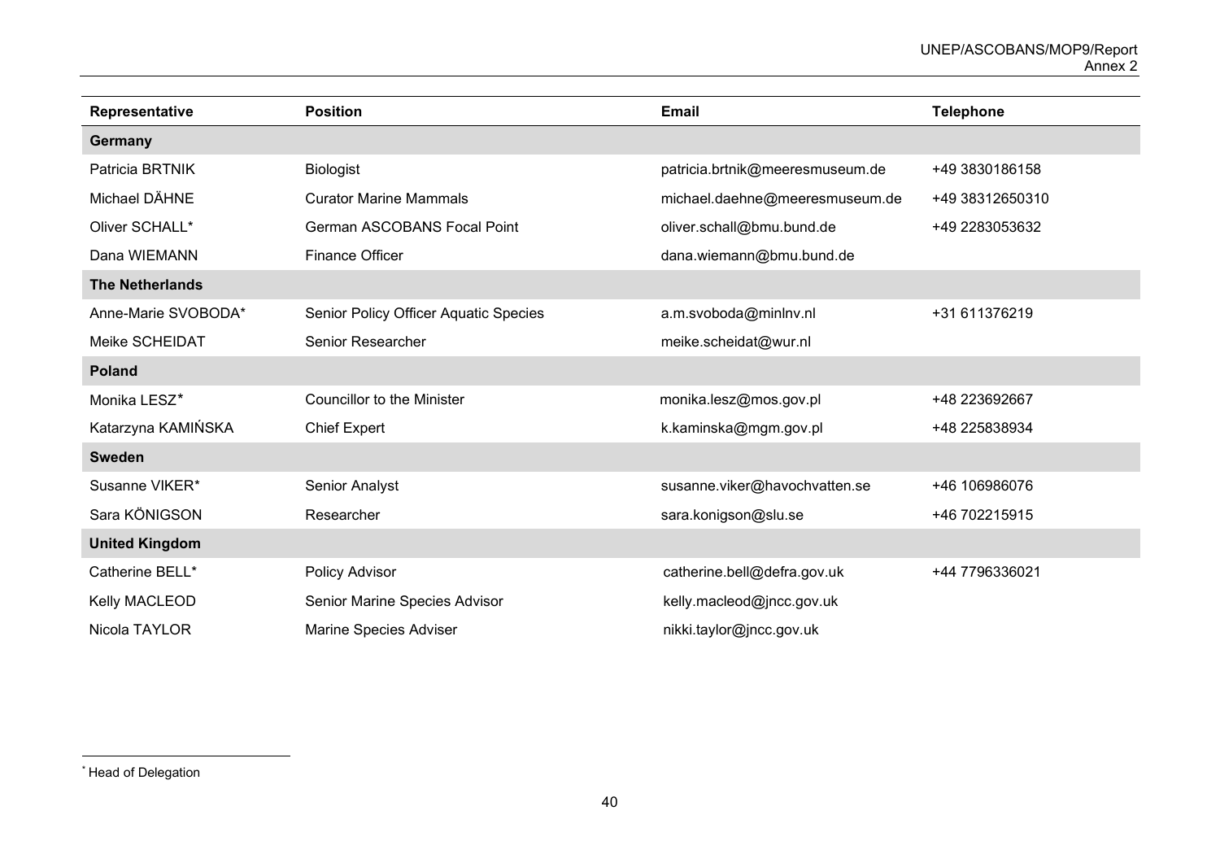| Representative | Position | Email | Telephone |
|---|---|---|---|
| **Germany** | | | |
| Patricia BRTNIK | Biologist | patricia.brtnik@meeresmuseum.de | +49 3830186158 |
| Michael DÄHNE | Curator Marine Mammals | michael.daehne@meeresmuseum.de | +49 38312650310 |
| Oliver SCHALL* | German ASCOBANS Focal Point | oliver.schall@bmu.bund.de | +49 2283053632 |
| Dana WIEMANN | Finance Officer | dana.wiemann@bmu.bund.de | |
| **The Netherlands** | | | |
| Anne-Marie SVOBODA* | Senior Policy Officer Aquatic Species | a.m.svoboda@minlnv.nl | +31 611376219 |
| Meike SCHEIDAT | Senior Researcher | meike.scheidat@wur.nl | |
| **Poland** | | | |
| Monika LESZ* | Councillor to the Minister | monika.lesz@mos.gov.pl | +48 223692667 |
| Katarzyna KAMIŃSKA | Chief Expert | k.kaminska@mgm.gov.pl | +48 225838934 |
| **Sweden** | | | |
| Susanne VIKER* | Senior Analyst | susanne.viker@havochvatten.se | +46 106986076 |
| Sara KÖNIGSON | Researcher | sara.konigson@slu.se | +46 702215915 |
| **United Kingdom** | | | |
| Catherine BELL* | Policy Advisor | catherine.bell@defra.gov.uk | +44 7796336021 |
| Kelly MACLEOD | Senior Marine Species Advisor | kelly.macleod@jncc.gov.uk | |
| Nicola TAYLOR | Marine Species Adviser | nikki.taylor@jncc.gov.uk | |

* Head of Delegation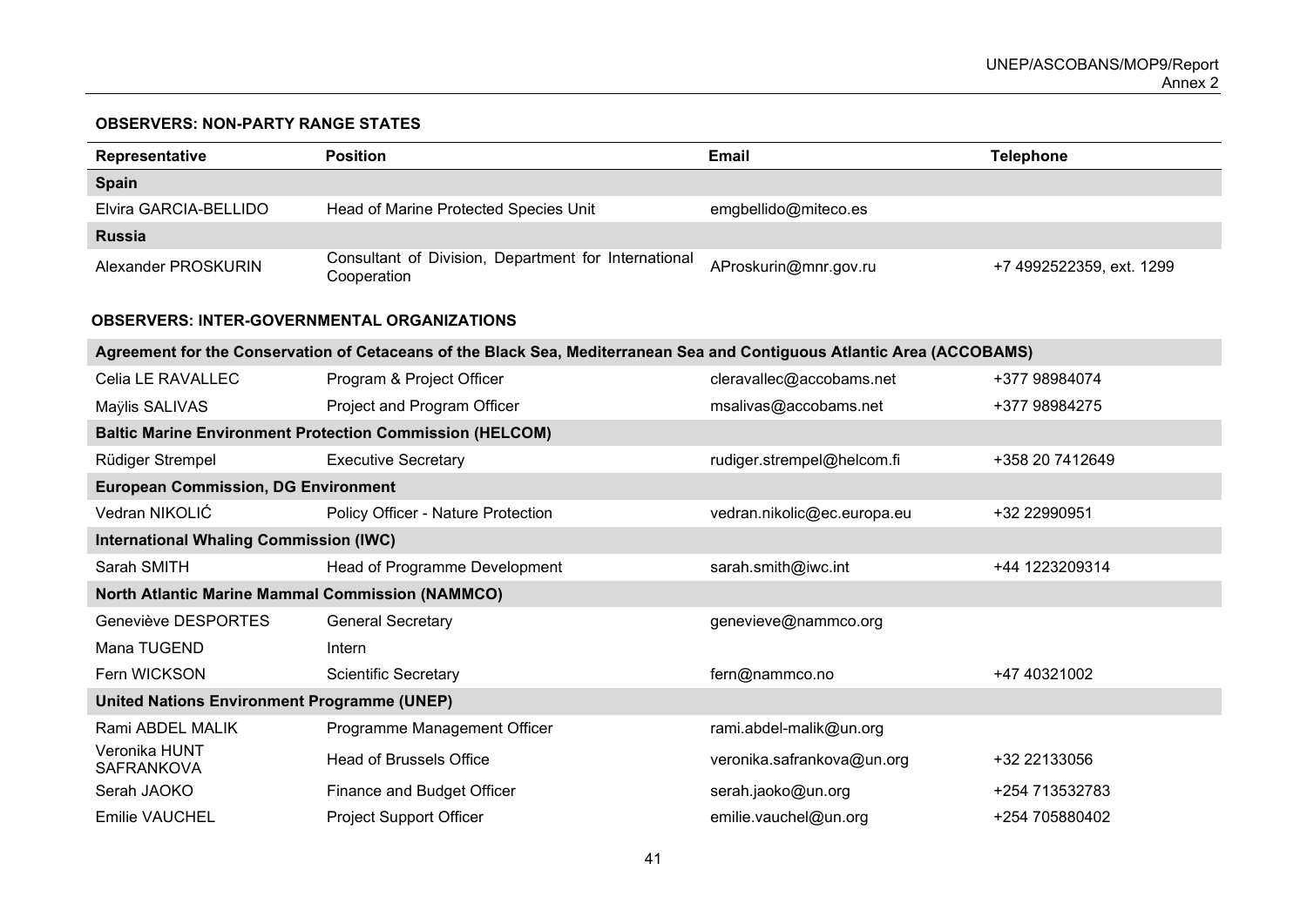**OBSERVERS: NON-PARTY RANGE STATES**

| Representative | Position | Email | Telephone |
|---|---|---|---|
| **Spain** | | | |
| Elvira GARCIA-BELLIDO | Head of Marine Protected Species Unit | emgbellido@miteco.es | |
| **Russia** | | | |
| Alexander PROSKURIN | Consultant of Division, Department for International Cooperation | AProskurin@mnr.gov.ru | +7 4992522359, ext. 1299 |

**OBSERVERS: INTER-GOVERNMENTAL ORGANIZATIONS**

| | | | |
|---|---|---|---|
| **Agreement for the Conservation of Cetaceans of the Black Sea, Mediterranean Sea and Contiguous Atlantic Area (ACCOBAMS)** | | | |
| Celia LE RAVALLEC | Program & Project Officer | cleravallec@accobams.net | +377 98984074 |
| Maÿlis SALIVAS | Project and Program Officer | msalivas@accobams.net | +377 98984275 |
| **Baltic Marine Environment Protection Commission (HELCOM)** | | | |
| Rüdiger Strempel | Executive Secretary | rudiger.strempel@helcom.fi | +358 20 7412649 |
| **European Commission, DG Environment** | | | |
| Vedran NIKOLIĆ | Policy Officer - Nature Protection | vedran.nikolic@ec.europa.eu | +32 22990951 |
| **International Whaling Commission (IWC)** | | | |
| Sarah SMITH | Head of Programme Development | sarah.smith@iwc.int | +44 1223209314 |
| **North Atlantic Marine Mammal Commission (NAMMCO)** | | | |
| Geneviève DESPORTES | General Secretary | genevieve@nammco.org | |
| Mana TUGEND | Intern | | |
| Fern WICKSON | Scientific Secretary | fern@nammco.no | +47 40321002 |
| **United Nations Environment Programme (UNEP)** | | | |
| Rami ABDEL MALIK | Programme Management Officer | rami.abdel-malik@un.org | |
| Veronika HUNT SAFRANKOVA | Head of Brussels Office | veronika.safrankova@un.org | +32 22133056 |
| Serah JAOKO | Finance and Budget Officer | serah.jaoko@un.org | +254 713532783 |
| Emilie VAUCHEL | Project Support Officer | emilie.vauchel@un.org | +254 705880402 |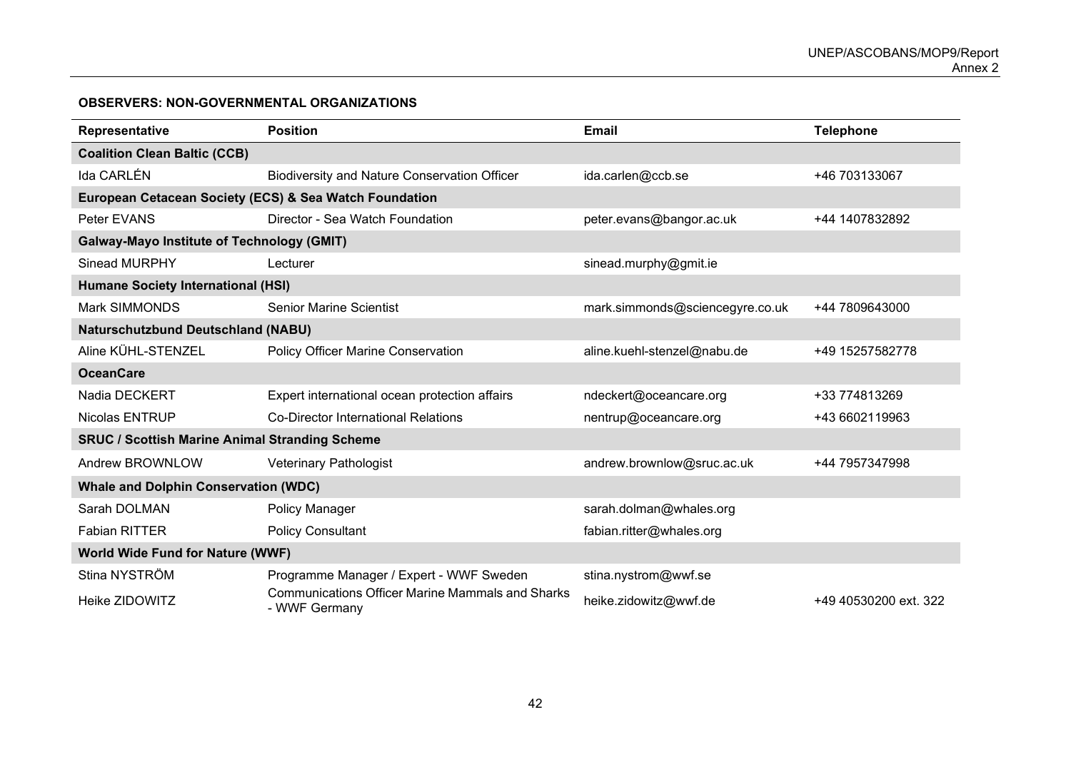**OBSERVERS: NON-GOVERNMENTAL ORGANIZATIONS**

| Representative | Position | Email | Telephone |
|---|---|---|---|
| **Coalition Clean Baltic (CCB)** | | | |
| Ida CARLÉN | Biodiversity and Nature Conservation Officer | ida.carlen@ccb.se | +46 703133067 |
| **European Cetacean Society (ECS) & Sea Watch Foundation** | | | |
| Peter EVANS | Director - Sea Watch Foundation | peter.evans@bangor.ac.uk | +44 1407832892 |
| **Galway-Mayo Institute of Technology (GMIT)** | | | |
| Sinead MURPHY | Lecturer | sinead.murphy@gmit.ie | |
| **Humane Society International (HSI)** | | | |
| Mark SIMMONDS | Senior Marine Scientist | mark.simmonds@sciencegyre.co.uk | +44 7809643000 |
| **Naturschutzbund Deutschland (NABU)** | | | |
| Aline KÜHL-STENZEL | Policy Officer Marine Conservation | aline.kuehl-stenzel@nabu.de | +49 15257582778 |
| **OceanCare** | | | |
| Nadia DECKERT | Expert international ocean protection affairs | ndeckert@oceancare.org | +33 774813269 |
| Nicolas ENTRUP | Co-Director International Relations | nentrup@oceancare.org | +43 6602119963 |
| **SRUC / Scottish Marine Animal Stranding Scheme** | | | |
| Andrew BROWNLOW | Veterinary Pathologist | andrew.brownlow@sruc.ac.uk | +44 7957347998 |
| **Whale and Dolphin Conservation (WDC)** | | | |
| Sarah DOLMAN | Policy Manager | sarah.dolman@whales.org | |
| Fabian RITTER | Policy Consultant | fabian.ritter@whales.org | |
| **World Wide Fund for Nature (WWF)** | | | |
| Stina NYSTRÖM | Programme Manager / Expert - WWF Sweden | stina.nystrom@wwf.se | |
| Heike ZIDOWITZ | Communications Officer Marine Mammals and Sharks - WWF Germany | heike.zidowitz@wwf.de | +49 40530200 ext. 322 |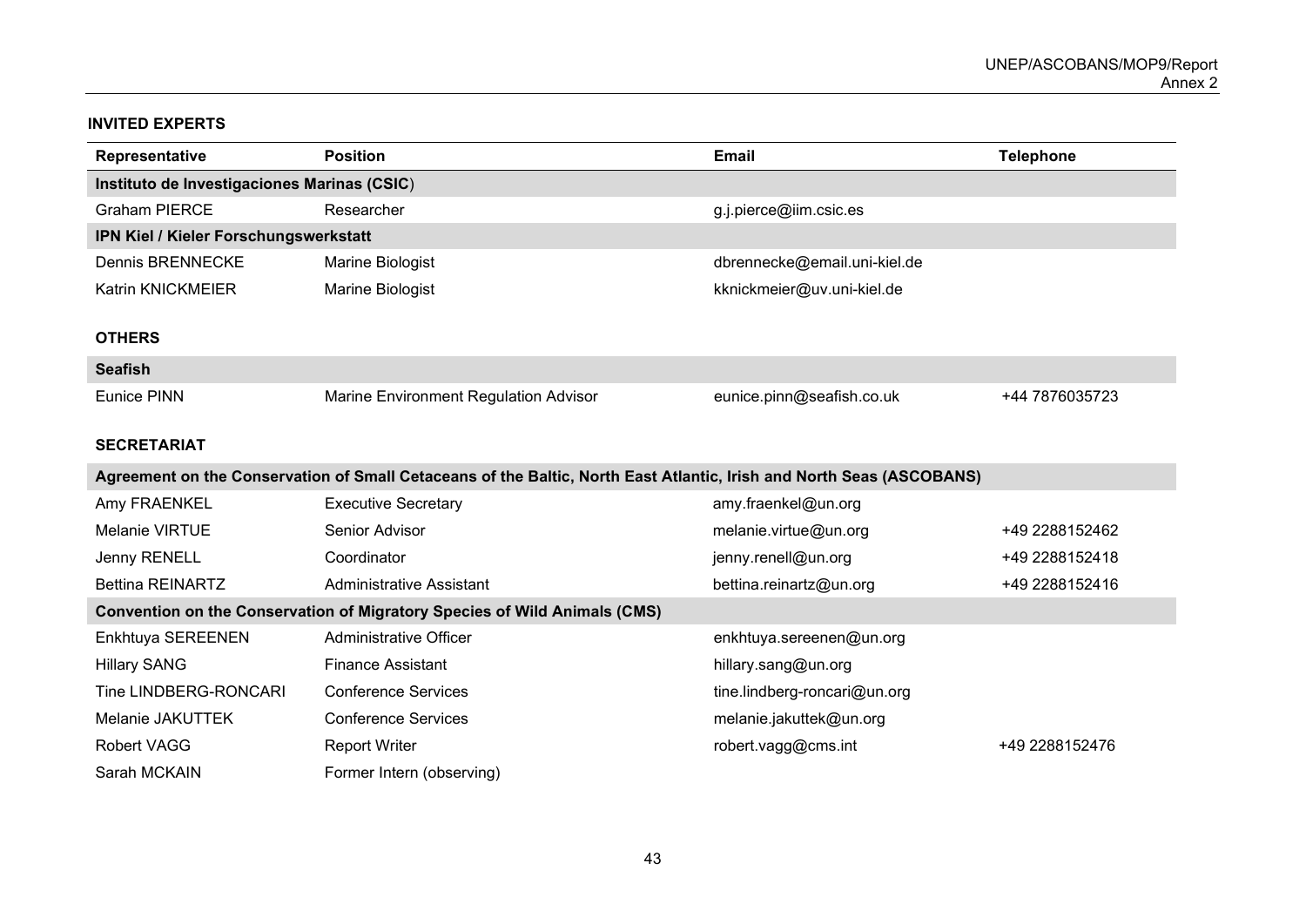**INVITED EXPERTS**

| Representative | Position | Email | Telephone |
|---|---|---|---|
| **Instituto de Investigaciones Marinas (CSIC)** | | | |
| Graham PIERCE | Researcher | g.j.pierce@iim.csic.es | |
| **IPN Kiel / Kieler Forschungswerkstatt** | | | |
| Dennis BRENNECKE | Marine Biologist | dbrennecke@email.uni-kiel.de | |
| Katrin KNICKMEIER | Marine Biologist | kknickmeier@uv.uni-kiel.de | |

**OTHERS**

| | | | |
|---|---|---|---|
| **Seafish** | | | |
| Eunice PINN | Marine Environment Regulation Advisor | eunice.pinn@seafish.co.uk | +44 7876035723 |

**SECRETARIAT**

| | | | |
|---|---|---|---|
| **Agreement on the Conservation of Small Cetaceans of the Baltic, North East Atlantic, Irish and North Seas (ASCOBANS)** | | | |
| Amy FRAENKEL | Executive Secretary | amy.fraenkel@un.org | |
| Melanie VIRTUE | Senior Advisor | melanie.virtue@un.org | +49 2288152462 |
| Jenny RENELL | Coordinator | jenny.renell@un.org | +49 2288152418 |
| Bettina REINARTZ | Administrative Assistant | bettina.reinartz@un.org | +49 2288152416 |
| **Convention on the Conservation of Migratory Species of Wild Animals (CMS)** | | | |
| Enkhtuya SEREENEN | Administrative Officer | enkhtuya.sereenen@un.org | |
| Hillary SANG | Finance Assistant | hillary.sang@un.org | |
| Tine LINDBERG-RONCARI | Conference Services | tine.lindberg-roncari@un.org | |
| Melanie JAKUTTEK | Conference Services | melanie.jakuttek@un.org | |
| Robert VAGG | Report Writer | robert.vagg@cms.int | +49 2288152476 |
| Sarah MCKAIN | Former Intern (observing) | | |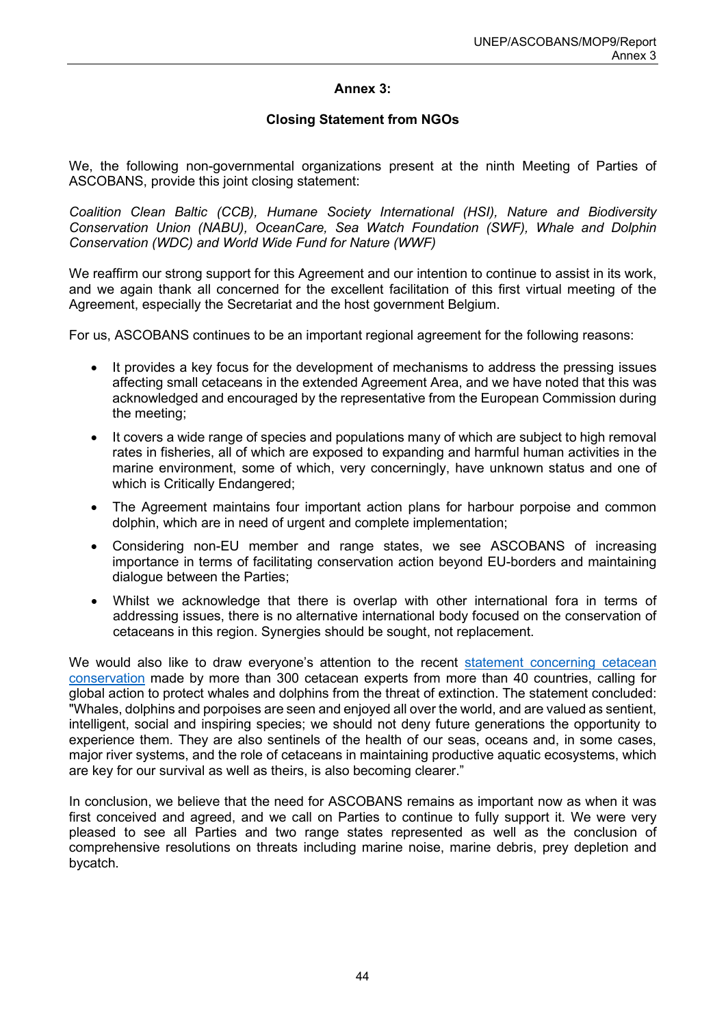# Annex 3:

## Closing Statement from NGOs

We, the following non-governmental organizations present at the ninth Meeting of Parties of ASCOBANS, provide this joint closing statement:

*Coalition Clean Baltic (CCB), Humane Society International (HSI), Nature and Biodiversity Conservation Union (NABU), OceanCare, Sea Watch Foundation (SWF), Whale and Dolphin Conservation (WDC) and World Wide Fund for Nature (WWF)*

We reaffirm our strong support for this Agreement and our intention to continue to assist in its work, and we again thank all concerned for the excellent facilitation of this first virtual meeting of the Agreement, especially the Secretariat and the host government Belgium.

For us, ASCOBANS continues to be an important regional agreement for the following reasons:

- It provides a key focus for the development of mechanisms to address the pressing issues affecting small cetaceans in the extended Agreement Area, and we have noted that this was acknowledged and encouraged by the representative from the European Commission during the meeting;
- It covers a wide range of species and populations many of which are subject to high removal rates in fisheries, all of which are exposed to expanding and harmful human activities in the marine environment, some of which, very concerningly, have unknown status and one of which is Critically Endangered;
- The Agreement maintains four important action plans for harbour porpoise and common dolphin, which are in need of urgent and complete implementation;
- Considering non-EU member and range states, we see ASCOBANS of increasing importance in terms of facilitating conservation action beyond EU-borders and maintaining dialogue between the Parties;
- Whilst we acknowledge that there is overlap with other international fora in terms of addressing issues, there is no alternative international body focused on the conservation of cetaceans in this region. Synergies should be sought, not replacement.

We would also like to draw everyone's attention to the recent statement concerning cetacean conservation made by more than 300 cetacean experts from more than 40 countries, calling for global action to protect whales and dolphins from the threat of extinction. The statement concluded: "Whales, dolphins and porpoises are seen and enjoyed all over the world, and are valued as sentient, intelligent, social and inspiring species; we should not deny future generations the opportunity to experience them. They are also sentinels of the health of our seas, oceans and, in some cases, major river systems, and the role of cetaceans in maintaining productive aquatic ecosystems, which are key for our survival as well as theirs, is also becoming clearer."

In conclusion, we believe that the need for ASCOBANS remains as important now as when it was first conceived and agreed, and we call on Parties to continue to fully support it. We were very pleased to see all Parties and two range states represented as well as the conclusion of comprehensive resolutions on threats including marine noise, marine debris, prey depletion and bycatch.